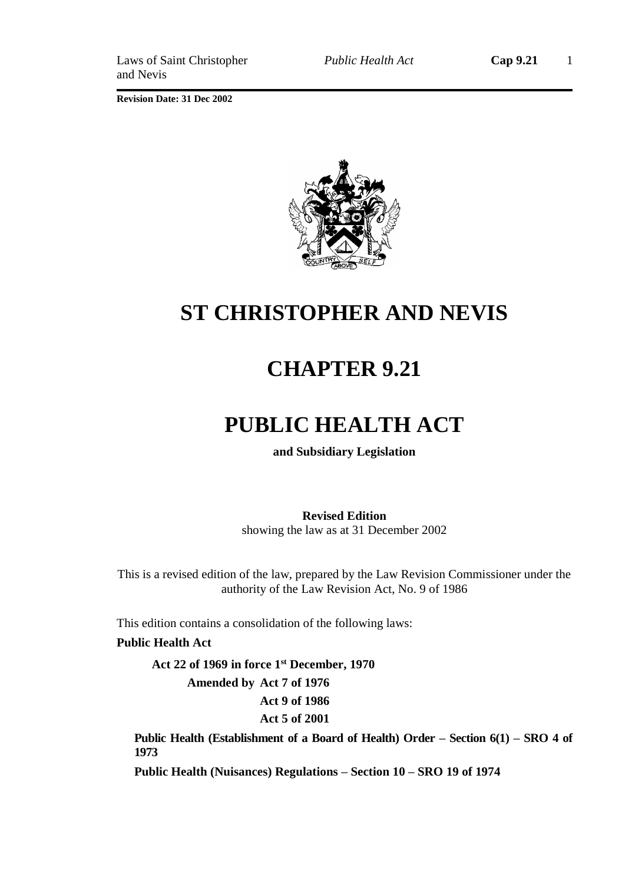**Revision Date: 31 Dec 2002**

# ST CHRISTOPHER AND NEVIS

# CHAPTER 9.21

# PUBLIC HEALTH ACT

**and Subsidiary Legislation**

**Revised Edition**
showing the law as at 31 December 2002

This is a revised edition of the law, prepared by the Law Revision Commissioner under the authority of the Law Revision Act, No. 9 of 1986

This edition contains a consolidation of the following laws:

**Public Health Act**

**Act 22 of 1969 in force 1st December, 1970**

**Amended by Act 7 of 1976**

**Act 9 of 1986**

**Act 5 of 2001**

**Public Health (Establishment of a Board of Health) Order – Section 6(1) – SRO 4 of 1973**

**Public Health (Nuisances) Regulations – Section 10 – SRO 19 of 1974**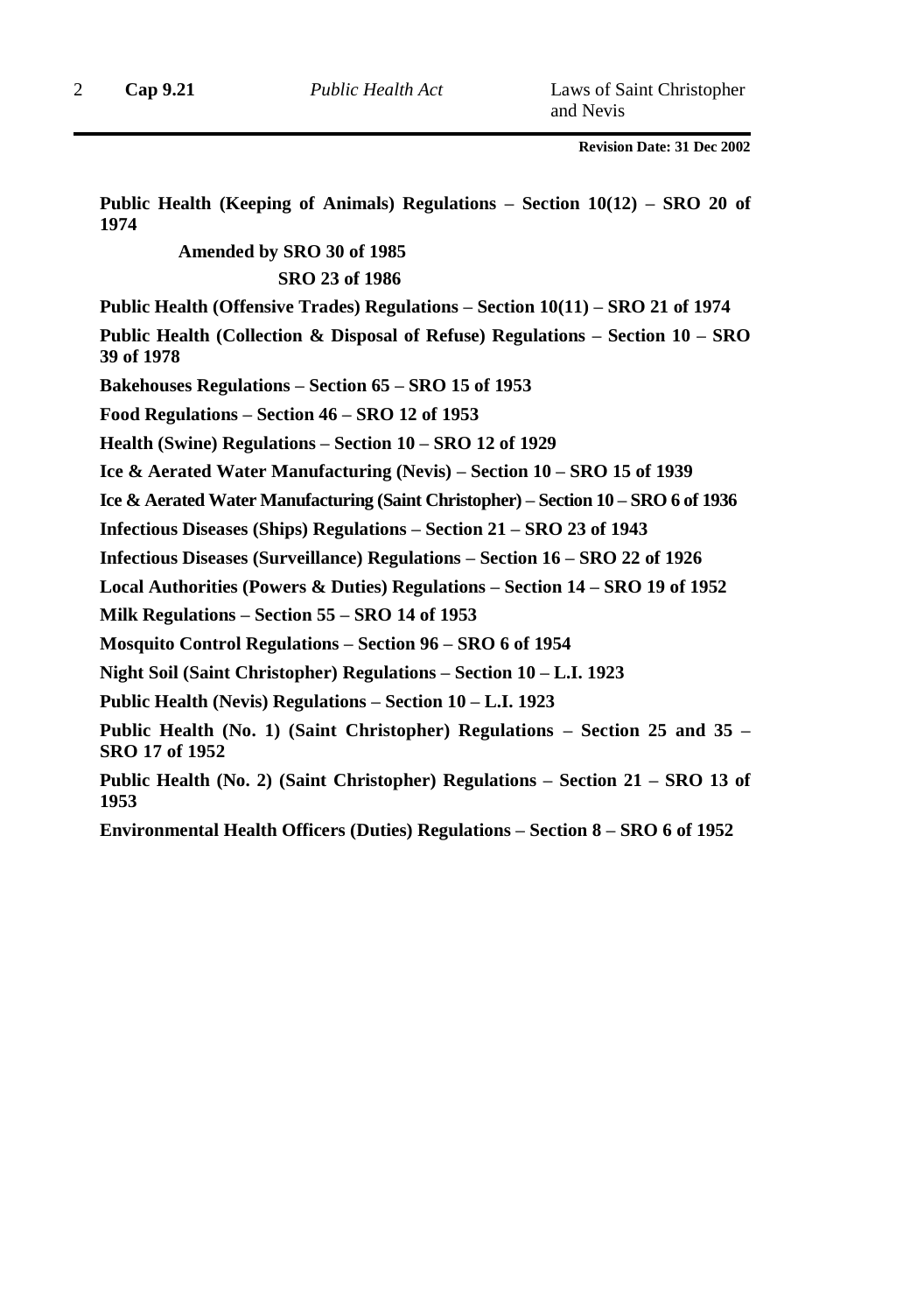**Public Health (Keeping of Animals) Regulations – Section 10(12) – SRO 20 of 1974**

**Amended by SRO 30 of 1985**

**SRO 23 of 1986**

**Public Health (Offensive Trades) Regulations – Section 10(11) – SRO 21 of 1974**

**Public Health (Collection & Disposal of Refuse) Regulations – Section 10 – SRO 39 of 1978**

**Bakehouses Regulations – Section 65 – SRO 15 of 1953**

**Food Regulations – Section 46 – SRO 12 of 1953**

**Health (Swine) Regulations – Section 10 – SRO 12 of 1929**

**Ice & Aerated Water Manufacturing (Nevis) – Section 10 – SRO 15 of 1939**

**Ice & Aerated Water Manufacturing (Saint Christopher) – Section 10 – SRO 6 of 1936**

**Infectious Diseases (Ships) Regulations – Section 21 – SRO 23 of 1943**

**Infectious Diseases (Surveillance) Regulations – Section 16 – SRO 22 of 1926**

**Local Authorities (Powers & Duties) Regulations – Section 14 – SRO 19 of 1952**

**Milk Regulations – Section 55 – SRO 14 of 1953**

**Mosquito Control Regulations – Section 96 – SRO 6 of 1954**

**Night Soil (Saint Christopher) Regulations – Section 10 – L.I. 1923**

**Public Health (Nevis) Regulations – Section 10 – L.I. 1923**

**Public Health (No. 1) (Saint Christopher) Regulations – Section 25 and 35 – SRO 17 of 1952**

**Public Health (No. 2) (Saint Christopher) Regulations – Section 21 – SRO 13 of 1953**

**Environmental Health Officers (Duties) Regulations – Section 8 – SRO 6 of 1952**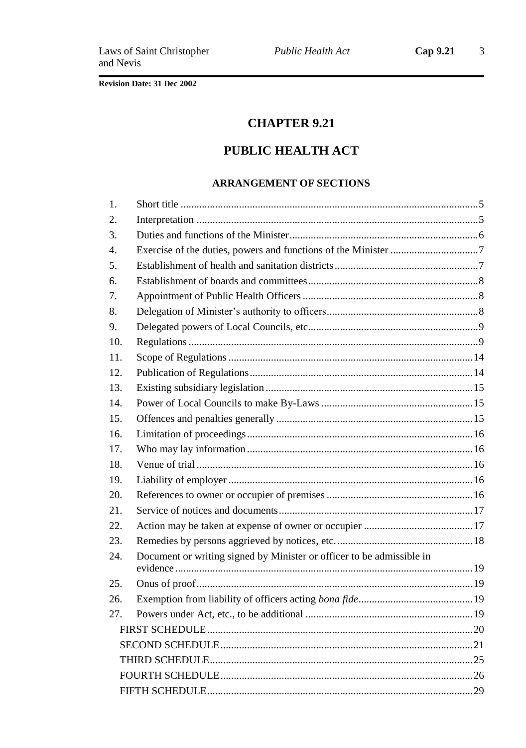Revision Date: 31 Dec 2002

# CHAPTER 9.21

# PUBLIC HEALTH ACT

## ARRANGEMENT OF SECTIONS

1. Short title ... 5
2. Interpretation ... 5
3. Duties and functions of the Minister ... 6
4. Exercise of the duties, powers and functions of the Minister ... 7
5. Establishment of health and sanitation districts ... 7
6. Establishment of boards and committees ... 8
7. Appointment of Public Health Officers ... 8
8. Delegation of Minister's authority to officers ... 8
9. Delegated powers of Local Councils, etc. ... 9
10. Regulations ... 9
11. Scope of Regulations ... 14
12. Publication of Regulations ... 14
13. Existing subsidiary legislation ... 15
14. Power of Local Councils to make By-Laws ... 15
15. Offences and penalties generally ... 15
16. Limitation of proceedings ... 16
17. Who may lay information ... 16
18. Venue of trial ... 16
19. Liability of employer ... 16
20. References to owner or occupier of premises ... 16
21. Service of notices and documents ... 17
22. Action may be taken at expense of owner or occupier ... 17
23. Remedies by persons aggrieved by notices, etc. ... 18
24. Document or writing signed by Minister or officer to be admissible in evidence ... 19
25. Onus of proof ... 19
26. Exemption from liability of officers acting *bona fide* ... 19
27. Powers under Act, etc., to be additional ... 19

FIRST SCHEDULE ... 20

SECOND SCHEDULE ... 21

THIRD SCHEDULE ... 25

FOURTH SCHEDULE ... 26

FIFTH SCHEDULE ... 29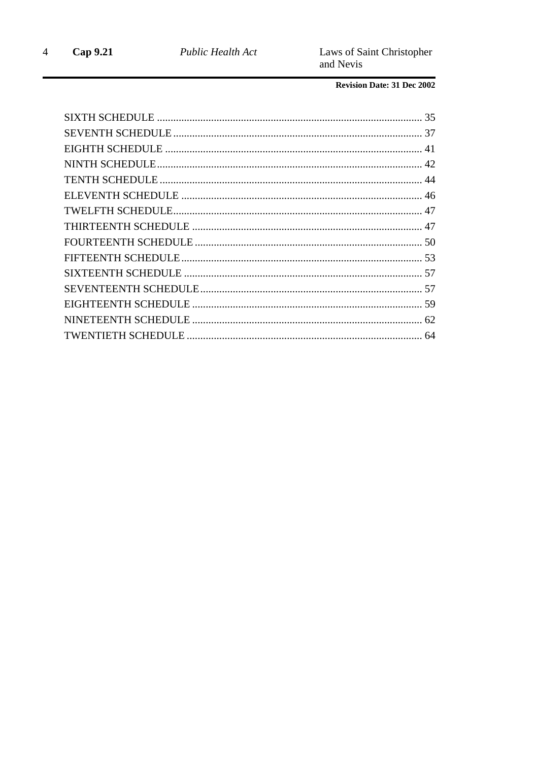SIXTH SCHEDULE .................................................................................................. 35
SEVENTH SCHEDULE ............................................................................................ 37
EIGHTH SCHEDULE ............................................................................................... 41
NINTH SCHEDULE.................................................................................................. 42
TENTH SCHEDULE ................................................................................................. 44
ELEVENTH SCHEDULE ......................................................................................... 46
TWELFTH SCHEDULE............................................................................................ 47
THIRTEENTH SCHEDULE ..................................................................................... 47
FOURTEENTH SCHEDULE .................................................................................... 50
FIFTEENTH SCHEDULE ......................................................................................... 53
SIXTEENTH SCHEDULE ........................................................................................ 57
SEVENTEENTH SCHEDULE .................................................................................. 57
EIGHTEENTH SCHEDULE ..................................................................................... 59
NINETEENTH SCHEDULE ..................................................................................... 62
TWENTIETH SCHEDULE ....................................................................................... 64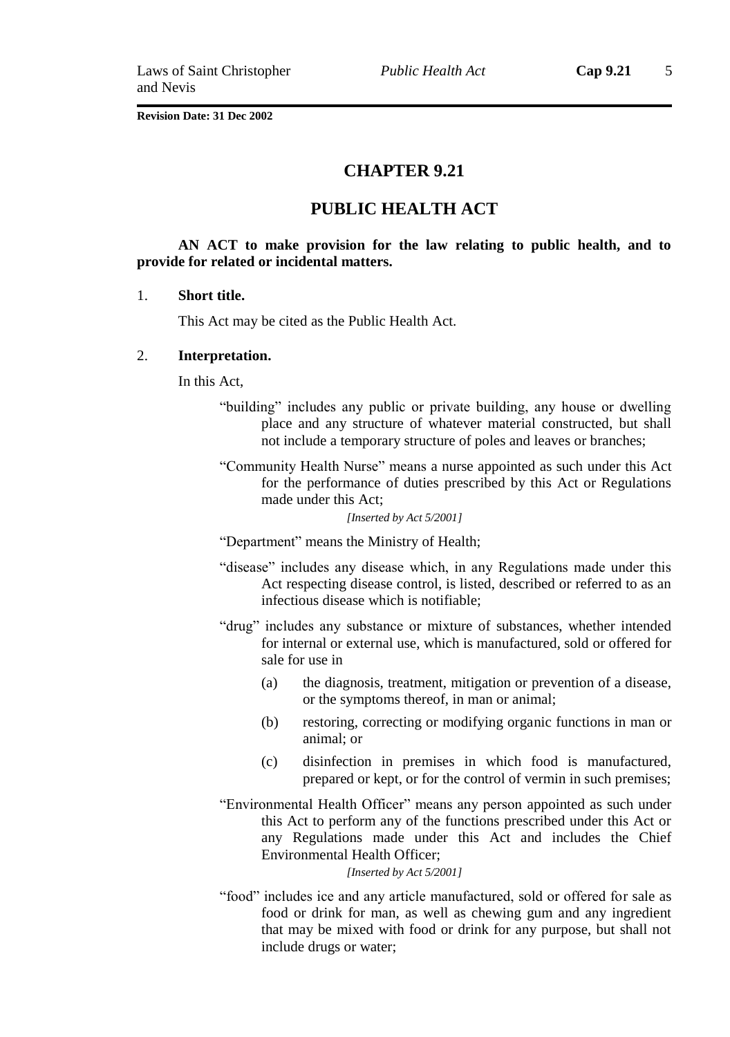**Revision Date: 31 Dec 2002**

# CHAPTER 9.21

# PUBLIC HEALTH ACT

**AN ACT to make provision for the law relating to public health, and to provide for related or incidental matters.**

1. **Short title.**

This Act may be cited as the Public Health Act.

2. **Interpretation.**

In this Act,

"building" includes any public or private building, any house or dwelling place and any structure of whatever material constructed, but shall not include a temporary structure of poles and leaves or branches;

"Community Health Nurse" means a nurse appointed as such under this Act for the performance of duties prescribed by this Act or Regulations made under this Act;

*[Inserted by Act 5/2001]*

"Department" means the Ministry of Health;

"disease" includes any disease which, in any Regulations made under this Act respecting disease control, is listed, described or referred to as an infectious disease which is notifiable;

"drug" includes any substance or mixture of substances, whether intended for internal or external use, which is manufactured, sold or offered for sale for use in

(a) the diagnosis, treatment, mitigation or prevention of a disease, or the symptoms thereof, in man or animal;

(b) restoring, correcting or modifying organic functions in man or animal; or

(c) disinfection in premises in which food is manufactured, prepared or kept, or for the control of vermin in such premises;

"Environmental Health Officer" means any person appointed as such under this Act to perform any of the functions prescribed under this Act or any Regulations made under this Act and includes the Chief Environmental Health Officer;

*[Inserted by Act 5/2001]*

"food" includes ice and any article manufactured, sold or offered for sale as food or drink for man, as well as chewing gum and any ingredient that may be mixed with food or drink for any purpose, but shall not include drugs or water;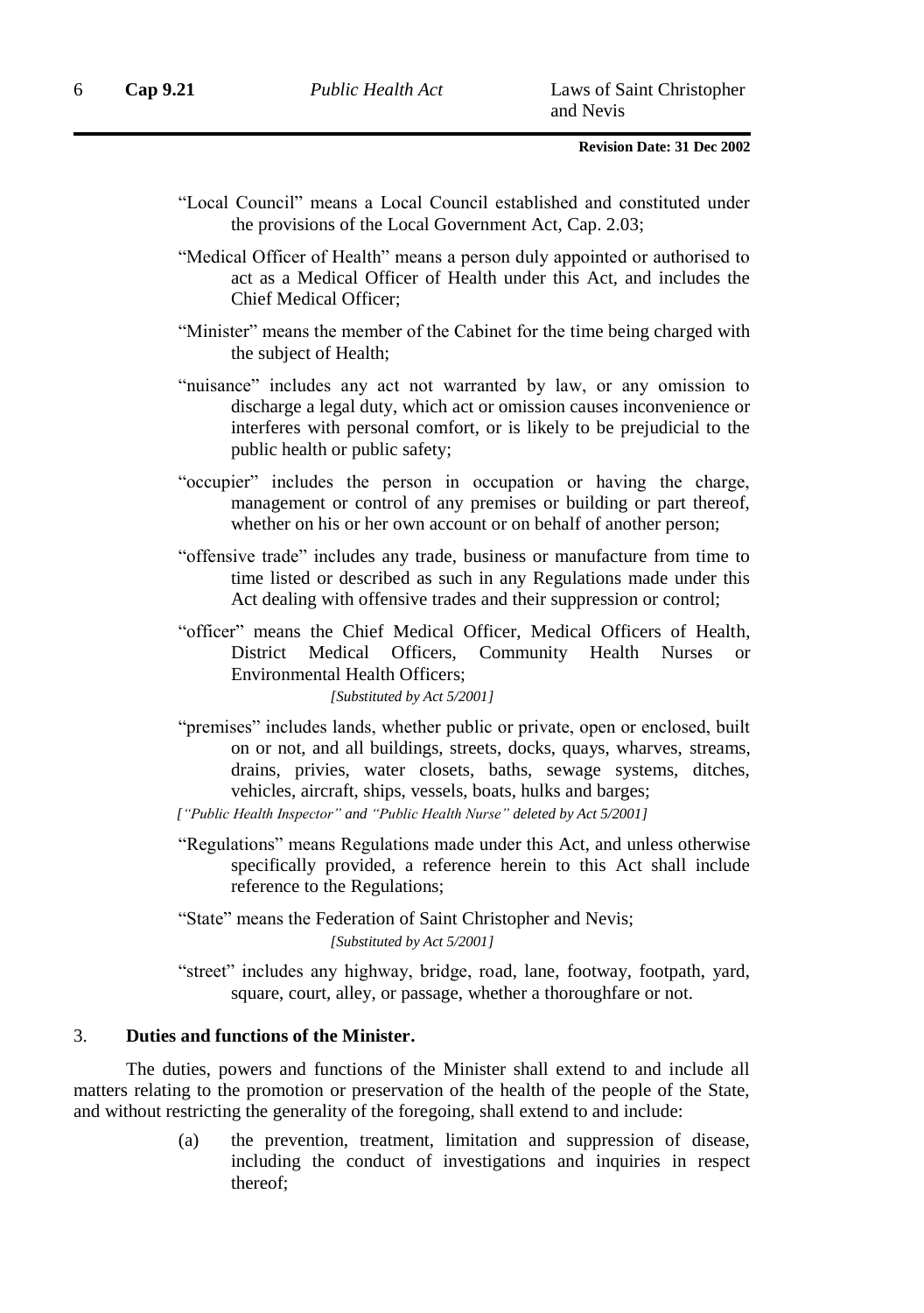"Local Council" means a Local Council established and constituted under the provisions of the Local Government Act, Cap. 2.03;

"Medical Officer of Health" means a person duly appointed or authorised to act as a Medical Officer of Health under this Act, and includes the Chief Medical Officer;

"Minister" means the member of the Cabinet for the time being charged with the subject of Health;

"nuisance" includes any act not warranted by law, or any omission to discharge a legal duty, which act or omission causes inconvenience or interferes with personal comfort, or is likely to be prejudicial to the public health or public safety;

"occupier" includes the person in occupation or having the charge, management or control of any premises or building or part thereof, whether on his or her own account or on behalf of another person;

"offensive trade" includes any trade, business or manufacture from time to time listed or described as such in any Regulations made under this Act dealing with offensive trades and their suppression or control;

"officer" means the Chief Medical Officer, Medical Officers of Health, District Medical Officers, Community Health Nurses or Environmental Health Officers;

*[Substituted by Act 5/2001]*

"premises" includes lands, whether public or private, open or enclosed, built on or not, and all buildings, streets, docks, quays, wharves, streams, drains, privies, water closets, baths, sewage systems, ditches, vehicles, aircraft, ships, vessels, boats, hulks and barges;

*["Public Health Inspector" and "Public Health Nurse" deleted by Act 5/2001]*

"Regulations" means Regulations made under this Act, and unless otherwise specifically provided, a reference herein to this Act shall include reference to the Regulations;

"State" means the Federation of Saint Christopher and Nevis;

*[Substituted by Act 5/2001]*

"street" includes any highway, bridge, road, lane, footway, footpath, yard, square, court, alley, or passage, whether a thoroughfare or not.

### 3. Duties and functions of the Minister.

The duties, powers and functions of the Minister shall extend to and include all matters relating to the promotion or preservation of the health of the people of the State, and without restricting the generality of the foregoing, shall extend to and include:

(a) the prevention, treatment, limitation and suppression of disease, including the conduct of investigations and inquiries in respect thereof;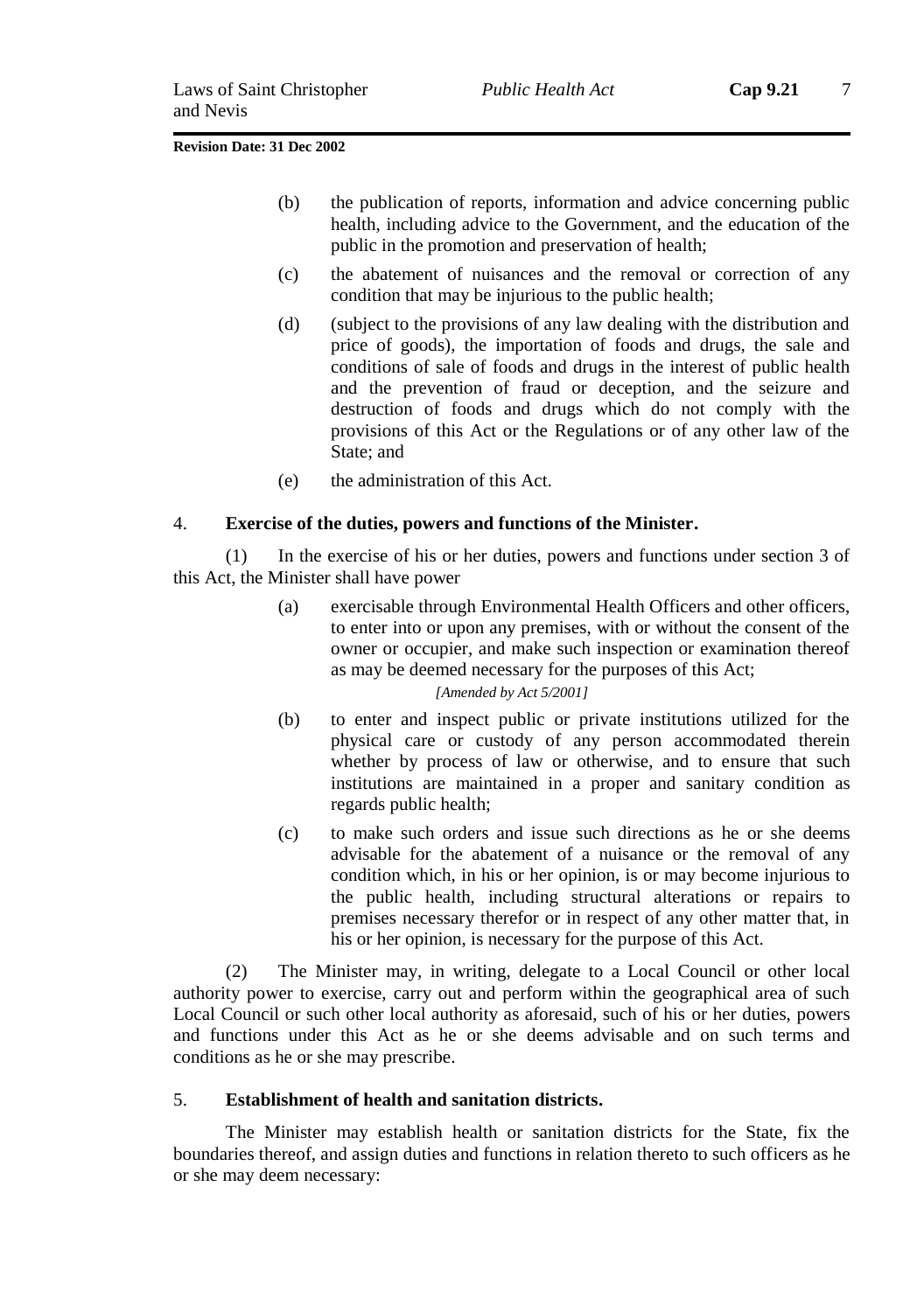(b) the publication of reports, information and advice concerning public health, including advice to the Government, and the education of the public in the promotion and preservation of health;

(c) the abatement of nuisances and the removal or correction of any condition that may be injurious to the public health;

(d) (subject to the provisions of any law dealing with the distribution and price of goods), the importation of foods and drugs, the sale and conditions of sale of foods and drugs in the interest of public health and the prevention of fraud or deception, and the seizure and destruction of foods and drugs which do not comply with the provisions of this Act or the Regulations or of any other law of the State; and

(e) the administration of this Act.

### 4. **Exercise of the duties, powers and functions of the Minister.**

(1) In the exercise of his or her duties, powers and functions under section 3 of this Act, the Minister shall have power

(a) exercisable through Environmental Health Officers and other officers, to enter into or upon any premises, with or without the consent of the owner or occupier, and make such inspection or examination thereof as may be deemed necessary for the purposes of this Act;
*[Amended by Act 5/2001]*

(b) to enter and inspect public or private institutions utilized for the physical care or custody of any person accommodated therein whether by process of law or otherwise, and to ensure that such institutions are maintained in a proper and sanitary condition as regards public health;

(c) to make such orders and issue such directions as he or she deems advisable for the abatement of a nuisance or the removal of any condition which, in his or her opinion, is or may become injurious to the public health, including structural alterations or repairs to premises necessary therefor or in respect of any other matter that, in his or her opinion, is necessary for the purpose of this Act.

(2) The Minister may, in writing, delegate to a Local Council or other local authority power to exercise, carry out and perform within the geographical area of such Local Council or such other local authority as aforesaid, such of his or her duties, powers and functions under this Act as he or she deems advisable and on such terms and conditions as he or she may prescribe.

### 5. **Establishment of health and sanitation districts.**

The Minister may establish health or sanitation districts for the State, fix the boundaries thereof, and assign duties and functions in relation thereto to such officers as he or she may deem necessary: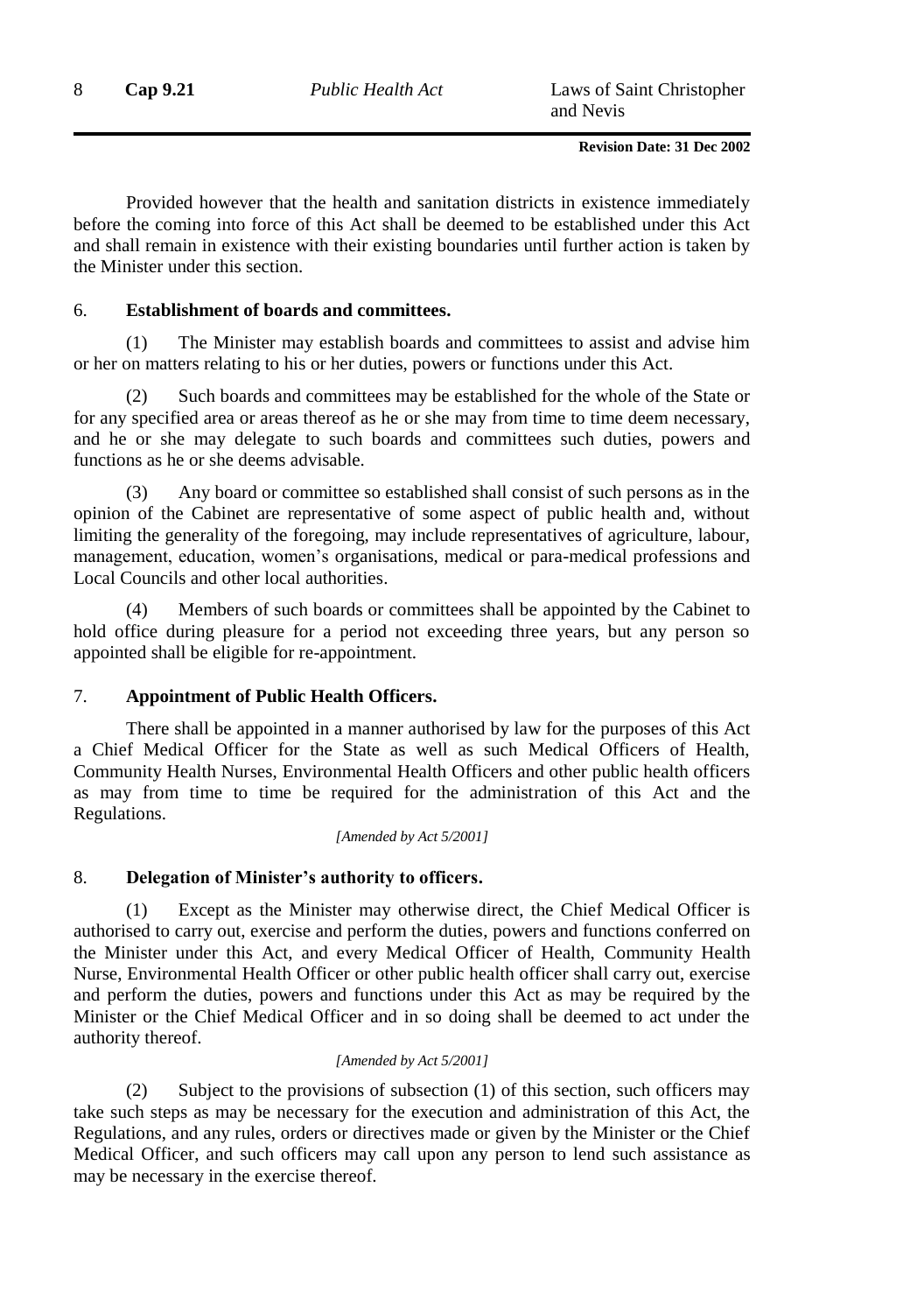Provided however that the health and sanitation districts in existence immediately before the coming into force of this Act shall be deemed to be established under this Act and shall remain in existence with their existing boundaries until further action is taken by the Minister under this section.

## 6. **Establishment of boards and committees.**

(1) The Minister may establish boards and committees to assist and advise him or her on matters relating to his or her duties, powers or functions under this Act.

(2) Such boards and committees may be established for the whole of the State or for any specified area or areas thereof as he or she may from time to time deem necessary, and he or she may delegate to such boards and committees such duties, powers and functions as he or she deems advisable.

(3) Any board or committee so established shall consist of such persons as in the opinion of the Cabinet are representative of some aspect of public health and, without limiting the generality of the foregoing, may include representatives of agriculture, labour, management, education, women's organisations, medical or para-medical professions and Local Councils and other local authorities.

(4) Members of such boards or committees shall be appointed by the Cabinet to hold office during pleasure for a period not exceeding three years, but any person so appointed shall be eligible for re-appointment.

## 7. **Appointment of Public Health Officers.**

There shall be appointed in a manner authorised by law for the purposes of this Act a Chief Medical Officer for the State as well as such Medical Officers of Health, Community Health Nurses, Environmental Health Officers and other public health officers as may from time to time be required for the administration of this Act and the Regulations.

*[Amended by Act 5/2001]*

## 8. **Delegation of Minister's authority to officers.**

(1) Except as the Minister may otherwise direct, the Chief Medical Officer is authorised to carry out, exercise and perform the duties, powers and functions conferred on the Minister under this Act, and every Medical Officer of Health, Community Health Nurse, Environmental Health Officer or other public health officer shall carry out, exercise and perform the duties, powers and functions under this Act as may be required by the Minister or the Chief Medical Officer and in so doing shall be deemed to act under the authority thereof.

*[Amended by Act 5/2001]*

(2) Subject to the provisions of subsection (1) of this section, such officers may take such steps as may be necessary for the execution and administration of this Act, the Regulations, and any rules, orders or directives made or given by the Minister or the Chief Medical Officer, and such officers may call upon any person to lend such assistance as may be necessary in the exercise thereof.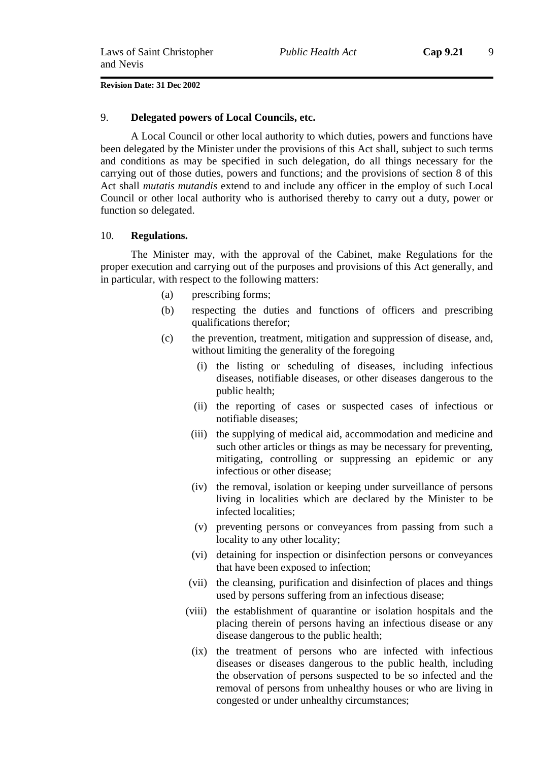**Revision Date: 31 Dec 2002**

### 9. **Delegated powers of Local Councils, etc.**

A Local Council or other local authority to which duties, powers and functions have been delegated by the Minister under the provisions of this Act shall, subject to such terms and conditions as may be specified in such delegation, do all things necessary for the carrying out of those duties, powers and functions; and the provisions of section 8 of this Act shall *mutatis mutandis* extend to and include any officer in the employ of such Local Council or other local authority who is authorised thereby to carry out a duty, power or function so delegated.

### 10. **Regulations.**

The Minister may, with the approval of the Cabinet, make Regulations for the proper execution and carrying out of the purposes and provisions of this Act generally, and in particular, with respect to the following matters:

- (a) prescribing forms;
- (b) respecting the duties and functions of officers and prescribing qualifications therefor;
- (c) the prevention, treatment, mitigation and suppression of disease, and, without limiting the generality of the foregoing
  - (i) the listing or scheduling of diseases, including infectious diseases, notifiable diseases, or other diseases dangerous to the public health;
  - (ii) the reporting of cases or suspected cases of infectious or notifiable diseases;
  - (iii) the supplying of medical aid, accommodation and medicine and such other articles or things as may be necessary for preventing, mitigating, controlling or suppressing an epidemic or any infectious or other disease;
  - (iv) the removal, isolation or keeping under surveillance of persons living in localities which are declared by the Minister to be infected localities;
  - (v) preventing persons or conveyances from passing from such a locality to any other locality;
  - (vi) detaining for inspection or disinfection persons or conveyances that have been exposed to infection;
  - (vii) the cleansing, purification and disinfection of places and things used by persons suffering from an infectious disease;
  - (viii) the establishment of quarantine or isolation hospitals and the placing therein of persons having an infectious disease or any disease dangerous to the public health;
  - (ix) the treatment of persons who are infected with infectious diseases or diseases dangerous to the public health, including the observation of persons suspected to be so infected and the removal of persons from unhealthy houses or who are living in congested or under unhealthy circumstances;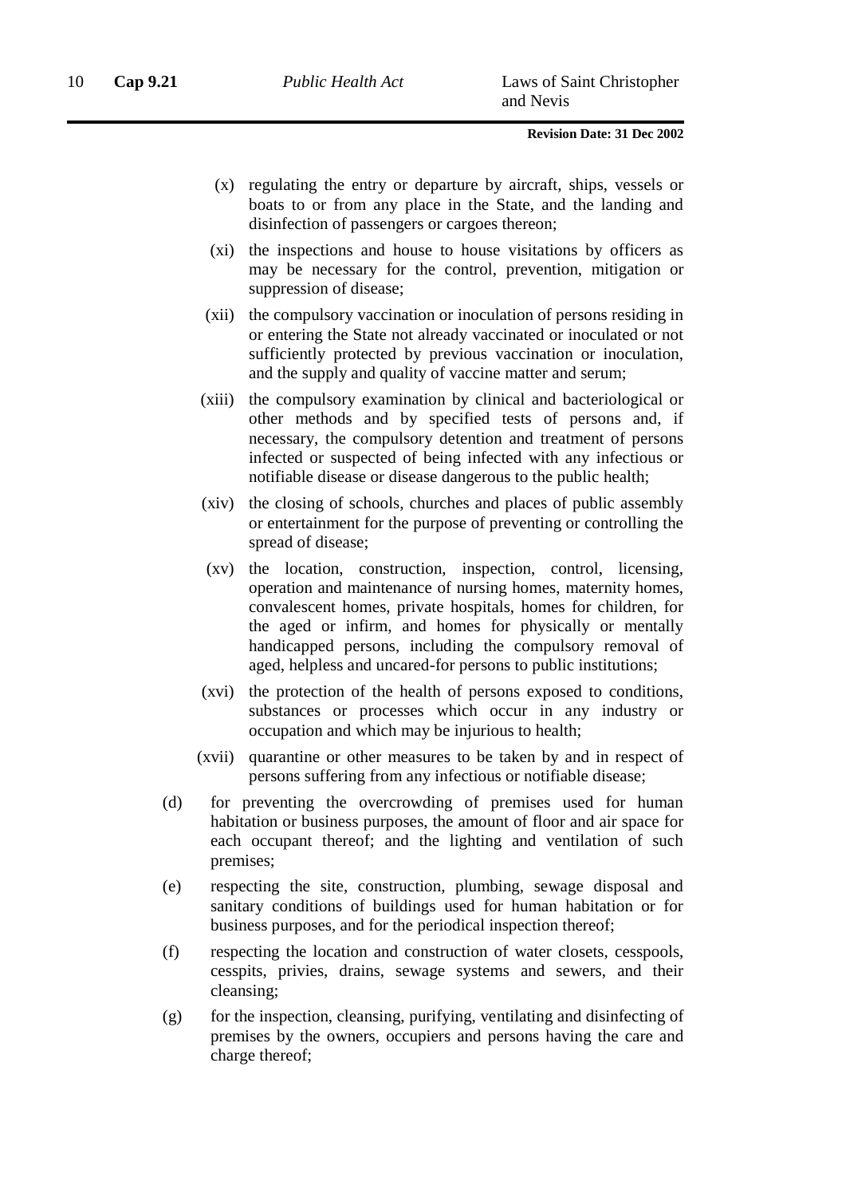(x) regulating the entry or departure by aircraft, ships, vessels or boats to or from any place in the State, and the landing and disinfection of passengers or cargoes thereon;

(xi) the inspections and house to house visitations by officers as may be necessary for the control, prevention, mitigation or suppression of disease;

(xii) the compulsory vaccination or inoculation of persons residing in or entering the State not already vaccinated or inoculated or not sufficiently protected by previous vaccination or inoculation, and the supply and quality of vaccine matter and serum;

(xiii) the compulsory examination by clinical and bacteriological or other methods and by specified tests of persons and, if necessary, the compulsory detention and treatment of persons infected or suspected of being infected with any infectious or notifiable disease or disease dangerous to the public health;

(xiv) the closing of schools, churches and places of public assembly or entertainment for the purpose of preventing or controlling the spread of disease;

(xv) the location, construction, inspection, control, licensing, operation and maintenance of nursing homes, maternity homes, convalescent homes, private hospitals, homes for children, for the aged or infirm, and homes for physically or mentally handicapped persons, including the compulsory removal of aged, helpless and uncared-for persons to public institutions;

(xvi) the protection of the health of persons exposed to conditions, substances or processes which occur in any industry or occupation and which may be injurious to health;

(xvii) quarantine or other measures to be taken by and in respect of persons suffering from any infectious or notifiable disease;

(d) for preventing the overcrowding of premises used for human habitation or business purposes, the amount of floor and air space for each occupant thereof; and the lighting and ventilation of such premises;

(e) respecting the site, construction, plumbing, sewage disposal and sanitary conditions of buildings used for human habitation or for business purposes, and for the periodical inspection thereof;

(f) respecting the location and construction of water closets, cesspools, cesspits, privies, drains, sewage systems and sewers, and their cleansing;

(g) for the inspection, cleansing, purifying, ventilating and disinfecting of premises by the owners, occupiers and persons having the care and charge thereof;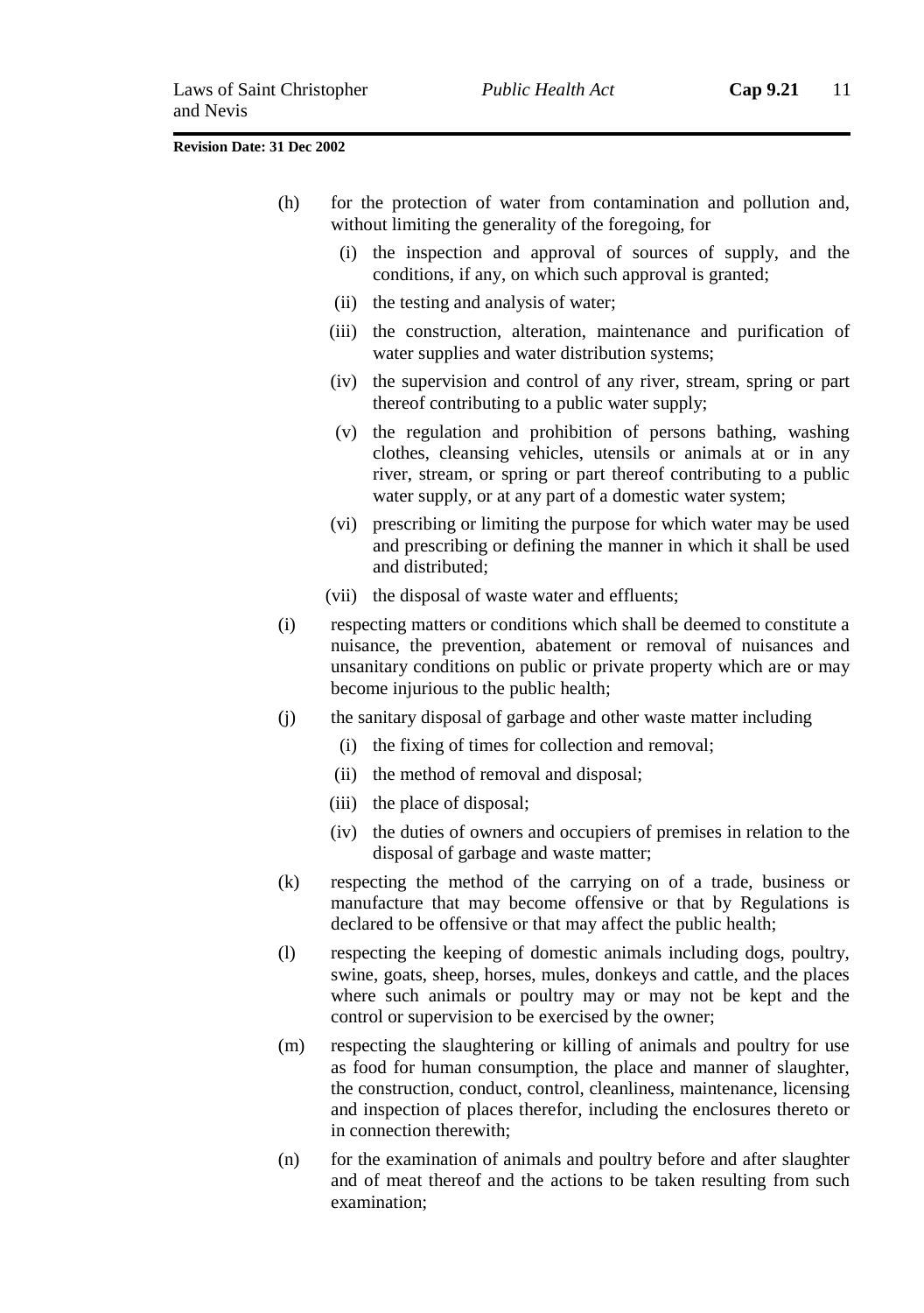(h) for the protection of water from contamination and pollution and, without limiting the generality of the foregoing, for

   (i) the inspection and approval of sources of supply, and the conditions, if any, on which such approval is granted;

   (ii) the testing and analysis of water;

   (iii) the construction, alteration, maintenance and purification of water supplies and water distribution systems;

   (iv) the supervision and control of any river, stream, spring or part thereof contributing to a public water supply;

   (v) the regulation and prohibition of persons bathing, washing clothes, cleansing vehicles, utensils or animals at or in any river, stream, or spring or part thereof contributing to a public water supply, or at any part of a domestic water system;

   (vi) prescribing or limiting the purpose for which water may be used and prescribing or defining the manner in which it shall be used and distributed;

   (vii) the disposal of waste water and effluents;

(i) respecting matters or conditions which shall be deemed to constitute a nuisance, the prevention, abatement or removal of nuisances and unsanitary conditions on public or private property which are or may become injurious to the public health;

(j) the sanitary disposal of garbage and other waste matter including

   (i) the fixing of times for collection and removal;

   (ii) the method of removal and disposal;

   (iii) the place of disposal;

   (iv) the duties of owners and occupiers of premises in relation to the disposal of garbage and waste matter;

(k) respecting the method of the carrying on of a trade, business or manufacture that may become offensive or that by Regulations is declared to be offensive or that may affect the public health;

(l) respecting the keeping of domestic animals including dogs, poultry, swine, goats, sheep, horses, mules, donkeys and cattle, and the places where such animals or poultry may or may not be kept and the control or supervision to be exercised by the owner;

(m) respecting the slaughtering or killing of animals and poultry for use as food for human consumption, the place and manner of slaughter, the construction, conduct, control, cleanliness, maintenance, licensing and inspection of places therefor, including the enclosures thereto or in connection therewith;

(n) for the examination of animals and poultry before and after slaughter and of meat thereof and the actions to be taken resulting from such examination;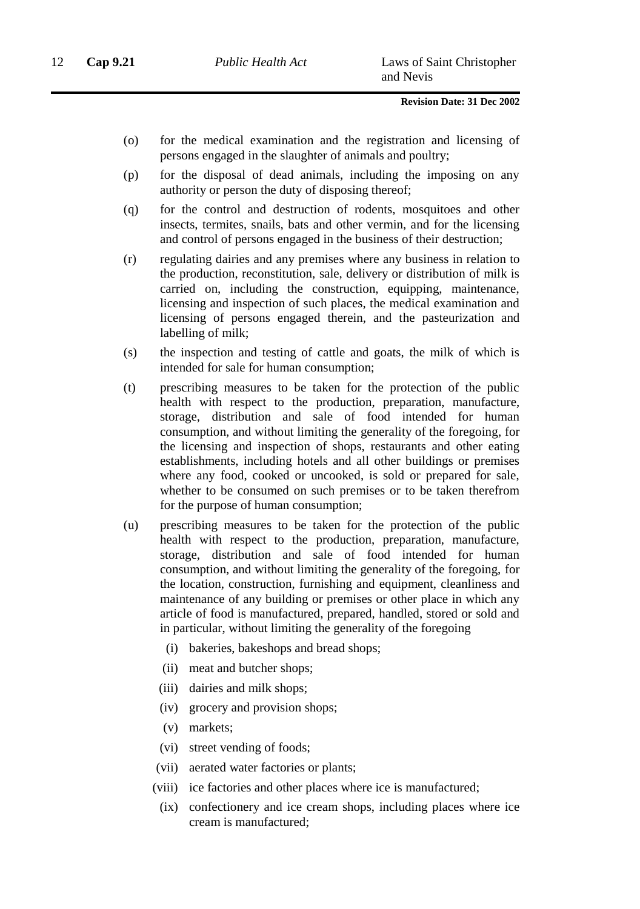(o) for the medical examination and the registration and licensing of persons engaged in the slaughter of animals and poultry;

(p) for the disposal of dead animals, including the imposing on any authority or person the duty of disposing thereof;

(q) for the control and destruction of rodents, mosquitoes and other insects, termites, snails, bats and other vermin, and for the licensing and control of persons engaged in the business of their destruction;

(r) regulating dairies and any premises where any business in relation to the production, reconstitution, sale, delivery or distribution of milk is carried on, including the construction, equipping, maintenance, licensing and inspection of such places, the medical examination and licensing of persons engaged therein, and the pasteurization and labelling of milk;

(s) the inspection and testing of cattle and goats, the milk of which is intended for sale for human consumption;

(t) prescribing measures to be taken for the protection of the public health with respect to the production, preparation, manufacture, storage, distribution and sale of food intended for human consumption, and without limiting the generality of the foregoing, for the licensing and inspection of shops, restaurants and other eating establishments, including hotels and all other buildings or premises where any food, cooked or uncooked, is sold or prepared for sale, whether to be consumed on such premises or to be taken therefrom for the purpose of human consumption;

(u) prescribing measures to be taken for the protection of the public health with respect to the production, preparation, manufacture, storage, distribution and sale of food intended for human consumption, and without limiting the generality of the foregoing, for the location, construction, furnishing and equipment, cleanliness and maintenance of any building or premises or other place in which any article of food is manufactured, prepared, handled, stored or sold and in particular, without limiting the generality of the foregoing

   (i) bakeries, bakeshops and bread shops;

   (ii) meat and butcher shops;

   (iii) dairies and milk shops;

   (iv) grocery and provision shops;

   (v) markets;

   (vi) street vending of foods;

   (vii) aerated water factories or plants;

   (viii) ice factories and other places where ice is manufactured;

   (ix) confectionery and ice cream shops, including places where ice cream is manufactured;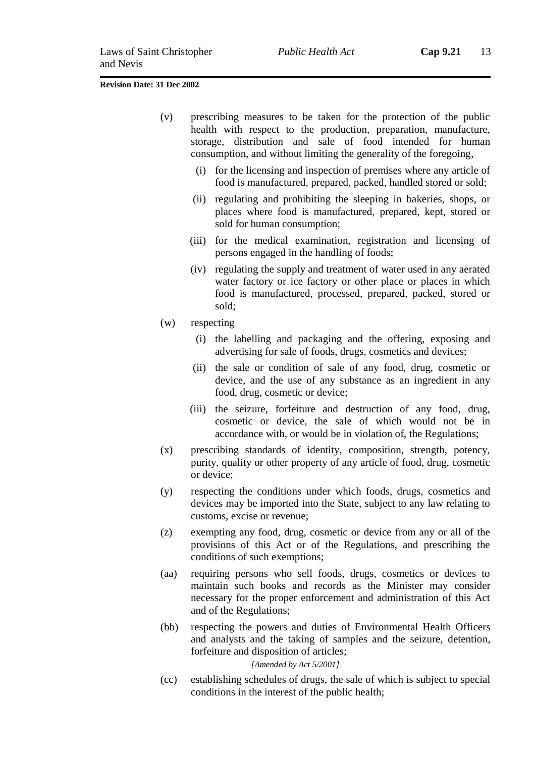(v) prescribing measures to be taken for the protection of the public health with respect to the production, preparation, manufacture, storage, distribution and sale of food intended for human consumption, and without limiting the generality of the foregoing,

   (i) for the licensing and inspection of premises where any article of food is manufactured, prepared, packed, handled stored or sold;

   (ii) regulating and prohibiting the sleeping in bakeries, shops, or places where food is manufactured, prepared, kept, stored or sold for human consumption;

   (iii) for the medical examination, registration and licensing of persons engaged in the handling of foods;

   (iv) regulating the supply and treatment of water used in any aerated water factory or ice factory or other place or places in which food is manufactured, processed, prepared, packed, stored or sold;

(w) respecting

   (i) the labelling and packaging and the offering, exposing and advertising for sale of foods, drugs, cosmetics and devices;

   (ii) the sale or condition of sale of any food, drug, cosmetic or device, and the use of any substance as an ingredient in any food, drug, cosmetic or device;

   (iii) the seizure, forfeiture and destruction of any food, drug, cosmetic or device, the sale of which would not be in accordance with, or would be in violation of, the Regulations;

(x) prescribing standards of identity, composition, strength, potency, purity, quality or other property of any article of food, drug, cosmetic or device;

(y) respecting the conditions under which foods, drugs, cosmetics and devices may be imported into the State, subject to any law relating to customs, excise or revenue;

(z) exempting any food, drug, cosmetic or device from any or all of the provisions of this Act or of the Regulations, and prescribing the conditions of such exemptions;

(aa) requiring persons who sell foods, drugs, cosmetics or devices to maintain such books and records as the Minister may consider necessary for the proper enforcement and administration of this Act and of the Regulations;

(bb) respecting the powers and duties of Environmental Health Officers and analysts and the taking of samples and the seizure, detention, forfeiture and disposition of articles;

*[Amended by Act 5/2001]*

(cc) establishing schedules of drugs, the sale of which is subject to special conditions in the interest of the public health;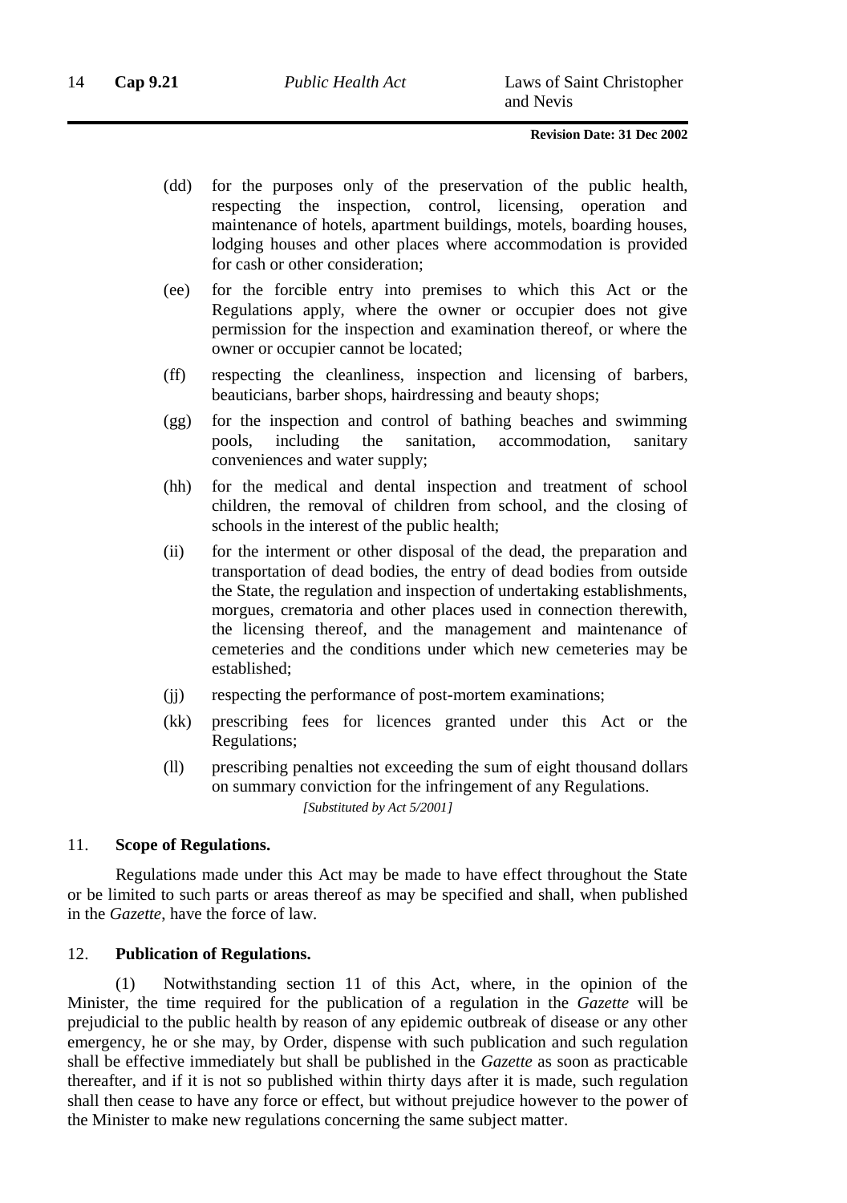(dd) for the purposes only of the preservation of the public health, respecting the inspection, control, licensing, operation and maintenance of hotels, apartment buildings, motels, boarding houses, lodging houses and other places where accommodation is provided for cash or other consideration;

(ee) for the forcible entry into premises to which this Act or the Regulations apply, where the owner or occupier does not give permission for the inspection and examination thereof, or where the owner or occupier cannot be located;

(ff) respecting the cleanliness, inspection and licensing of barbers, beauticians, barber shops, hairdressing and beauty shops;

(gg) for the inspection and control of bathing beaches and swimming pools, including the sanitation, accommodation, sanitary conveniences and water supply;

(hh) for the medical and dental inspection and treatment of school children, the removal of children from school, and the closing of schools in the interest of the public health;

(ii) for the interment or other disposal of the dead, the preparation and transportation of dead bodies, the entry of dead bodies from outside the State, the regulation and inspection of undertaking establishments, morgues, crematoria and other places used in connection therewith, the licensing thereof, and the management and maintenance of cemeteries and the conditions under which new cemeteries may be established;

(jj) respecting the performance of post-mortem examinations;

(kk) prescribing fees for licences granted under this Act or the Regulations;

(ll) prescribing penalties not exceeding the sum of eight thousand dollars on summary conviction for the infringement of any Regulations.

*[Substituted by Act 5/2001]*

### 11. Scope of Regulations.

Regulations made under this Act may be made to have effect throughout the State or be limited to such parts or areas thereof as may be specified and shall, when published in the *Gazette*, have the force of law.

### 12. Publication of Regulations.

(1) Notwithstanding section 11 of this Act, where, in the opinion of the Minister, the time required for the publication of a regulation in the *Gazette* will be prejudicial to the public health by reason of any epidemic outbreak of disease or any other emergency, he or she may, by Order, dispense with such publication and such regulation shall be effective immediately but shall be published in the *Gazette* as soon as practicable thereafter, and if it is not so published within thirty days after it is made, such regulation shall then cease to have any force or effect, but without prejudice however to the power of the Minister to make new regulations concerning the same subject matter.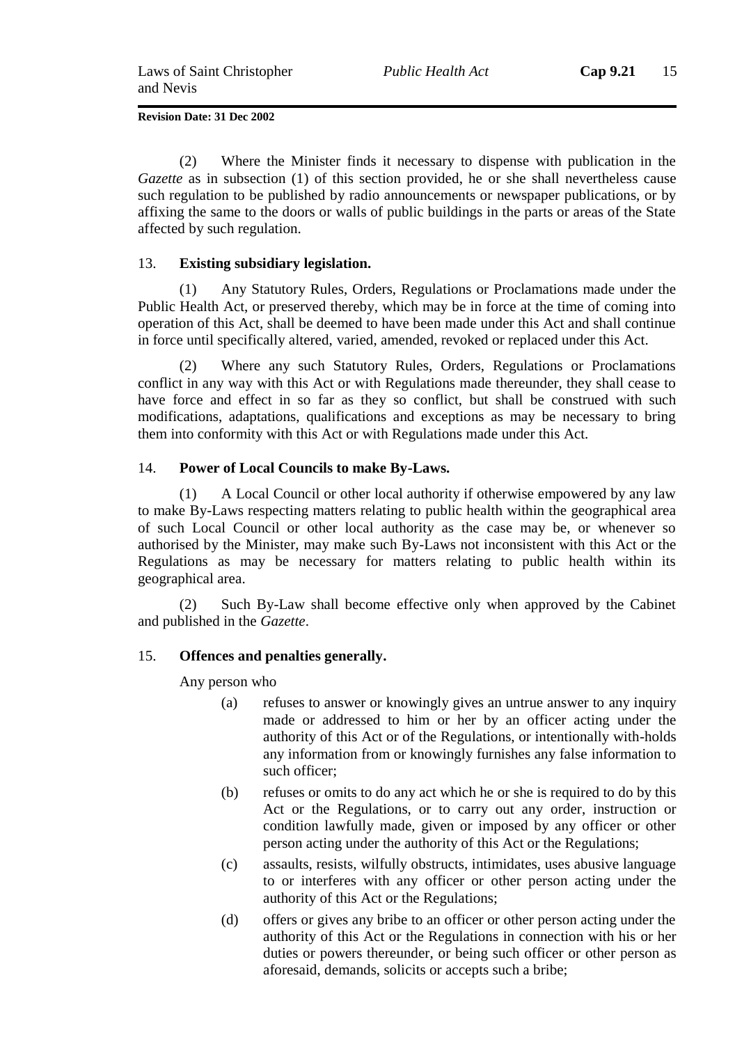(2) Where the Minister finds it necessary to dispense with publication in the *Gazette* as in subsection (1) of this section provided, he or she shall nevertheless cause such regulation to be published by radio announcements or newspaper publications, or by affixing the same to the doors or walls of public buildings in the parts or areas of the State affected by such regulation.

### 13. Existing subsidiary legislation.

(1) Any Statutory Rules, Orders, Regulations or Proclamations made under the Public Health Act, or preserved thereby, which may be in force at the time of coming into operation of this Act, shall be deemed to have been made under this Act and shall continue in force until specifically altered, varied, amended, revoked or replaced under this Act.

(2) Where any such Statutory Rules, Orders, Regulations or Proclamations conflict in any way with this Act or with Regulations made thereunder, they shall cease to have force and effect in so far as they so conflict, but shall be construed with such modifications, adaptations, qualifications and exceptions as may be necessary to bring them into conformity with this Act or with Regulations made under this Act.

### 14. Power of Local Councils to make By-Laws.

(1) A Local Council or other local authority if otherwise empowered by any law to make By-Laws respecting matters relating to public health within the geographical area of such Local Council or other local authority as the case may be, or whenever so authorised by the Minister, may make such By-Laws not inconsistent with this Act or the Regulations as may be necessary for matters relating to public health within its geographical area.

(2) Such By-Law shall become effective only when approved by the Cabinet and published in the *Gazette*.

### 15. Offences and penalties generally.

Any person who

(a) refuses to answer or knowingly gives an untrue answer to any inquiry made or addressed to him or her by an officer acting under the authority of this Act or of the Regulations, or intentionally with-holds any information from or knowingly furnishes any false information to such officer;

(b) refuses or omits to do any act which he or she is required to do by this Act or the Regulations, or to carry out any order, instruction or condition lawfully made, given or imposed by any officer or other person acting under the authority of this Act or the Regulations;

(c) assaults, resists, wilfully obstructs, intimidates, uses abusive language to or interferes with any officer or other person acting under the authority of this Act or the Regulations;

(d) offers or gives any bribe to an officer or other person acting under the authority of this Act or the Regulations in connection with his or her duties or powers thereunder, or being such officer or other person as aforesaid, demands, solicits or accepts such a bribe;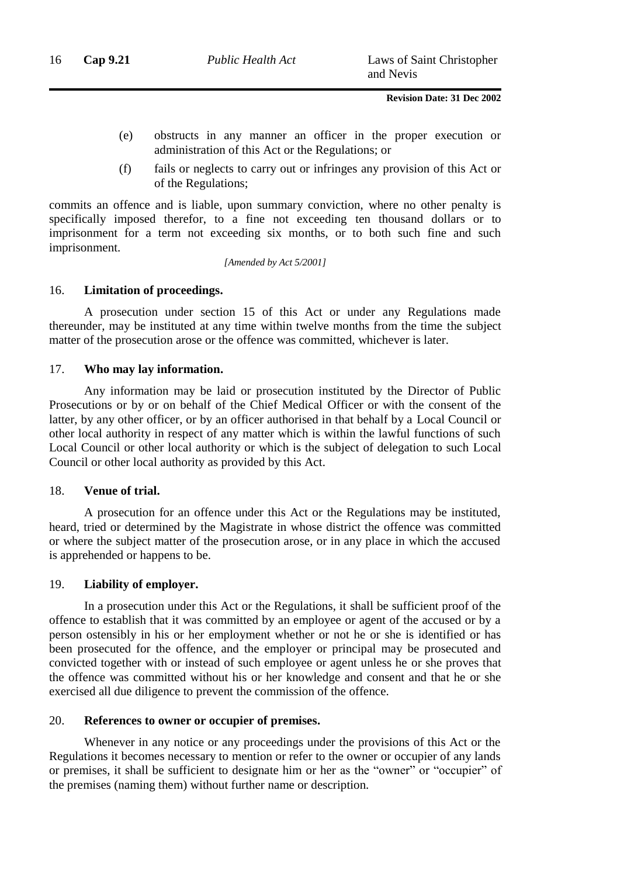(e) obstructs in any manner an officer in the proper execution or administration of this Act or the Regulations; or

(f) fails or neglects to carry out or infringes any provision of this Act or of the Regulations;

commits an offence and is liable, upon summary conviction, where no other penalty is specifically imposed therefor, to a fine not exceeding ten thousand dollars or to imprisonment for a term not exceeding six months, or to both such fine and such imprisonment.

*[Amended by Act 5/2001]*

16. **Limitation of proceedings.**

A prosecution under section 15 of this Act or under any Regulations made thereunder, may be instituted at any time within twelve months from the time the subject matter of the prosecution arose or the offence was committed, whichever is later.

17. **Who may lay information.**

Any information may be laid or prosecution instituted by the Director of Public Prosecutions or by or on behalf of the Chief Medical Officer or with the consent of the latter, by any other officer, or by an officer authorised in that behalf by a Local Council or other local authority in respect of any matter which is within the lawful functions of such Local Council or other local authority or which is the subject of delegation to such Local Council or other local authority as provided by this Act.

18. **Venue of trial.**

A prosecution for an offence under this Act or the Regulations may be instituted, heard, tried or determined by the Magistrate in whose district the offence was committed or where the subject matter of the prosecution arose, or in any place in which the accused is apprehended or happens to be.

19. **Liability of employer.**

In a prosecution under this Act or the Regulations, it shall be sufficient proof of the offence to establish that it was committed by an employee or agent of the accused or by a person ostensibly in his or her employment whether or not he or she is identified or has been prosecuted for the offence, and the employer or principal may be prosecuted and convicted together with or instead of such employee or agent unless he or she proves that the offence was committed without his or her knowledge and consent and that he or she exercised all due diligence to prevent the commission of the offence.

20. **References to owner or occupier of premises.**

Whenever in any notice or any proceedings under the provisions of this Act or the Regulations it becomes necessary to mention or refer to the owner or occupier of any lands or premises, it shall be sufficient to designate him or her as the "owner" or "occupier" of the premises (naming them) without further name or description.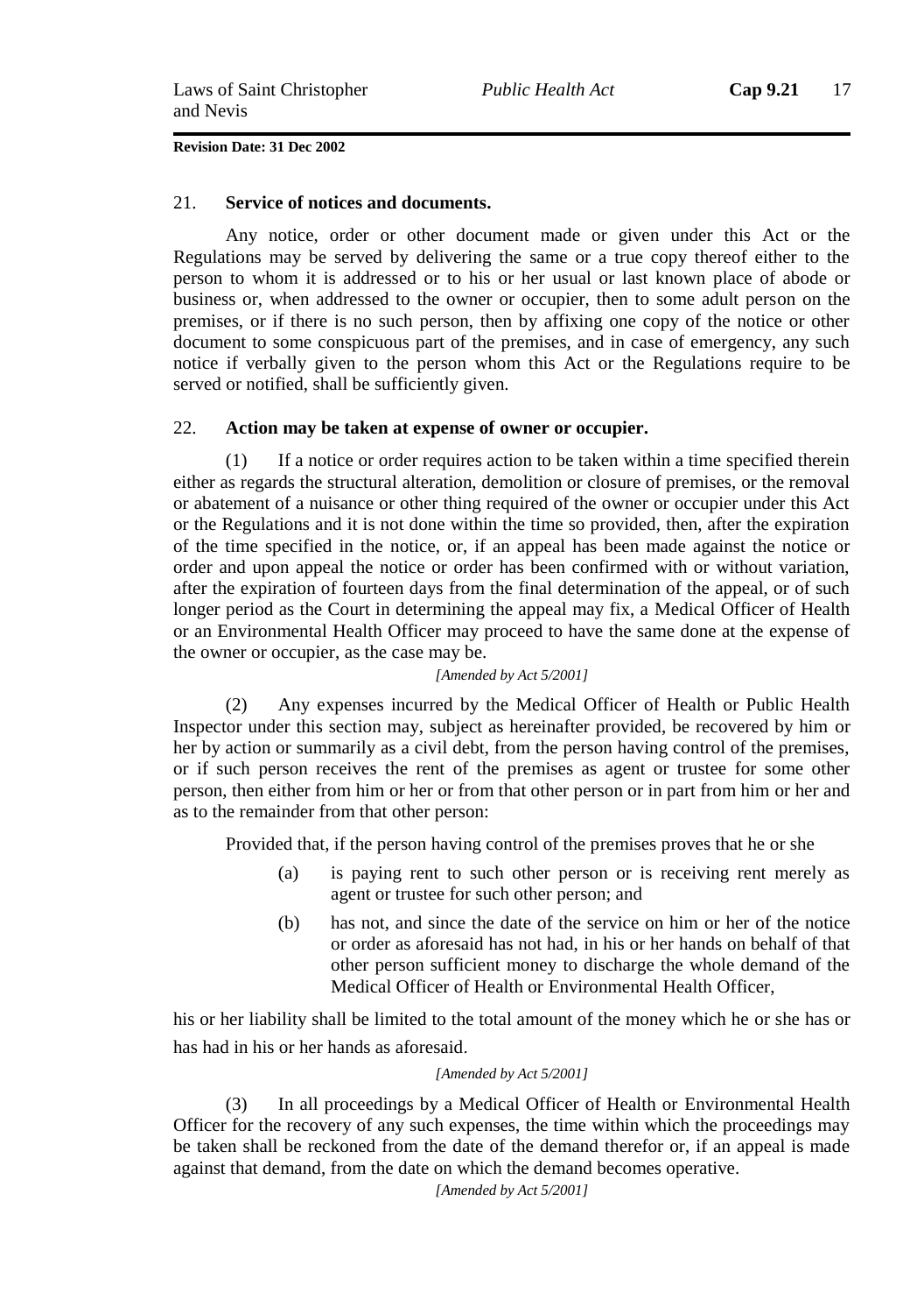**Revision Date: 31 Dec 2002**

21. **Service of notices and documents.**

Any notice, order or other document made or given under this Act or the Regulations may be served by delivering the same or a true copy thereof either to the person to whom it is addressed or to his or her usual or last known place of abode or business or, when addressed to the owner or occupier, then to some adult person on the premises, or if there is no such person, then by affixing one copy of the notice or other document to some conspicuous part of the premises, and in case of emergency, any such notice if verbally given to the person whom this Act or the Regulations require to be served or notified, shall be sufficiently given.

22. **Action may be taken at expense of owner or occupier.**

(1) If a notice or order requires action to be taken within a time specified therein either as regards the structural alteration, demolition or closure of premises, or the removal or abatement of a nuisance or other thing required of the owner or occupier under this Act or the Regulations and it is not done within the time so provided, then, after the expiration of the time specified in the notice, or, if an appeal has been made against the notice or order and upon appeal the notice or order has been confirmed with or without variation, after the expiration of fourteen days from the final determination of the appeal, or of such longer period as the Court in determining the appeal may fix, a Medical Officer of Health or an Environmental Health Officer may proceed to have the same done at the expense of the owner or occupier, as the case may be.

*[Amended by Act 5/2001]*

(2) Any expenses incurred by the Medical Officer of Health or Public Health Inspector under this section may, subject as hereinafter provided, be recovered by him or her by action or summarily as a civil debt, from the person having control of the premises, or if such person receives the rent of the premises as agent or trustee for some other person, then either from him or her or from that other person or in part from him or her and as to the remainder from that other person:

Provided that, if the person having control of the premises proves that he or she

(a) is paying rent to such other person or is receiving rent merely as agent or trustee for such other person; and

(b) has not, and since the date of the service on him or her of the notice or order as aforesaid has not had, in his or her hands on behalf of that other person sufficient money to discharge the whole demand of the Medical Officer of Health or Environmental Health Officer,

his or her liability shall be limited to the total amount of the money which he or she has or has had in his or her hands as aforesaid.

*[Amended by Act 5/2001]*

(3) In all proceedings by a Medical Officer of Health or Environmental Health Officer for the recovery of any such expenses, the time within which the proceedings may be taken shall be reckoned from the date of the demand therefor or, if an appeal is made against that demand, from the date on which the demand becomes operative.

*[Amended by Act 5/2001]*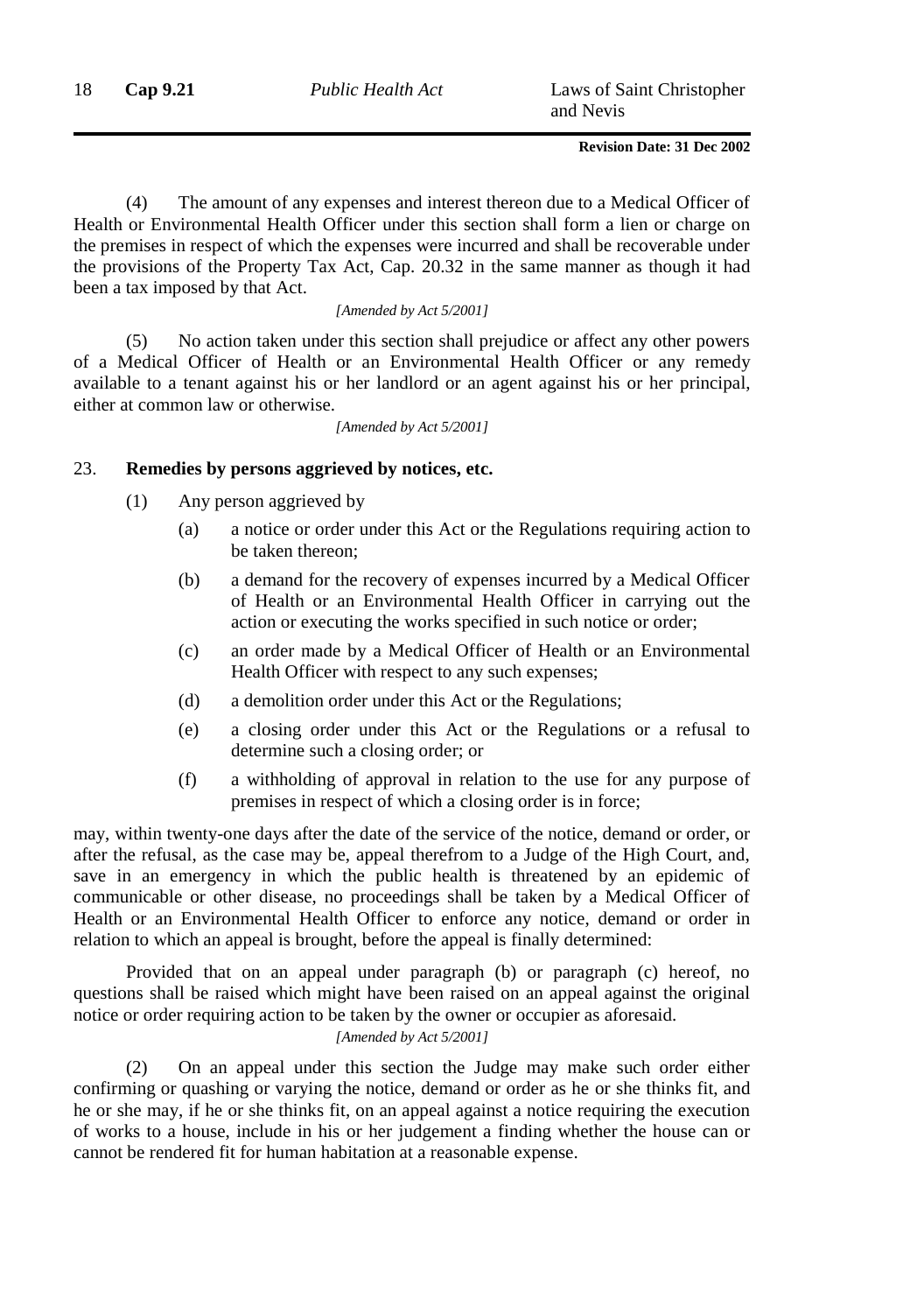(4) The amount of any expenses and interest thereon due to a Medical Officer of Health or Environmental Health Officer under this section shall form a lien or charge on the premises in respect of which the expenses were incurred and shall be recoverable under the provisions of the Property Tax Act, Cap. 20.32 in the same manner as though it had been a tax imposed by that Act.

*[Amended by Act 5/2001]*

(5) No action taken under this section shall prejudice or affect any other powers of a Medical Officer of Health or an Environmental Health Officer or any remedy available to a tenant against his or her landlord or an agent against his or her principal, either at common law or otherwise.

*[Amended by Act 5/2001]*

### 23. **Remedies by persons aggrieved by notices, etc.**

(1) Any person aggrieved by

(a) a notice or order under this Act or the Regulations requiring action to be taken thereon;

(b) a demand for the recovery of expenses incurred by a Medical Officer of Health or an Environmental Health Officer in carrying out the action or executing the works specified in such notice or order;

(c) an order made by a Medical Officer of Health or an Environmental Health Officer with respect to any such expenses;

(d) a demolition order under this Act or the Regulations;

(e) a closing order under this Act or the Regulations or a refusal to determine such a closing order; or

(f) a withholding of approval in relation to the use for any purpose of premises in respect of which a closing order is in force;

may, within twenty-one days after the date of the service of the notice, demand or order, or after the refusal, as the case may be, appeal therefrom to a Judge of the High Court, and, save in an emergency in which the public health is threatened by an epidemic of communicable or other disease, no proceedings shall be taken by a Medical Officer of Health or an Environmental Health Officer to enforce any notice, demand or order in relation to which an appeal is brought, before the appeal is finally determined:

Provided that on an appeal under paragraph (b) or paragraph (c) hereof, no questions shall be raised which might have been raised on an appeal against the original notice or order requiring action to be taken by the owner or occupier as aforesaid.

*[Amended by Act 5/2001]*

(2) On an appeal under this section the Judge may make such order either confirming or quashing or varying the notice, demand or order as he or she thinks fit, and he or she may, if he or she thinks fit, on an appeal against a notice requiring the execution of works to a house, include in his or her judgement a finding whether the house can or cannot be rendered fit for human habitation at a reasonable expense.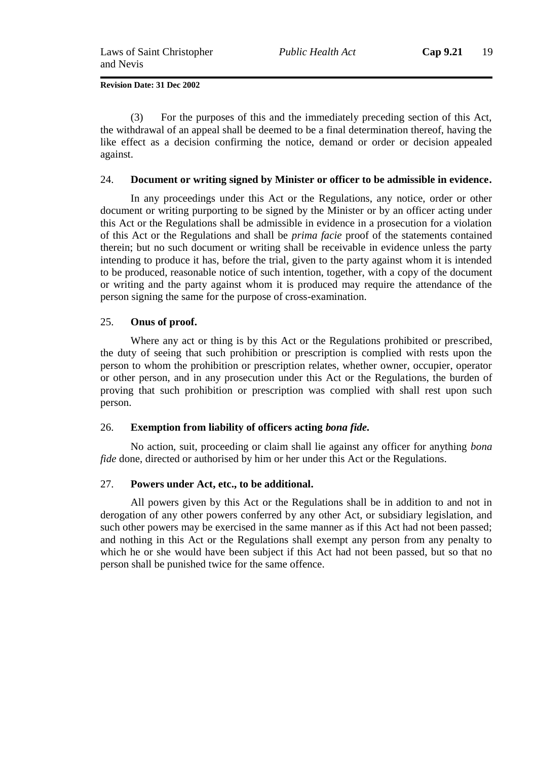(3) For the purposes of this and the immediately preceding section of this Act, the withdrawal of an appeal shall be deemed to be a final determination thereof, having the like effect as a decision confirming the notice, demand or order or decision appealed against.

### 24. Document or writing signed by Minister or officer to be admissible in evidence.

In any proceedings under this Act or the Regulations, any notice, order or other document or writing purporting to be signed by the Minister or by an officer acting under this Act or the Regulations shall be admissible in evidence in a prosecution for a violation of this Act or the Regulations and shall be *prima facie* proof of the statements contained therein; but no such document or writing shall be receivable in evidence unless the party intending to produce it has, before the trial, given to the party against whom it is intended to be produced, reasonable notice of such intention, together, with a copy of the document or writing and the party against whom it is produced may require the attendance of the person signing the same for the purpose of cross-examination.

### 25. Onus of proof.

Where any act or thing is by this Act or the Regulations prohibited or prescribed, the duty of seeing that such prohibition or prescription is complied with rests upon the person to whom the prohibition or prescription relates, whether owner, occupier, operator or other person, and in any prosecution under this Act or the Regulations, the burden of proving that such prohibition or prescription was complied with shall rest upon such person.

### 26. Exemption from liability of officers acting *bona fide*.

No action, suit, proceeding or claim shall lie against any officer for anything *bona fide* done, directed or authorised by him or her under this Act or the Regulations.

### 27. Powers under Act, etc., to be additional.

All powers given by this Act or the Regulations shall be in addition to and not in derogation of any other powers conferred by any other Act, or subsidiary legislation, and such other powers may be exercised in the same manner as if this Act had not been passed; and nothing in this Act or the Regulations shall exempt any person from any penalty to which he or she would have been subject if this Act had not been passed, but so that no person shall be punished twice for the same offence.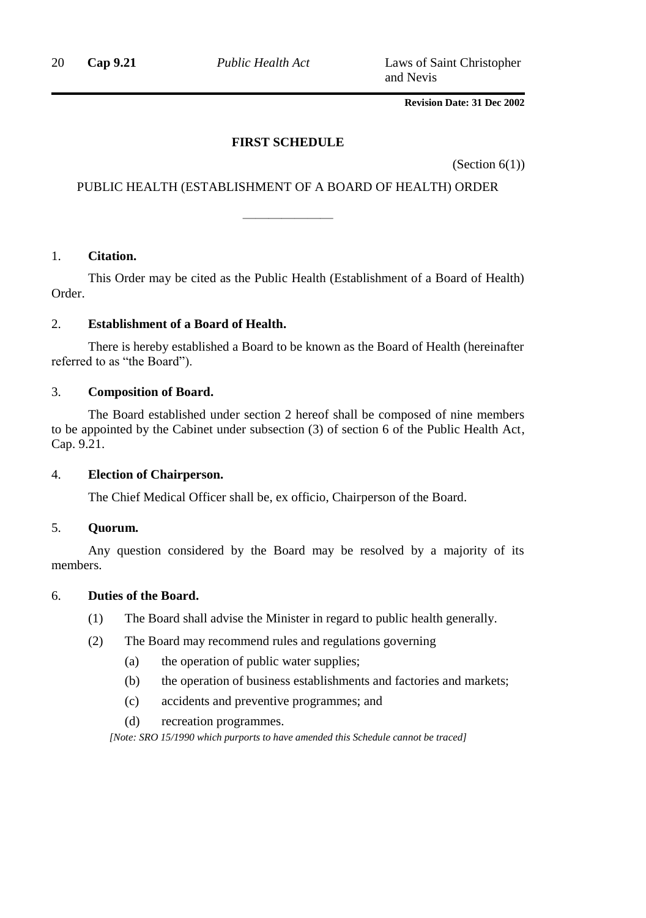## FIRST SCHEDULE

(Section 6(1))

PUBLIC HEALTH (ESTABLISHMENT OF A BOARD OF HEALTH) ORDER

______________

1. **Citation.**

This Order may be cited as the Public Health (Establishment of a Board of Health) Order.

2. **Establishment of a Board of Health.**

There is hereby established a Board to be known as the Board of Health (hereinafter referred to as "the Board").

3. **Composition of Board.**

The Board established under section 2 hereof shall be composed of nine members to be appointed by the Cabinet under subsection (3) of section 6 of the Public Health Act, Cap. 9.21.

4. **Election of Chairperson.**

The Chief Medical Officer shall be, ex officio, Chairperson of the Board.

5. **Quorum.**

Any question considered by the Board may be resolved by a majority of its members.

6. **Duties of the Board.**

(1) The Board shall advise the Minister in regard to public health generally.

(2) The Board may recommend rules and regulations governing

(a) the operation of public water supplies;

(b) the operation of business establishments and factories and markets;

(c) accidents and preventive programmes; and

(d) recreation programmes.

*[Note: SRO 15/1990 which purports to have amended this Schedule cannot be traced]*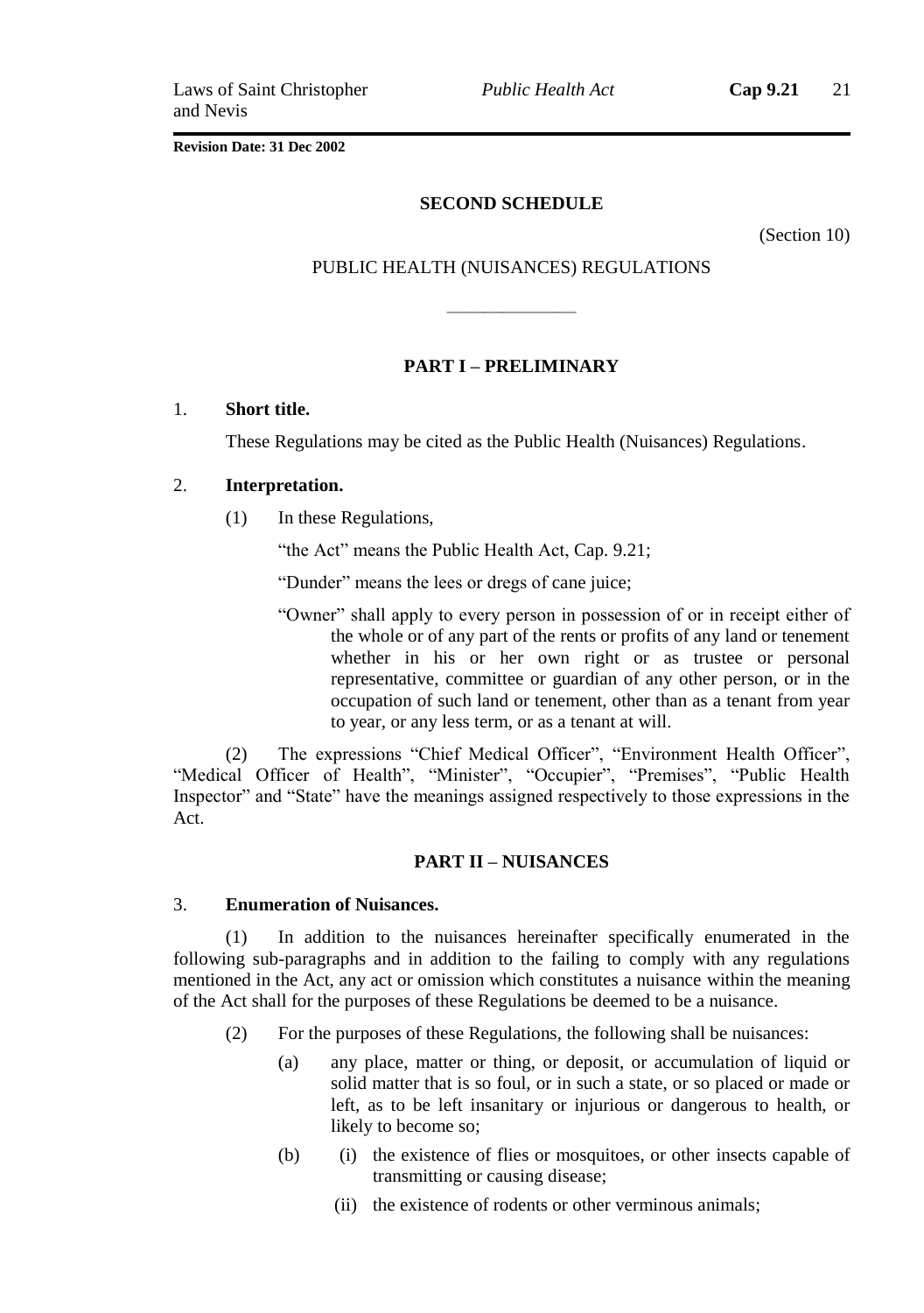**Revision Date: 31 Dec 2002**

## SECOND SCHEDULE

(Section 10)

PUBLIC HEALTH (NUISANCES) REGULATIONS

---

### PART I – PRELIMINARY

1. **Short title.**

These Regulations may be cited as the Public Health (Nuisances) Regulations.

2. **Interpretation.**

(1) In these Regulations,

"the Act" means the Public Health Act, Cap. 9.21;

"Dunder" means the lees or dregs of cane juice;

"Owner" shall apply to every person in possession of or in receipt either of the whole or of any part of the rents or profits of any land or tenement whether in his or her own right or as trustee or personal representative, committee or guardian of any other person, or in the occupation of such land or tenement, other than as a tenant from year to year, or any less term, or as a tenant at will.

(2) The expressions "Chief Medical Officer", "Environment Health Officer", "Medical Officer of Health", "Minister", "Occupier", "Premises", "Public Health Inspector" and "State" have the meanings assigned respectively to those expressions in the Act.

### PART II – NUISANCES

3. **Enumeration of Nuisances.**

(1) In addition to the nuisances hereinafter specifically enumerated in the following sub-paragraphs and in addition to the failing to comply with any regulations mentioned in the Act, any act or omission which constitutes a nuisance within the meaning of the Act shall for the purposes of these Regulations be deemed to be a nuisance.

(2) For the purposes of these Regulations, the following shall be nuisances:

(a) any place, matter or thing, or deposit, or accumulation of liquid or solid matter that is so foul, or in such a state, or so placed or made or left, as to be left insanitary or injurious or dangerous to health, or likely to become so;

(b) (i) the existence of flies or mosquitoes, or other insects capable of transmitting or causing disease;

(ii) the existence of rodents or other verminous animals;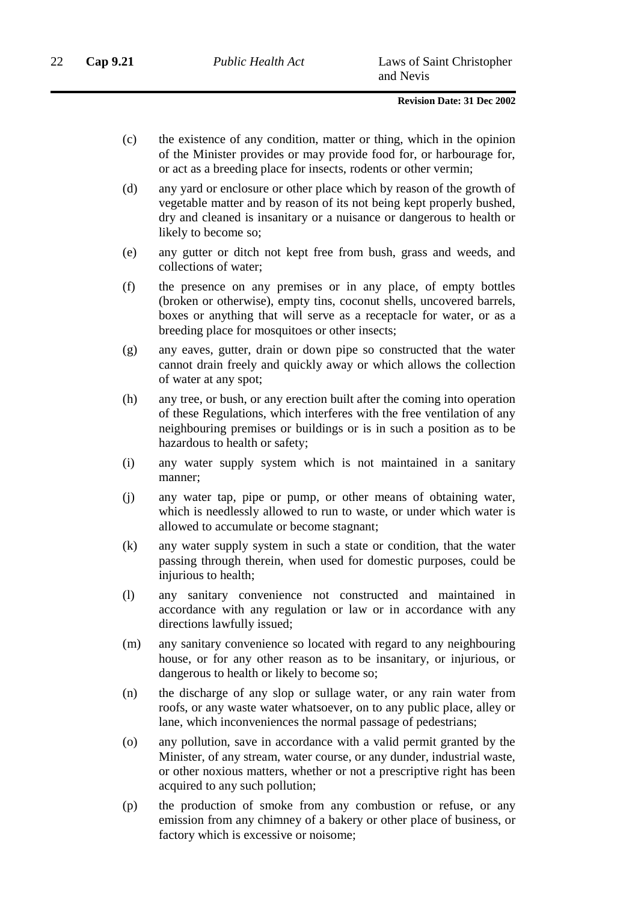(c) the existence of any condition, matter or thing, which in the opinion of the Minister provides or may provide food for, or harbourage for, or act as a breeding place for insects, rodents or other vermin;

(d) any yard or enclosure or other place which by reason of the growth of vegetable matter and by reason of its not being kept properly bushed, dry and cleaned is insanitary or a nuisance or dangerous to health or likely to become so;

(e) any gutter or ditch not kept free from bush, grass and weeds, and collections of water;

(f) the presence on any premises or in any place, of empty bottles (broken or otherwise), empty tins, coconut shells, uncovered barrels, boxes or anything that will serve as a receptacle for water, or as a breeding place for mosquitoes or other insects;

(g) any eaves, gutter, drain or down pipe so constructed that the water cannot drain freely and quickly away or which allows the collection of water at any spot;

(h) any tree, or bush, or any erection built after the coming into operation of these Regulations, which interferes with the free ventilation of any neighbouring premises or buildings or is in such a position as to be hazardous to health or safety;

(i) any water supply system which is not maintained in a sanitary manner;

(j) any water tap, pipe or pump, or other means of obtaining water, which is needlessly allowed to run to waste, or under which water is allowed to accumulate or become stagnant;

(k) any water supply system in such a state or condition, that the water passing through therein, when used for domestic purposes, could be injurious to health;

(l) any sanitary convenience not constructed and maintained in accordance with any regulation or law or in accordance with any directions lawfully issued;

(m) any sanitary convenience so located with regard to any neighbouring house, or for any other reason as to be insanitary, or injurious, or dangerous to health or likely to become so;

(n) the discharge of any slop or sullage water, or any rain water from roofs, or any waste water whatsoever, on to any public place, alley or lane, which inconveniences the normal passage of pedestrians;

(o) any pollution, save in accordance with a valid permit granted by the Minister, of any stream, water course, or any dunder, industrial waste, or other noxious matters, whether or not a prescriptive right has been acquired to any such pollution;

(p) the production of smoke from any combustion or refuse, or any emission from any chimney of a bakery or other place of business, or factory which is excessive or noisome;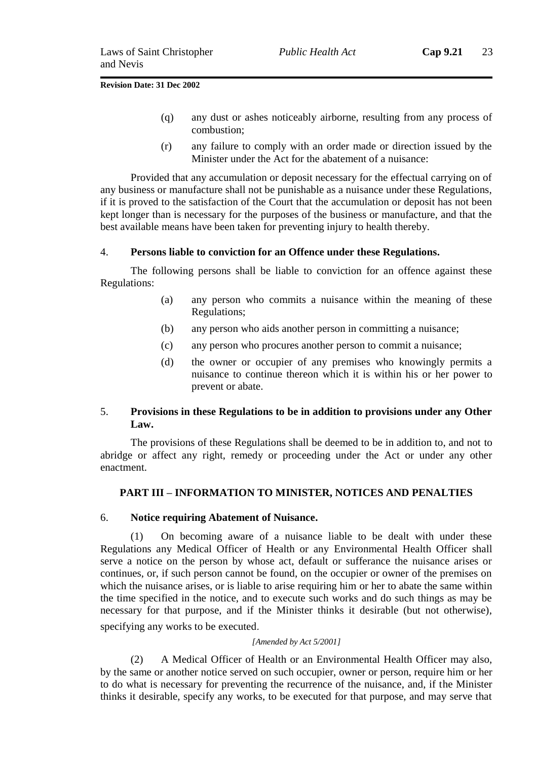(q) any dust or ashes noticeably airborne, resulting from any process of combustion;

(r) any failure to comply with an order made or direction issued by the Minister under the Act for the abatement of a nuisance:

Provided that any accumulation or deposit necessary for the effectual carrying on of any business or manufacture shall not be punishable as a nuisance under these Regulations, if it is proved to the satisfaction of the Court that the accumulation or deposit has not been kept longer than is necessary for the purposes of the business or manufacture, and that the best available means have been taken for preventing injury to health thereby.

### 4. Persons liable to conviction for an Offence under these Regulations.

The following persons shall be liable to conviction for an offence against these Regulations:

(a) any person who commits a nuisance within the meaning of these Regulations;

(b) any person who aids another person in committing a nuisance;

(c) any person who procures another person to commit a nuisance;

(d) the owner or occupier of any premises who knowingly permits a nuisance to continue thereon which it is within his or her power to prevent or abate.

### 5. Provisions in these Regulations to be in addition to provisions under any Other Law.

The provisions of these Regulations shall be deemed to be in addition to, and not to abridge or affect any right, remedy or proceeding under the Act or under any other enactment.

## PART III – INFORMATION TO MINISTER, NOTICES AND PENALTIES

### 6. Notice requiring Abatement of Nuisance.

(1) On becoming aware of a nuisance liable to be dealt with under these Regulations any Medical Officer of Health or any Environmental Health Officer shall serve a notice on the person by whose act, default or sufferance the nuisance arises or continues, or, if such person cannot be found, on the occupier or owner of the premises on which the nuisance arises, or is liable to arise requiring him or her to abate the same within the time specified in the notice, and to execute such works and do such things as may be necessary for that purpose, and if the Minister thinks it desirable (but not otherwise), specifying any works to be executed.

*[Amended by Act 5/2001]*

(2) A Medical Officer of Health or an Environmental Health Officer may also, by the same or another notice served on such occupier, owner or person, require him or her to do what is necessary for preventing the recurrence of the nuisance, and, if the Minister thinks it desirable, specify any works, to be executed for that purpose, and may serve that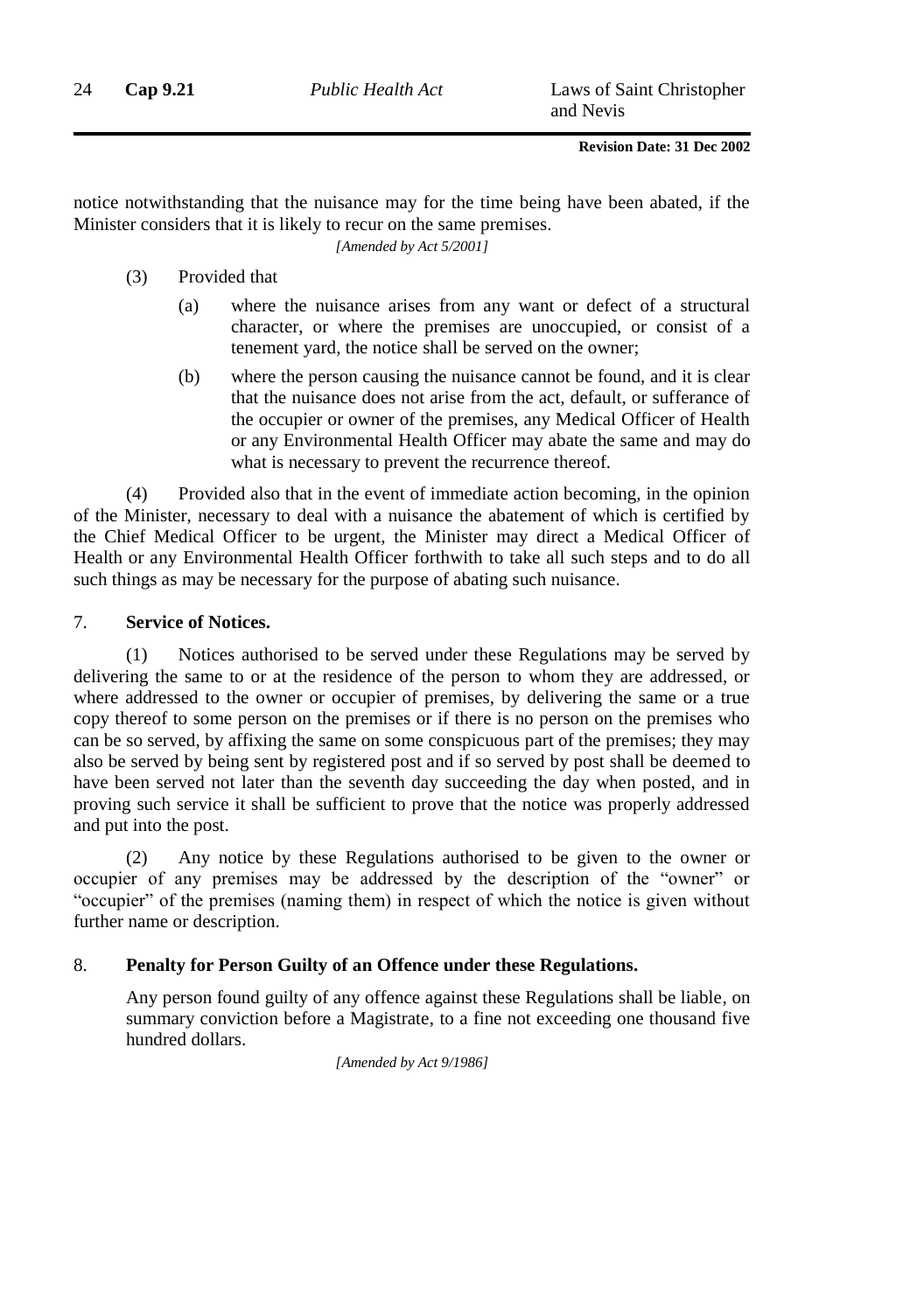notice notwithstanding that the nuisance may for the time being have been abated, if the Minister considers that it is likely to recur on the same premises.

*[Amended by Act 5/2001]*

(3) Provided that

(a) where the nuisance arises from any want or defect of a structural character, or where the premises are unoccupied, or consist of a tenement yard, the notice shall be served on the owner;

(b) where the person causing the nuisance cannot be found, and it is clear that the nuisance does not arise from the act, default, or sufferance of the occupier or owner of the premises, any Medical Officer of Health or any Environmental Health Officer may abate the same and may do what is necessary to prevent the recurrence thereof.

(4) Provided also that in the event of immediate action becoming, in the opinion of the Minister, necessary to deal with a nuisance the abatement of which is certified by the Chief Medical Officer to be urgent, the Minister may direct a Medical Officer of Health or any Environmental Health Officer forthwith to take all such steps and to do all such things as may be necessary for the purpose of abating such nuisance.

## 7. Service of Notices.

(1) Notices authorised to be served under these Regulations may be served by delivering the same to or at the residence of the person to whom they are addressed, or where addressed to the owner or occupier of premises, by delivering the same or a true copy thereof to some person on the premises or if there is no person on the premises who can be so served, by affixing the same on some conspicuous part of the premises; they may also be served by being sent by registered post and if so served by post shall be deemed to have been served not later than the seventh day succeeding the day when posted, and in proving such service it shall be sufficient to prove that the notice was properly addressed and put into the post.

(2) Any notice by these Regulations authorised to be given to the owner or occupier of any premises may be addressed by the description of the "owner" or "occupier" of the premises (naming them) in respect of which the notice is given without further name or description.

## 8. Penalty for Person Guilty of an Offence under these Regulations.

Any person found guilty of any offence against these Regulations shall be liable, on summary conviction before a Magistrate, to a fine not exceeding one thousand five hundred dollars.

*[Amended by Act 9/1986]*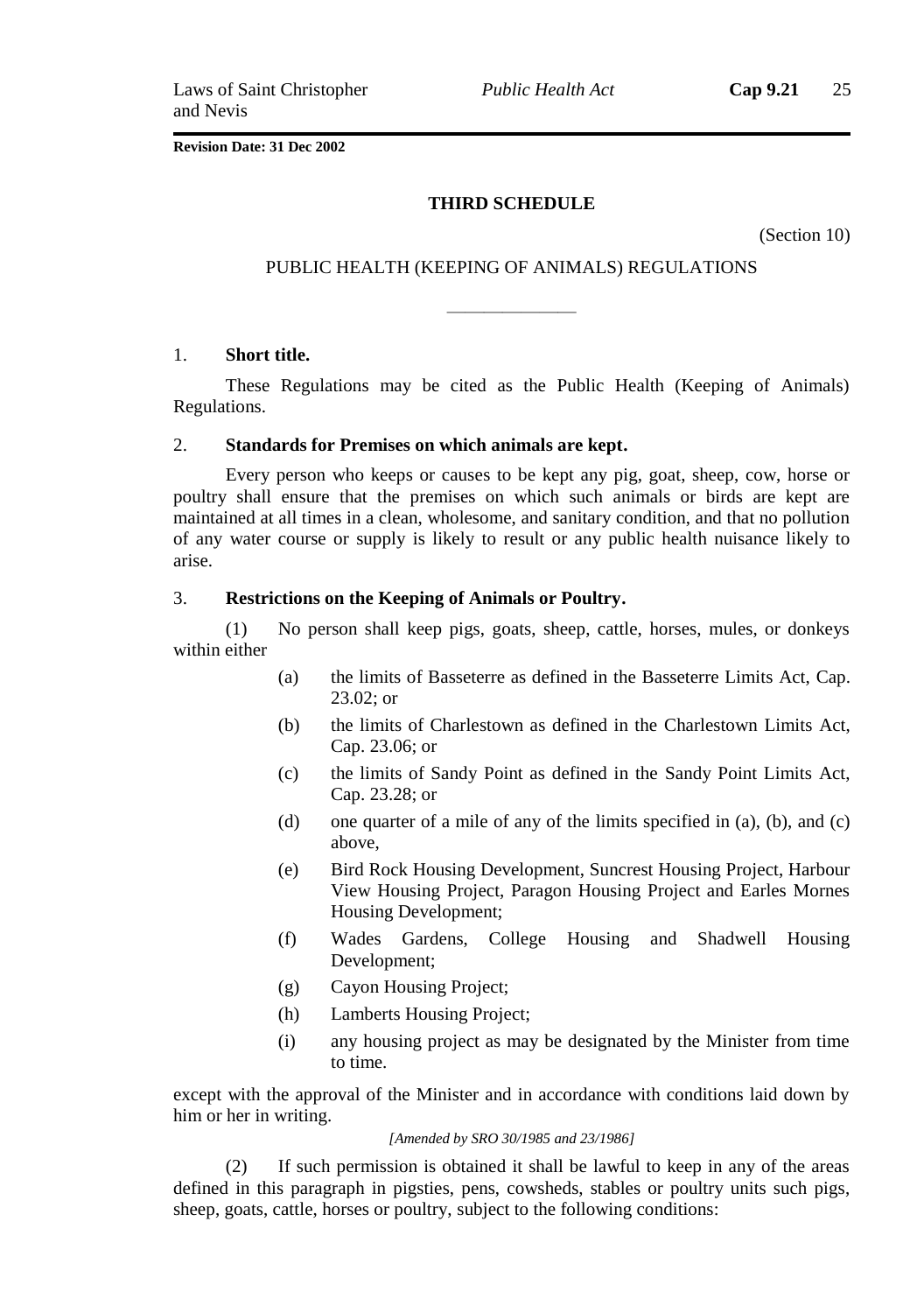**Revision Date: 31 Dec 2002**

## THIRD SCHEDULE

(Section 10)

PUBLIC HEALTH (KEEPING OF ANIMALS) REGULATIONS

---

1. **Short title.**

These Regulations may be cited as the Public Health (Keeping of Animals) Regulations.

2. **Standards for Premises on which animals are kept.**

Every person who keeps or causes to be kept any pig, goat, sheep, cow, horse or poultry shall ensure that the premises on which such animals or birds are kept are maintained at all times in a clean, wholesome, and sanitary condition, and that no pollution of any water course or supply is likely to result or any public health nuisance likely to arise.

3. **Restrictions on the Keeping of Animals or Poultry.**

(1) No person shall keep pigs, goats, sheep, cattle, horses, mules, or donkeys within either

- (a) the limits of Basseterre as defined in the Basseterre Limits Act, Cap. 23.02; or
- (b) the limits of Charlestown as defined in the Charlestown Limits Act, Cap. 23.06; or
- (c) the limits of Sandy Point as defined in the Sandy Point Limits Act, Cap. 23.28; or
- (d) one quarter of a mile of any of the limits specified in (a), (b), and (c) above,
- (e) Bird Rock Housing Development, Suncrest Housing Project, Harbour View Housing Project, Paragon Housing Project and Earles Mornes Housing Development;
- (f) Wades Gardens, College Housing and Shadwell Housing Development;
- (g) Cayon Housing Project;
- (h) Lamberts Housing Project;
- (i) any housing project as may be designated by the Minister from time to time.

except with the approval of the Minister and in accordance with conditions laid down by him or her in writing.

*[Amended by SRO 30/1985 and 23/1986]*

(2) If such permission is obtained it shall be lawful to keep in any of the areas defined in this paragraph in pigsties, pens, cowsheds, stables or poultry units such pigs, sheep, goats, cattle, horses or poultry, subject to the following conditions: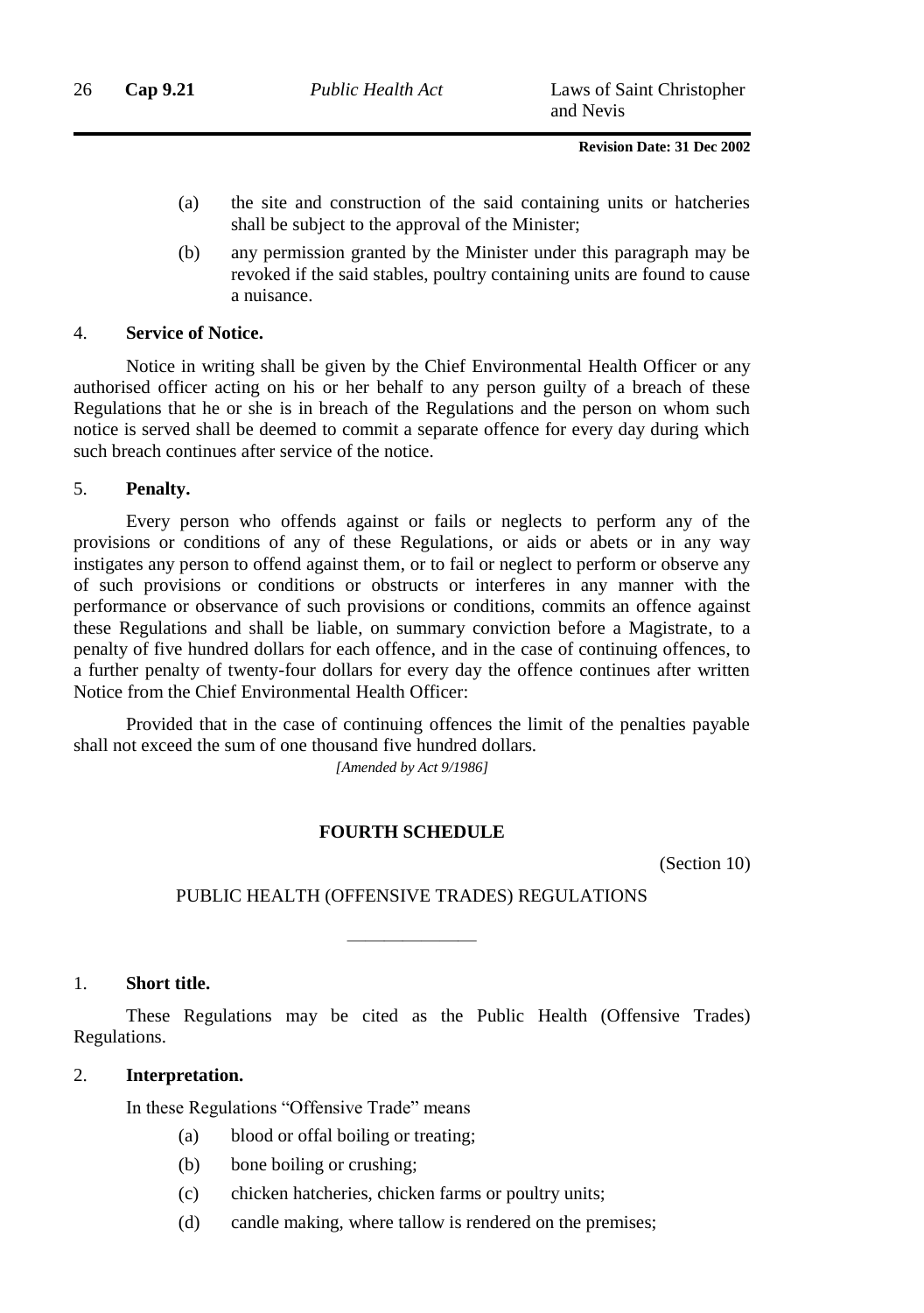(a) the site and construction of the said containing units or hatcheries shall be subject to the approval of the Minister;

(b) any permission granted by the Minister under this paragraph may be revoked if the said stables, poultry containing units are found to cause a nuisance.

4. **Service of Notice.**

Notice in writing shall be given by the Chief Environmental Health Officer or any authorised officer acting on his or her behalf to any person guilty of a breach of these Regulations that he or she is in breach of the Regulations and the person on whom such notice is served shall be deemed to commit a separate offence for every day during which such breach continues after service of the notice.

5. **Penalty.**

Every person who offends against or fails or neglects to perform any of the provisions or conditions of any of these Regulations, or aids or abets or in any way instigates any person to offend against them, or to fail or neglect to perform or observe any of such provisions or conditions or obstructs or interferes in any manner with the performance or observance of such provisions or conditions, commits an offence against these Regulations and shall be liable, on summary conviction before a Magistrate, to a penalty of five hundred dollars for each offence, and in the case of continuing offences, to a further penalty of twenty-four dollars for every day the offence continues after written Notice from the Chief Environmental Health Officer:

Provided that in the case of continuing offences the limit of the penalties payable shall not exceed the sum of one thousand five hundred dollars.

*[Amended by Act 9/1986]*

## FOURTH SCHEDULE

(Section 10)

PUBLIC HEALTH (OFFENSIVE TRADES) REGULATIONS

1. **Short title.**

These Regulations may be cited as the Public Health (Offensive Trades) Regulations.

2. **Interpretation.**

In these Regulations "Offensive Trade" means

(a) blood or offal boiling or treating;

(b) bone boiling or crushing;

(c) chicken hatcheries, chicken farms or poultry units;

(d) candle making, where tallow is rendered on the premises;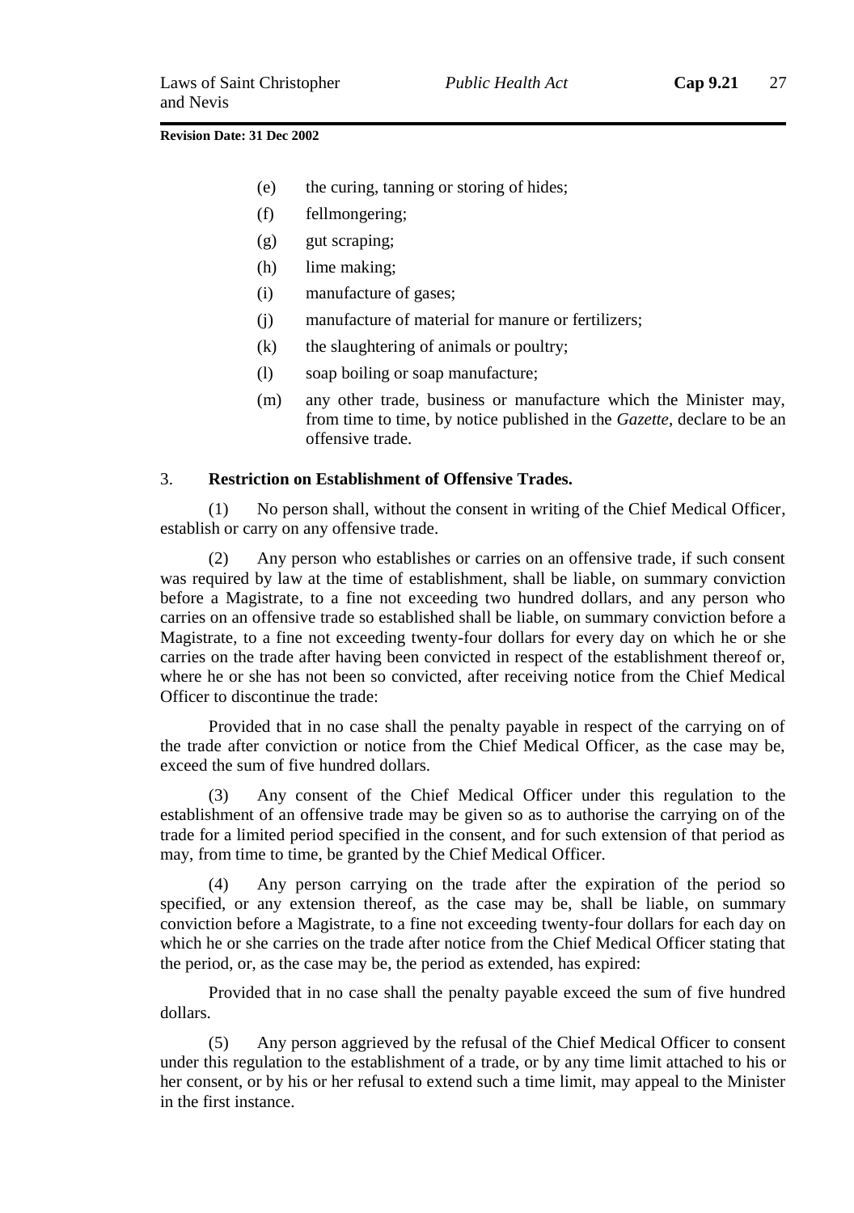(e) the curing, tanning or storing of hides;

(f) fellmongering;

(g) gut scraping;

(h) lime making;

(i) manufacture of gases;

(j) manufacture of material for manure or fertilizers;

(k) the slaughtering of animals or poultry;

(l) soap boiling or soap manufacture;

(m) any other trade, business or manufacture which the Minister may, from time to time, by notice published in the *Gazette*, declare to be an offensive trade.

### 3. Restriction on Establishment of Offensive Trades.

(1) No person shall, without the consent in writing of the Chief Medical Officer, establish or carry on any offensive trade.

(2) Any person who establishes or carries on an offensive trade, if such consent was required by law at the time of establishment, shall be liable, on summary conviction before a Magistrate, to a fine not exceeding two hundred dollars, and any person who carries on an offensive trade so established shall be liable, on summary conviction before a Magistrate, to a fine not exceeding twenty-four dollars for every day on which he or she carries on the trade after having been convicted in respect of the establishment thereof or, where he or she has not been so convicted, after receiving notice from the Chief Medical Officer to discontinue the trade:

Provided that in no case shall the penalty payable in respect of the carrying on of the trade after conviction or notice from the Chief Medical Officer, as the case may be, exceed the sum of five hundred dollars.

(3) Any consent of the Chief Medical Officer under this regulation to the establishment of an offensive trade may be given so as to authorise the carrying on of the trade for a limited period specified in the consent, and for such extension of that period as may, from time to time, be granted by the Chief Medical Officer.

(4) Any person carrying on the trade after the expiration of the period so specified, or any extension thereof, as the case may be, shall be liable, on summary conviction before a Magistrate, to a fine not exceeding twenty-four dollars for each day on which he or she carries on the trade after notice from the Chief Medical Officer stating that the period, or, as the case may be, the period as extended, has expired:

Provided that in no case shall the penalty payable exceed the sum of five hundred dollars.

(5) Any person aggrieved by the refusal of the Chief Medical Officer to consent under this regulation to the establishment of a trade, or by any time limit attached to his or her consent, or by his or her refusal to extend such a time limit, may appeal to the Minister in the first instance.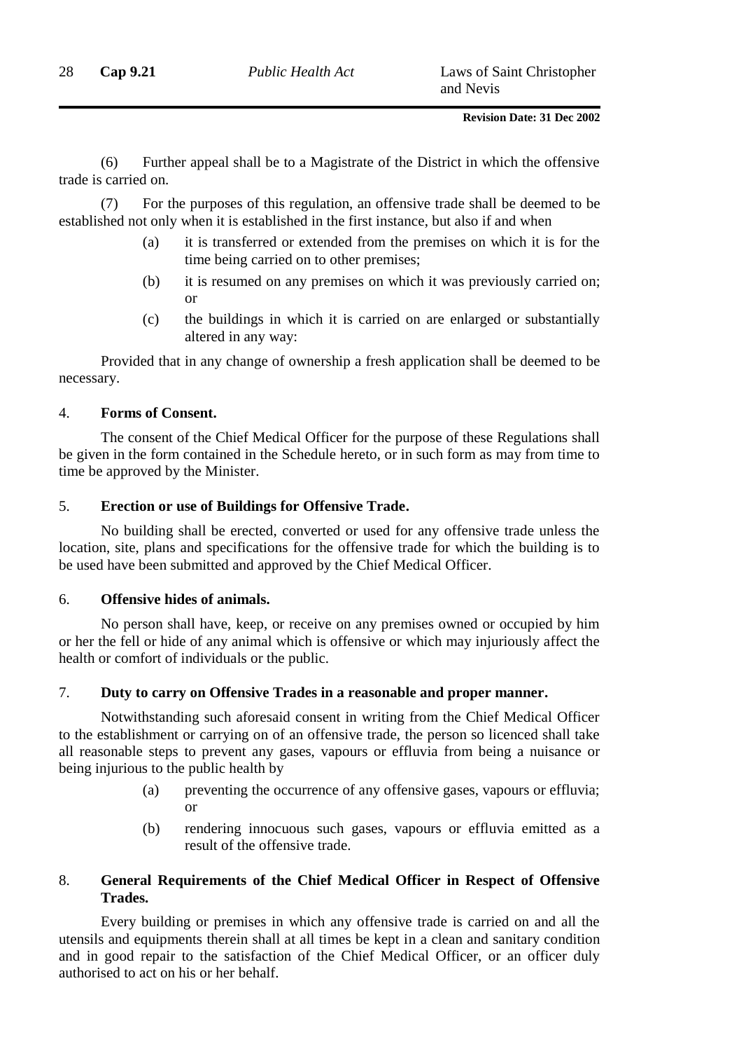(6) Further appeal shall be to a Magistrate of the District in which the offensive trade is carried on.

(7) For the purposes of this regulation, an offensive trade shall be deemed to be established not only when it is established in the first instance, but also if and when

- (a) it is transferred or extended from the premises on which it is for the time being carried on to other premises;
- (b) it is resumed on any premises on which it was previously carried on; or
- (c) the buildings in which it is carried on are enlarged or substantially altered in any way:

Provided that in any change of ownership a fresh application shall be deemed to be necessary.

## 4. Forms of Consent.

The consent of the Chief Medical Officer for the purpose of these Regulations shall be given in the form contained in the Schedule hereto, or in such form as may from time to time be approved by the Minister.

## 5. Erection or use of Buildings for Offensive Trade.

No building shall be erected, converted or used for any offensive trade unless the location, site, plans and specifications for the offensive trade for which the building is to be used have been submitted and approved by the Chief Medical Officer.

## 6. Offensive hides of animals.

No person shall have, keep, or receive on any premises owned or occupied by him or her the fell or hide of any animal which is offensive or which may injuriously affect the health or comfort of individuals or the public.

## 7. Duty to carry on Offensive Trades in a reasonable and proper manner.

Notwithstanding such aforesaid consent in writing from the Chief Medical Officer to the establishment or carrying on of an offensive trade, the person so licenced shall take all reasonable steps to prevent any gases, vapours or effluvia from being a nuisance or being injurious to the public health by

- (a) preventing the occurrence of any offensive gases, vapours or effluvia; or
- (b) rendering innocuous such gases, vapours or effluvia emitted as a result of the offensive trade.

## 8. General Requirements of the Chief Medical Officer in Respect of Offensive Trades.

Every building or premises in which any offensive trade is carried on and all the utensils and equipments therein shall at all times be kept in a clean and sanitary condition and in good repair to the satisfaction of the Chief Medical Officer, or an officer duly authorised to act on his or her behalf.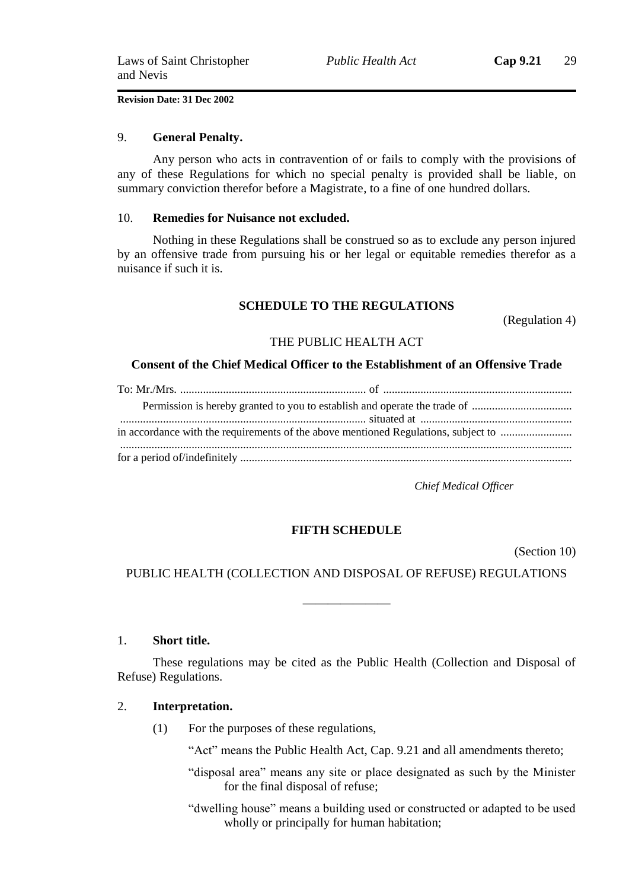9. **General Penalty.**

Any person who acts in contravention of or fails to comply with the provisions of any of these Regulations for which no special penalty is provided shall be liable, on summary conviction therefor before a Magistrate, to a fine of one hundred dollars.

10. **Remedies for Nuisance not excluded.**

Nothing in these Regulations shall be construed so as to exclude any person injured by an offensive trade from pursuing his or her legal or equitable remedies therefor as a nuisance if such it is.

## SCHEDULE TO THE REGULATIONS

(Regulation 4)

THE PUBLIC HEALTH ACT

**Consent of the Chief Medical Officer to the Establishment of an Offensive Trade**

To: Mr./Mrs. ................................................................. of .................................................................

Permission is hereby granted to you to establish and operate the trade of ..................................
...................................................................................... situated at .....................................................
in accordance with the requirements of the above mentioned Regulations, subject to .........................
...........................................................................................................................................................
for a period of/indefinitely ..................................................................................................................

*Chief Medical Officer*

## FIFTH SCHEDULE

(Section 10)

PUBLIC HEALTH (COLLECTION AND DISPOSAL OF REFUSE) REGULATIONS

1. **Short title.**

These regulations may be cited as the Public Health (Collection and Disposal of Refuse) Regulations.

2. **Interpretation.**

(1) For the purposes of these regulations,

"Act" means the Public Health Act, Cap. 9.21 and all amendments thereto;

"disposal area" means any site or place designated as such by the Minister for the final disposal of refuse;

"dwelling house" means a building used or constructed or adapted to be used wholly or principally for human habitation;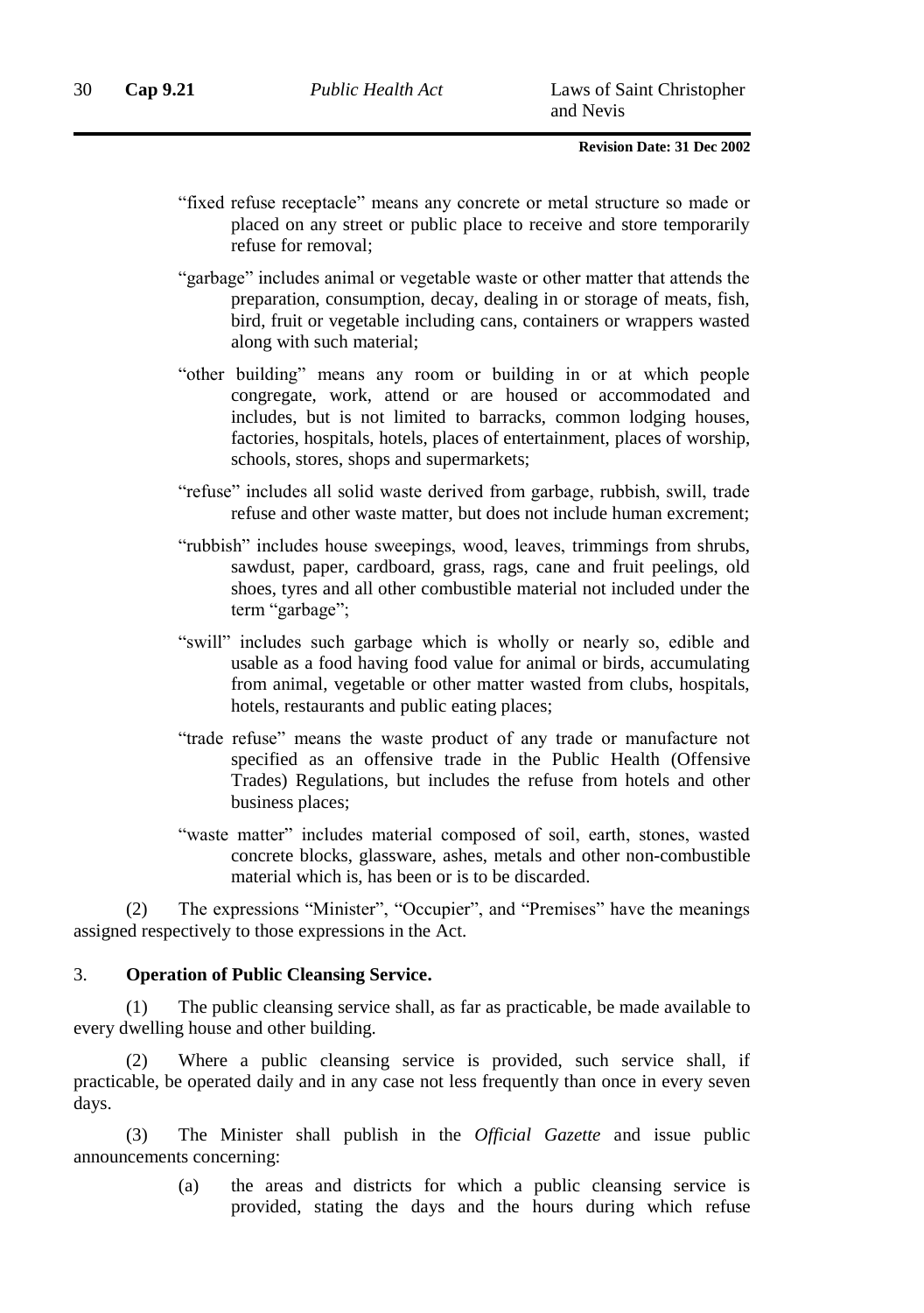"fixed refuse receptacle" means any concrete or metal structure so made or placed on any street or public place to receive and store temporarily refuse for removal;

"garbage" includes animal or vegetable waste or other matter that attends the preparation, consumption, decay, dealing in or storage of meats, fish, bird, fruit or vegetable including cans, containers or wrappers wasted along with such material;

"other building" means any room or building in or at which people congregate, work, attend or are housed or accommodated and includes, but is not limited to barracks, common lodging houses, factories, hospitals, hotels, places of entertainment, places of worship, schools, stores, shops and supermarkets;

"refuse" includes all solid waste derived from garbage, rubbish, swill, trade refuse and other waste matter, but does not include human excrement;

"rubbish" includes house sweepings, wood, leaves, trimmings from shrubs, sawdust, paper, cardboard, grass, rags, cane and fruit peelings, old shoes, tyres and all other combustible material not included under the term "garbage";

"swill" includes such garbage which is wholly or nearly so, edible and usable as a food having food value for animal or birds, accumulating from animal, vegetable or other matter wasted from clubs, hospitals, hotels, restaurants and public eating places;

"trade refuse" means the waste product of any trade or manufacture not specified as an offensive trade in the Public Health (Offensive Trades) Regulations, but includes the refuse from hotels and other business places;

"waste matter" includes material composed of soil, earth, stones, wasted concrete blocks, glassware, ashes, metals and other non-combustible material which is, has been or is to be discarded.

(2) The expressions "Minister", "Occupier", and "Premises" have the meanings assigned respectively to those expressions in the Act.

3. **Operation of Public Cleansing Service.**

(1) The public cleansing service shall, as far as practicable, be made available to every dwelling house and other building.

(2) Where a public cleansing service is provided, such service shall, if practicable, be operated daily and in any case not less frequently than once in every seven days.

(3) The Minister shall publish in the *Official Gazette* and issue public announcements concerning:

(a) the areas and districts for which a public cleansing service is provided, stating the days and the hours during which refuse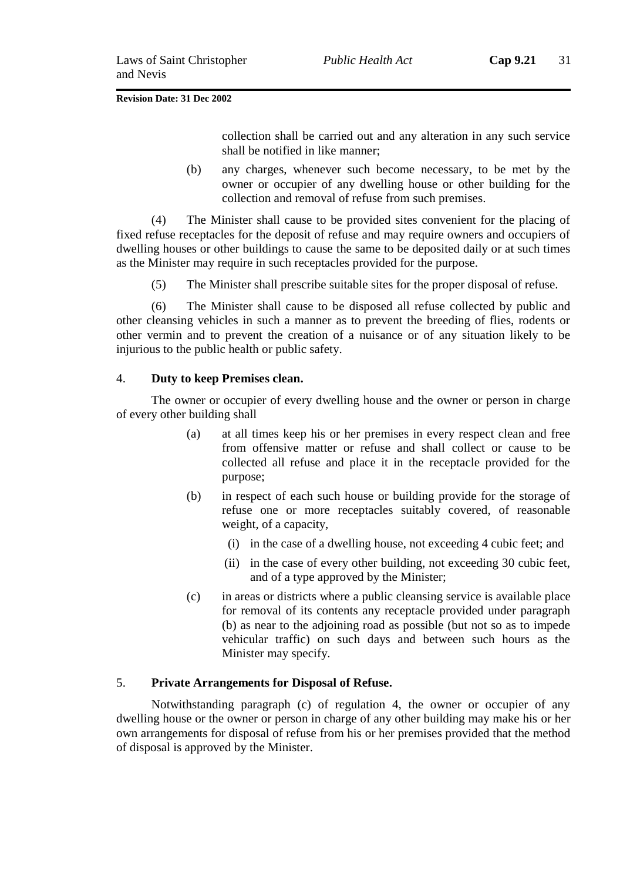collection shall be carried out and any alteration in any such service shall be notified in like manner;

(b) any charges, whenever such become necessary, to be met by the owner or occupier of any dwelling house or other building for the collection and removal of refuse from such premises.

(4) The Minister shall cause to be provided sites convenient for the placing of fixed refuse receptacles for the deposit of refuse and may require owners and occupiers of dwelling houses or other buildings to cause the same to be deposited daily or at such times as the Minister may require in such receptacles provided for the purpose.

(5) The Minister shall prescribe suitable sites for the proper disposal of refuse.

(6) The Minister shall cause to be disposed all refuse collected by public and other cleansing vehicles in such a manner as to prevent the breeding of flies, rodents or other vermin and to prevent the creation of a nuisance or of any situation likely to be injurious to the public health or public safety.

4. **Duty to keep Premises clean.**

The owner or occupier of every dwelling house and the owner or person in charge of every other building shall

(a) at all times keep his or her premises in every respect clean and free from offensive matter or refuse and shall collect or cause to be collected all refuse and place it in the receptacle provided for the purpose;

(b) in respect of each such house or building provide for the storage of refuse one or more receptacles suitably covered, of reasonable weight, of a capacity,

(i) in the case of a dwelling house, not exceeding 4 cubic feet; and

(ii) in the case of every other building, not exceeding 30 cubic feet, and of a type approved by the Minister;

(c) in areas or districts where a public cleansing service is available place for removal of its contents any receptacle provided under paragraph (b) as near to the adjoining road as possible (but not so as to impede vehicular traffic) on such days and between such hours as the Minister may specify.

5. **Private Arrangements for Disposal of Refuse.**

Notwithstanding paragraph (c) of regulation 4, the owner or occupier of any dwelling house or the owner or person in charge of any other building may make his or her own arrangements for disposal of refuse from his or her premises provided that the method of disposal is approved by the Minister.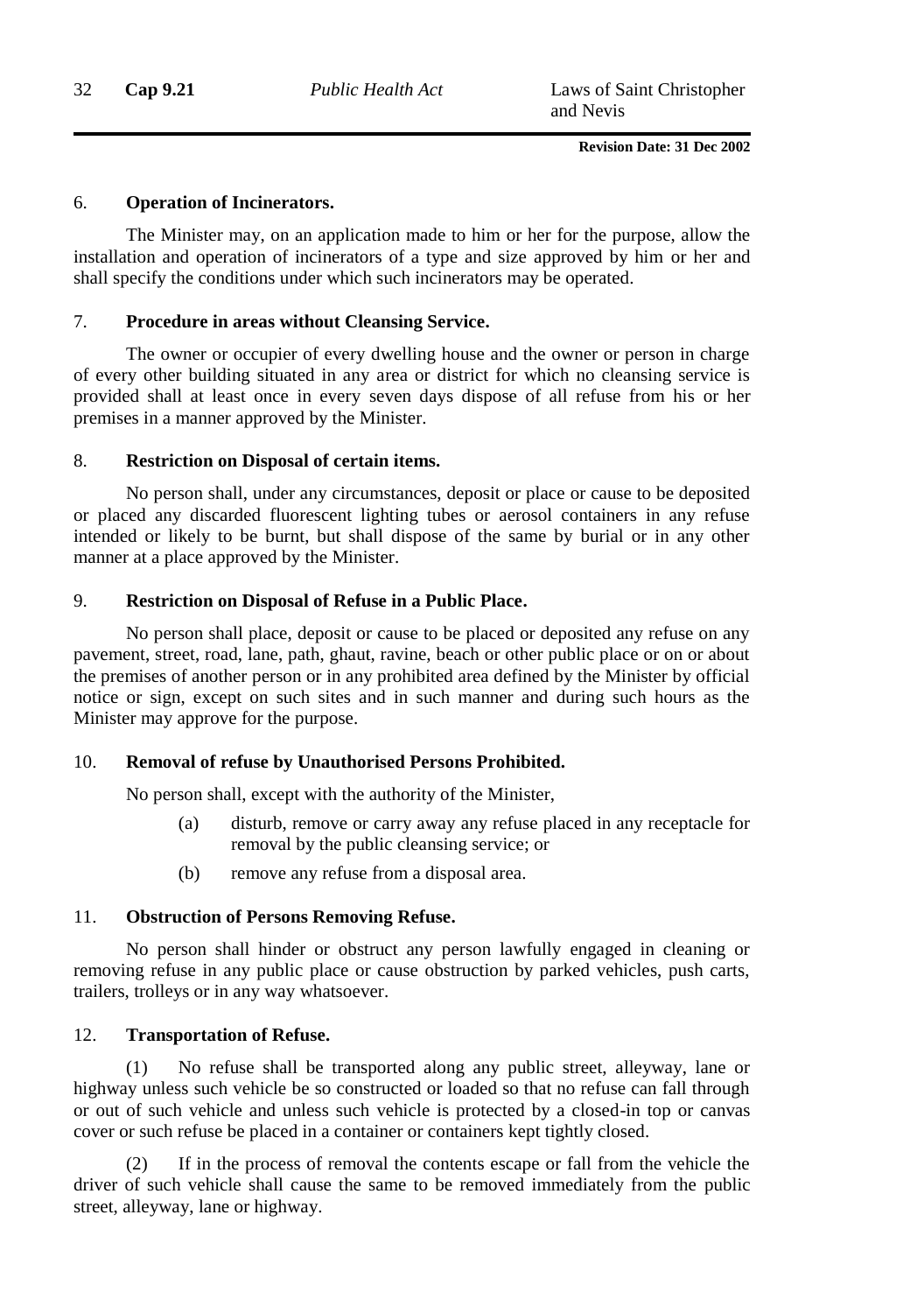6. **Operation of Incinerators.**

The Minister may, on an application made to him or her for the purpose, allow the installation and operation of incinerators of a type and size approved by him or her and shall specify the conditions under which such incinerators may be operated.

7. **Procedure in areas without Cleansing Service.**

The owner or occupier of every dwelling house and the owner or person in charge of every other building situated in any area or district for which no cleansing service is provided shall at least once in every seven days dispose of all refuse from his or her premises in a manner approved by the Minister.

8. **Restriction on Disposal of certain items.**

No person shall, under any circumstances, deposit or place or cause to be deposited or placed any discarded fluorescent lighting tubes or aerosol containers in any refuse intended or likely to be burnt, but shall dispose of the same by burial or in any other manner at a place approved by the Minister.

9. **Restriction on Disposal of Refuse in a Public Place.**

No person shall place, deposit or cause to be placed or deposited any refuse on any pavement, street, road, lane, path, ghaut, ravine, beach or other public place or on or about the premises of another person or in any prohibited area defined by the Minister by official notice or sign, except on such sites and in such manner and during such hours as the Minister may approve for the purpose.

10. **Removal of refuse by Unauthorised Persons Prohibited.**

No person shall, except with the authority of the Minister,

(a) disturb, remove or carry away any refuse placed in any receptacle for removal by the public cleansing service; or

(b) remove any refuse from a disposal area.

11. **Obstruction of Persons Removing Refuse.**

No person shall hinder or obstruct any person lawfully engaged in cleaning or removing refuse in any public place or cause obstruction by parked vehicles, push carts, trailers, trolleys or in any way whatsoever.

12. **Transportation of Refuse.**

(1) No refuse shall be transported along any public street, alleyway, lane or highway unless such vehicle be so constructed or loaded so that no refuse can fall through or out of such vehicle and unless such vehicle is protected by a closed-in top or canvas cover or such refuse be placed in a container or containers kept tightly closed.

(2) If in the process of removal the contents escape or fall from the vehicle the driver of such vehicle shall cause the same to be removed immediately from the public street, alleyway, lane or highway.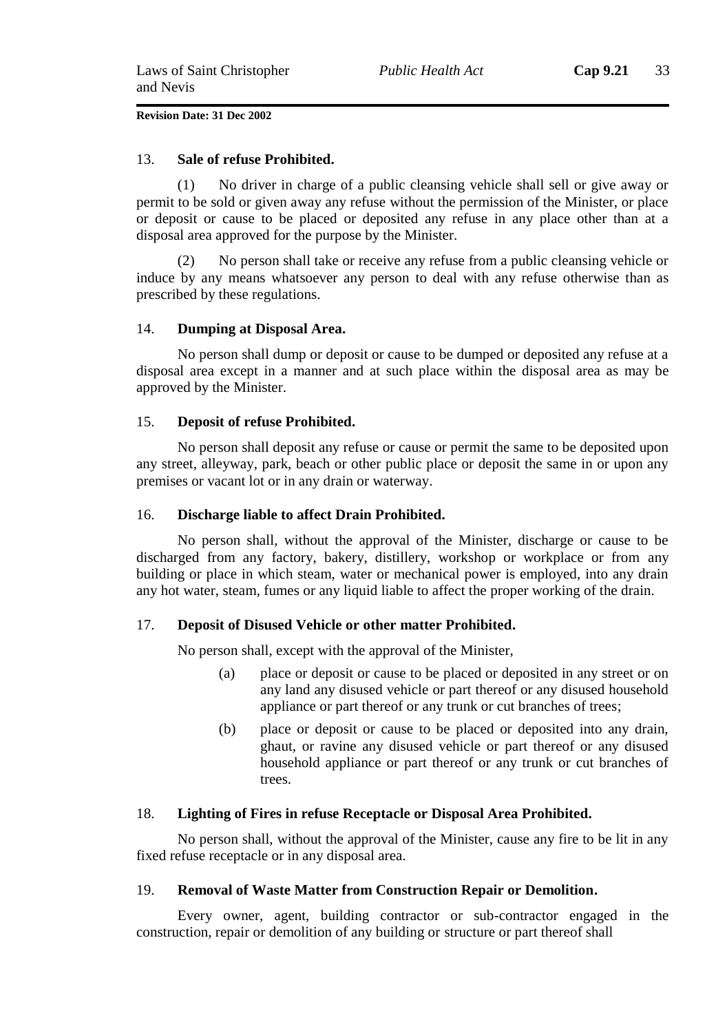### 13. **Sale of refuse Prohibited.**

(1) No driver in charge of a public cleansing vehicle shall sell or give away or permit to be sold or given away any refuse without the permission of the Minister, or place or deposit or cause to be placed or deposited any refuse in any place other than at a disposal area approved for the purpose by the Minister.

(2) No person shall take or receive any refuse from a public cleansing vehicle or induce by any means whatsoever any person to deal with any refuse otherwise than as prescribed by these regulations.

### 14. **Dumping at Disposal Area.**

No person shall dump or deposit or cause to be dumped or deposited any refuse at a disposal area except in a manner and at such place within the disposal area as may be approved by the Minister.

### 15. **Deposit of refuse Prohibited.**

No person shall deposit any refuse or cause or permit the same to be deposited upon any street, alleyway, park, beach or other public place or deposit the same in or upon any premises or vacant lot or in any drain or waterway.

### 16. **Discharge liable to affect Drain Prohibited.**

No person shall, without the approval of the Minister, discharge or cause to be discharged from any factory, bakery, distillery, workshop or workplace or from any building or place in which steam, water or mechanical power is employed, into any drain any hot water, steam, fumes or any liquid liable to affect the proper working of the drain.

### 17. **Deposit of Disused Vehicle or other matter Prohibited.**

No person shall, except with the approval of the Minister,

(a) place or deposit or cause to be placed or deposited in any street or on any land any disused vehicle or part thereof or any disused household appliance or part thereof or any trunk or cut branches of trees;

(b) place or deposit or cause to be placed or deposited into any drain, ghaut, or ravine any disused vehicle or part thereof or any disused household appliance or part thereof or any trunk or cut branches of trees.

### 18. **Lighting of Fires in refuse Receptacle or Disposal Area Prohibited.**

No person shall, without the approval of the Minister, cause any fire to be lit in any fixed refuse receptacle or in any disposal area.

### 19. **Removal of Waste Matter from Construction Repair or Demolition.**

Every owner, agent, building contractor or sub-contractor engaged in the construction, repair or demolition of any building or structure or part thereof shall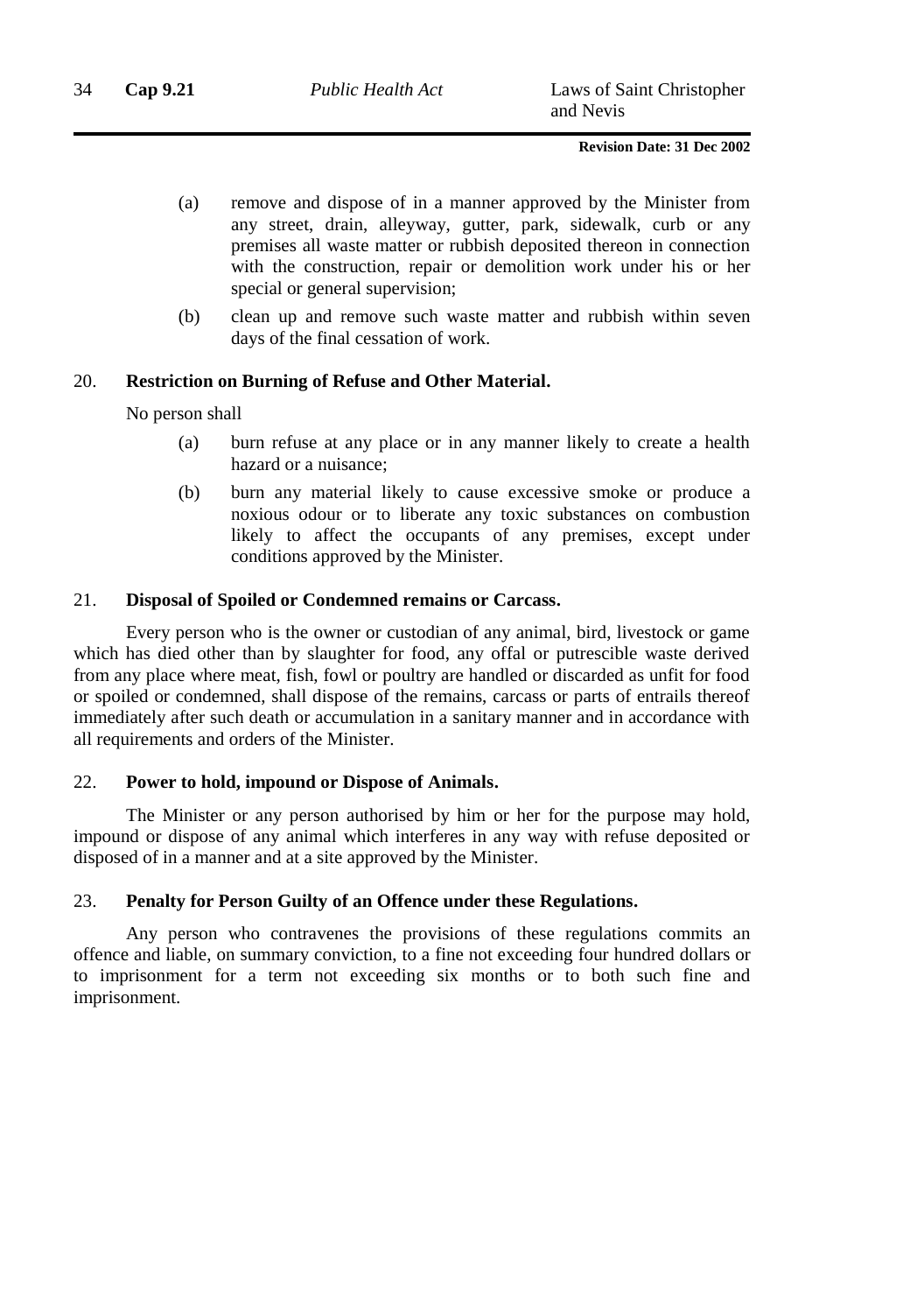(a) remove and dispose of in a manner approved by the Minister from any street, drain, alleyway, gutter, park, sidewalk, curb or any premises all waste matter or rubbish deposited thereon in connection with the construction, repair or demolition work under his or her special or general supervision;

(b) clean up and remove such waste matter and rubbish within seven days of the final cessation of work.

### 20. Restriction on Burning of Refuse and Other Material.

No person shall

(a) burn refuse at any place or in any manner likely to create a health hazard or a nuisance;

(b) burn any material likely to cause excessive smoke or produce a noxious odour or to liberate any toxic substances on combustion likely to affect the occupants of any premises, except under conditions approved by the Minister.

### 21. Disposal of Spoiled or Condemned remains or Carcass.

Every person who is the owner or custodian of any animal, bird, livestock or game which has died other than by slaughter for food, any offal or putrescible waste derived from any place where meat, fish, fowl or poultry are handled or discarded as unfit for food or spoiled or condemned, shall dispose of the remains, carcass or parts of entrails thereof immediately after such death or accumulation in a sanitary manner and in accordance with all requirements and orders of the Minister.

### 22. Power to hold, impound or Dispose of Animals.

The Minister or any person authorised by him or her for the purpose may hold, impound or dispose of any animal which interferes in any way with refuse deposited or disposed of in a manner and at a site approved by the Minister.

### 23. Penalty for Person Guilty of an Offence under these Regulations.

Any person who contravenes the provisions of these regulations commits an offence and liable, on summary conviction, to a fine not exceeding four hundred dollars or to imprisonment for a term not exceeding six months or to both such fine and imprisonment.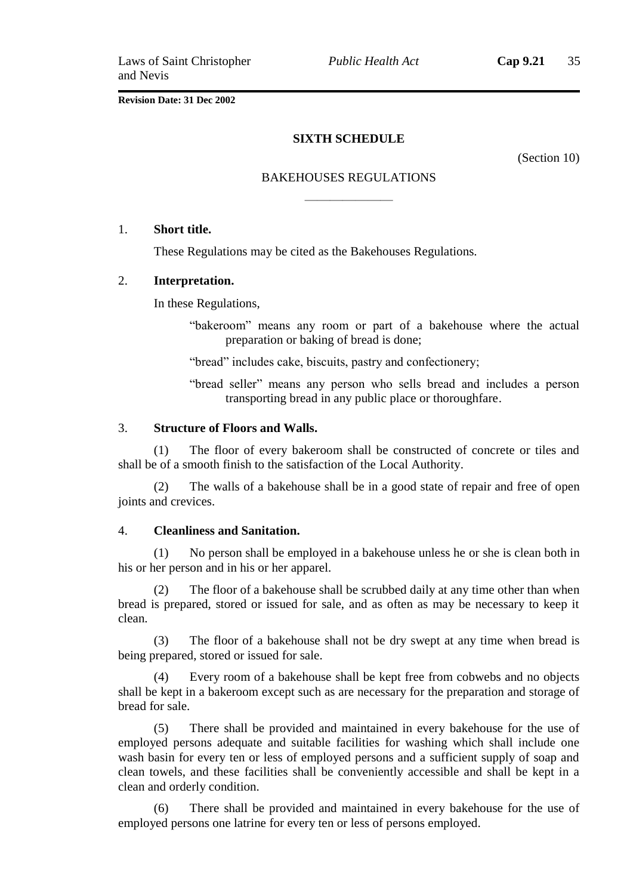## SIXTH SCHEDULE

(Section 10)

### BAKEHOUSES REGULATIONS

1. **Short title.**

These Regulations may be cited as the Bakehouses Regulations.

2. **Interpretation.**

In these Regulations,

"bakeroom" means any room or part of a bakehouse where the actual preparation or baking of bread is done;

"bread" includes cake, biscuits, pastry and confectionery;

"bread seller" means any person who sells bread and includes a person transporting bread in any public place or thoroughfare.

3. **Structure of Floors and Walls.**

(1) The floor of every bakeroom shall be constructed of concrete or tiles and shall be of a smooth finish to the satisfaction of the Local Authority.

(2) The walls of a bakehouse shall be in a good state of repair and free of open joints and crevices.

4. **Cleanliness and Sanitation.**

(1) No person shall be employed in a bakehouse unless he or she is clean both in his or her person and in his or her apparel.

(2) The floor of a bakehouse shall be scrubbed daily at any time other than when bread is prepared, stored or issued for sale, and as often as may be necessary to keep it clean.

(3) The floor of a bakehouse shall not be dry swept at any time when bread is being prepared, stored or issued for sale.

(4) Every room of a bakehouse shall be kept free from cobwebs and no objects shall be kept in a bakeroom except such as are necessary for the preparation and storage of bread for sale.

(5) There shall be provided and maintained in every bakehouse for the use of employed persons adequate and suitable facilities for washing which shall include one wash basin for every ten or less of employed persons and a sufficient supply of soap and clean towels, and these facilities shall be conveniently accessible and shall be kept in a clean and orderly condition.

(6) There shall be provided and maintained in every bakehouse for the use of employed persons one latrine for every ten or less of persons employed.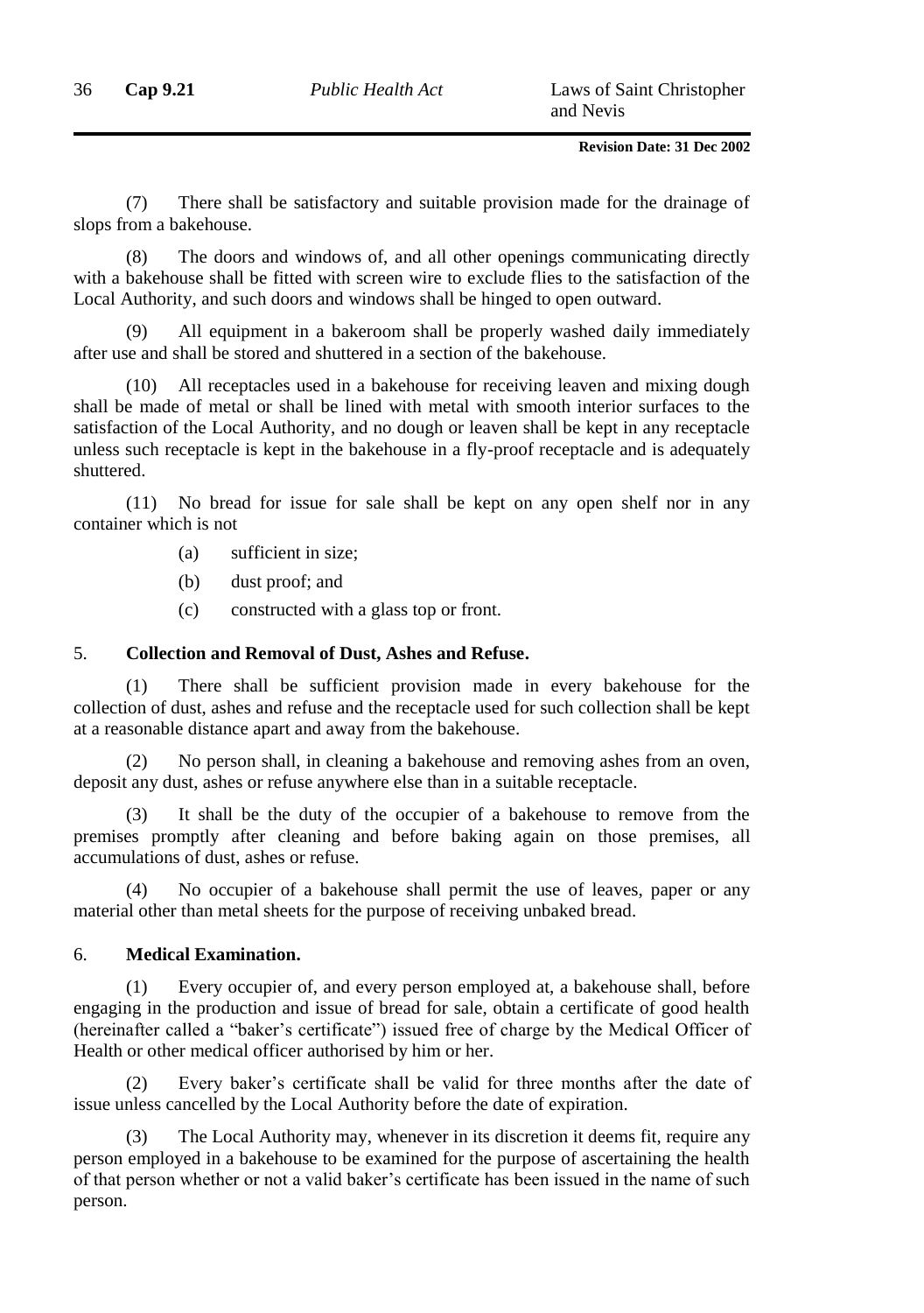(7) There shall be satisfactory and suitable provision made for the drainage of slops from a bakehouse.

(8) The doors and windows of, and all other openings communicating directly with a bakehouse shall be fitted with screen wire to exclude flies to the satisfaction of the Local Authority, and such doors and windows shall be hinged to open outward.

(9) All equipment in a bakeroom shall be properly washed daily immediately after use and shall be stored and shuttered in a section of the bakehouse.

(10) All receptacles used in a bakehouse for receiving leaven and mixing dough shall be made of metal or shall be lined with metal with smooth interior surfaces to the satisfaction of the Local Authority, and no dough or leaven shall be kept in any receptacle unless such receptacle is kept in the bakehouse in a fly-proof receptacle and is adequately shuttered.

(11) No bread for issue for sale shall be kept on any open shelf nor in any container which is not

- (a) sufficient in size;
- (b) dust proof; and
- (c) constructed with a glass top or front.

5. **Collection and Removal of Dust, Ashes and Refuse.**

(1) There shall be sufficient provision made in every bakehouse for the collection of dust, ashes and refuse and the receptacle used for such collection shall be kept at a reasonable distance apart and away from the bakehouse.

(2) No person shall, in cleaning a bakehouse and removing ashes from an oven, deposit any dust, ashes or refuse anywhere else than in a suitable receptacle.

(3) It shall be the duty of the occupier of a bakehouse to remove from the premises promptly after cleaning and before baking again on those premises, all accumulations of dust, ashes or refuse.

(4) No occupier of a bakehouse shall permit the use of leaves, paper or any material other than metal sheets for the purpose of receiving unbaked bread.

6. **Medical Examination.**

(1) Every occupier of, and every person employed at, a bakehouse shall, before engaging in the production and issue of bread for sale, obtain a certificate of good health (hereinafter called a "baker's certificate") issued free of charge by the Medical Officer of Health or other medical officer authorised by him or her.

(2) Every baker's certificate shall be valid for three months after the date of issue unless cancelled by the Local Authority before the date of expiration.

(3) The Local Authority may, whenever in its discretion it deems fit, require any person employed in a bakehouse to be examined for the purpose of ascertaining the health of that person whether or not a valid baker's certificate has been issued in the name of such person.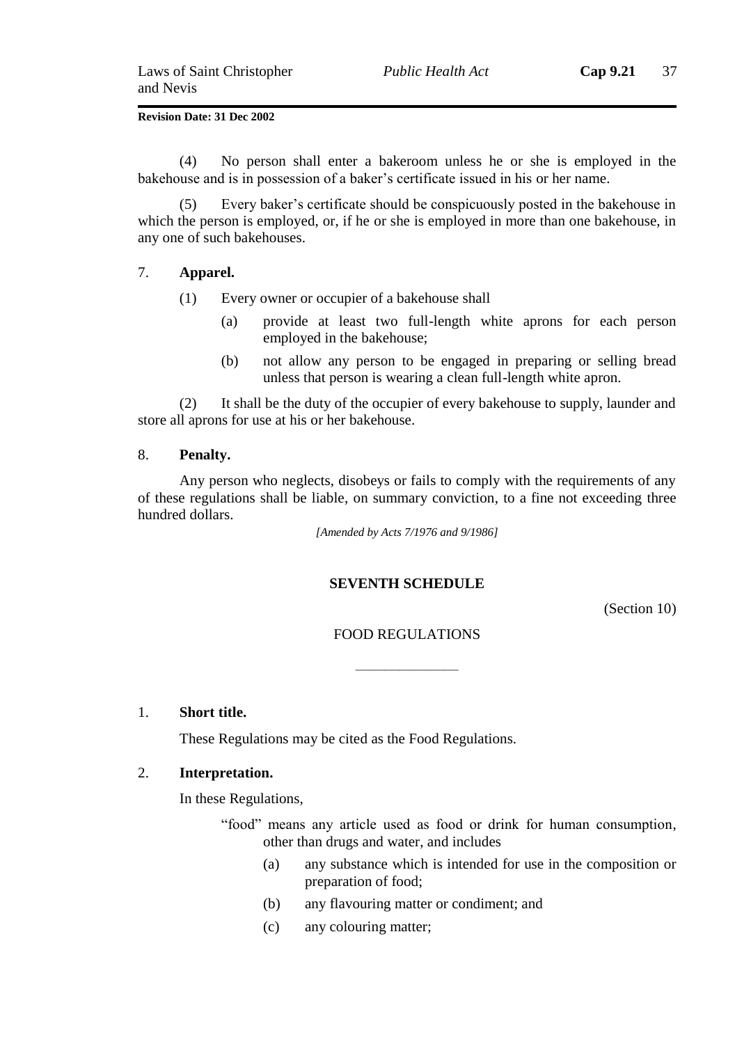(4) No person shall enter a bakeroom unless he or she is employed in the bakehouse and is in possession of a baker's certificate issued in his or her name.

(5) Every baker's certificate should be conspicuously posted in the bakehouse in which the person is employed, or, if he or she is employed in more than one bakehouse, in any one of such bakehouses.

7. **Apparel.**

(1) Every owner or occupier of a bakehouse shall

- (a) provide at least two full-length white aprons for each person employed in the bakehouse;
- (b) not allow any person to be engaged in preparing or selling bread unless that person is wearing a clean full-length white apron.

(2) It shall be the duty of the occupier of every bakehouse to supply, launder and store all aprons for use at his or her bakehouse.

8. **Penalty.**

Any person who neglects, disobeys or fails to comply with the requirements of any of these regulations shall be liable, on summary conviction, to a fine not exceeding three hundred dollars.

*[Amended by Acts 7/1976 and 9/1986]*

## SEVENTH SCHEDULE

(Section 10)

FOOD REGULATIONS

---

1. **Short title.**

These Regulations may be cited as the Food Regulations.

2. **Interpretation.**

In these Regulations,

"food" means any article used as food or drink for human consumption, other than drugs and water, and includes

- (a) any substance which is intended for use in the composition or preparation of food;
- (b) any flavouring matter or condiment; and
- (c) any colouring matter;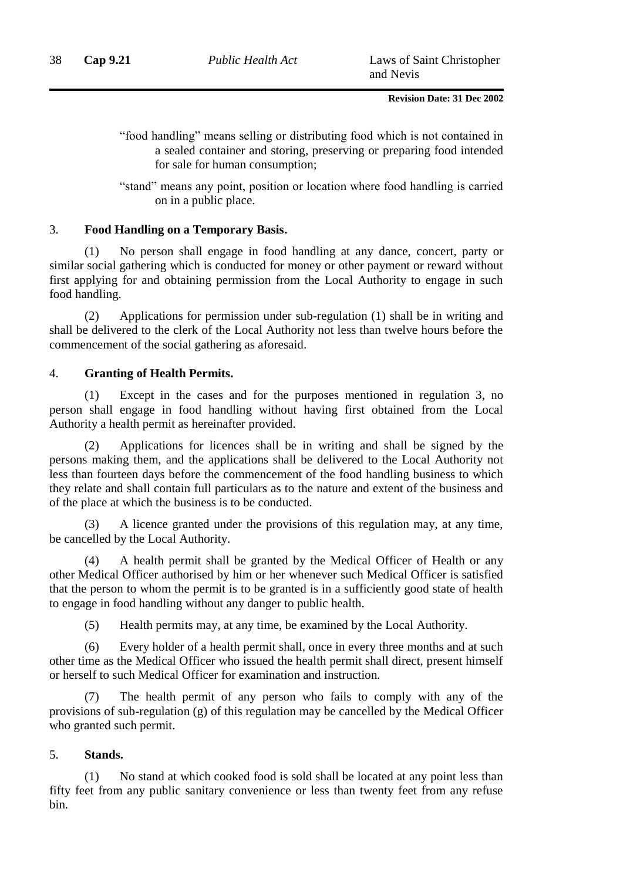"food handling" means selling or distributing food which is not contained in a sealed container and storing, preserving or preparing food intended for sale for human consumption;

"stand" means any point, position or location where food handling is carried on in a public place.

### 3. Food Handling on a Temporary Basis.

(1) No person shall engage in food handling at any dance, concert, party or similar social gathering which is conducted for money or other payment or reward without first applying for and obtaining permission from the Local Authority to engage in such food handling.

(2) Applications for permission under sub-regulation (1) shall be in writing and shall be delivered to the clerk of the Local Authority not less than twelve hours before the commencement of the social gathering as aforesaid.

### 4. Granting of Health Permits.

(1) Except in the cases and for the purposes mentioned in regulation 3, no person shall engage in food handling without having first obtained from the Local Authority a health permit as hereinafter provided.

(2) Applications for licences shall be in writing and shall be signed by the persons making them, and the applications shall be delivered to the Local Authority not less than fourteen days before the commencement of the food handling business to which they relate and shall contain full particulars as to the nature and extent of the business and of the place at which the business is to be conducted.

(3) A licence granted under the provisions of this regulation may, at any time, be cancelled by the Local Authority.

(4) A health permit shall be granted by the Medical Officer of Health or any other Medical Officer authorised by him or her whenever such Medical Officer is satisfied that the person to whom the permit is to be granted is in a sufficiently good state of health to engage in food handling without any danger to public health.

(5) Health permits may, at any time, be examined by the Local Authority.

(6) Every holder of a health permit shall, once in every three months and at such other time as the Medical Officer who issued the health permit shall direct, present himself or herself to such Medical Officer for examination and instruction.

(7) The health permit of any person who fails to comply with any of the provisions of sub-regulation (g) of this regulation may be cancelled by the Medical Officer who granted such permit.

### 5. Stands.

(1) No stand at which cooked food is sold shall be located at any point less than fifty feet from any public sanitary convenience or less than twenty feet from any refuse bin.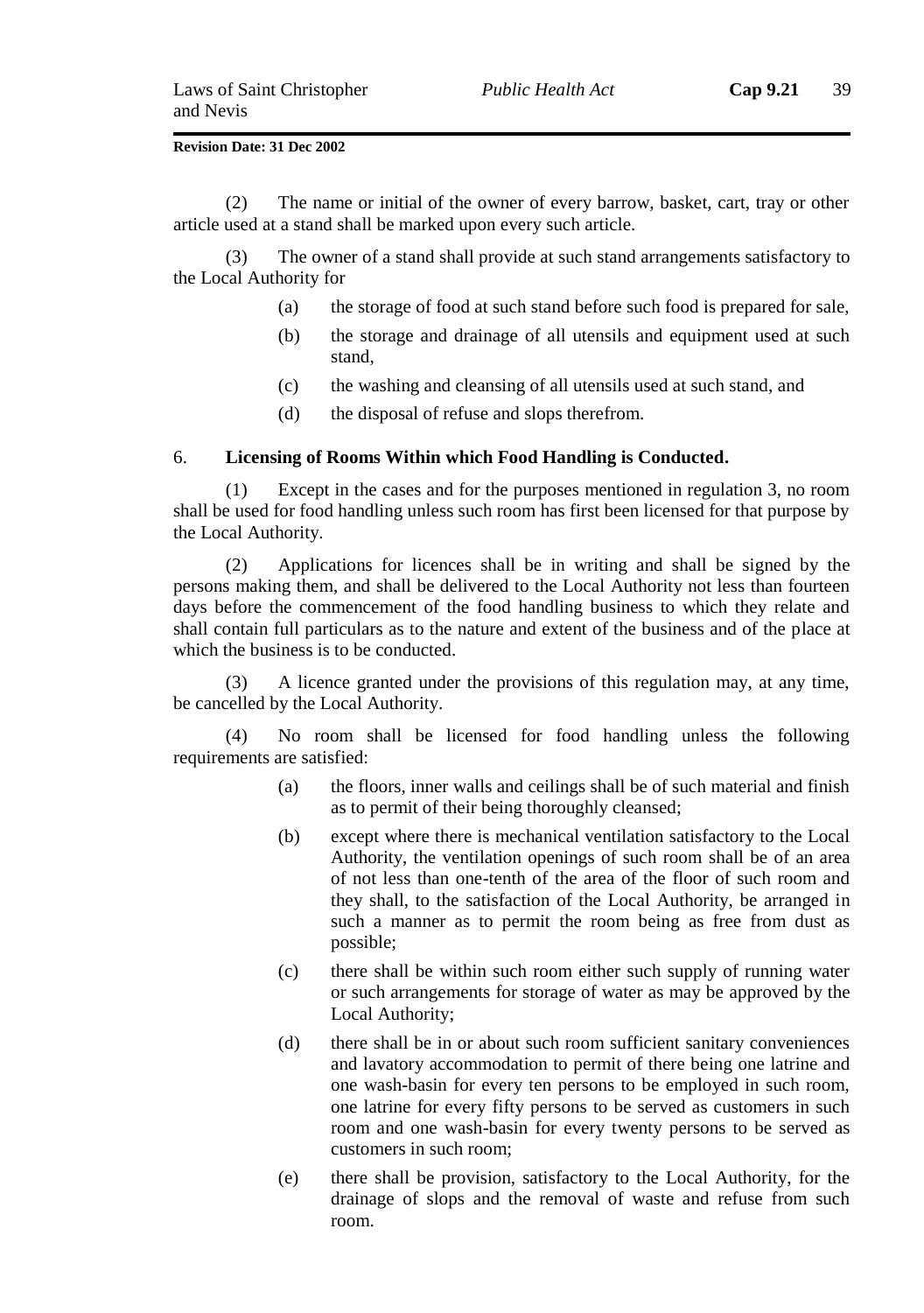(2) The name or initial of the owner of every barrow, basket, cart, tray or other article used at a stand shall be marked upon every such article.

(3) The owner of a stand shall provide at such stand arrangements satisfactory to the Local Authority for

- (a) the storage of food at such stand before such food is prepared for sale,
- (b) the storage and drainage of all utensils and equipment used at such stand,
- (c) the washing and cleansing of all utensils used at such stand, and
- (d) the disposal of refuse and slops therefrom.

### 6. Licensing of Rooms Within which Food Handling is Conducted.

(1) Except in the cases and for the purposes mentioned in regulation 3, no room shall be used for food handling unless such room has first been licensed for that purpose by the Local Authority.

(2) Applications for licences shall be in writing and shall be signed by the persons making them, and shall be delivered to the Local Authority not less than fourteen days before the commencement of the food handling business to which they relate and shall contain full particulars as to the nature and extent of the business and of the place at which the business is to be conducted.

(3) A licence granted under the provisions of this regulation may, at any time, be cancelled by the Local Authority.

(4) No room shall be licensed for food handling unless the following requirements are satisfied:

- (a) the floors, inner walls and ceilings shall be of such material and finish as to permit of their being thoroughly cleansed;
- (b) except where there is mechanical ventilation satisfactory to the Local Authority, the ventilation openings of such room shall be of an area of not less than one-tenth of the area of the floor of such room and they shall, to the satisfaction of the Local Authority, be arranged in such a manner as to permit the room being as free from dust as possible;
- (c) there shall be within such room either such supply of running water or such arrangements for storage of water as may be approved by the Local Authority;
- (d) there shall be in or about such room sufficient sanitary conveniences and lavatory accommodation to permit of there being one latrine and one wash-basin for every ten persons to be employed in such room, one latrine for every fifty persons to be served as customers in such room and one wash-basin for every twenty persons to be served as customers in such room;
- (e) there shall be provision, satisfactory to the Local Authority, for the drainage of slops and the removal of waste and refuse from such room.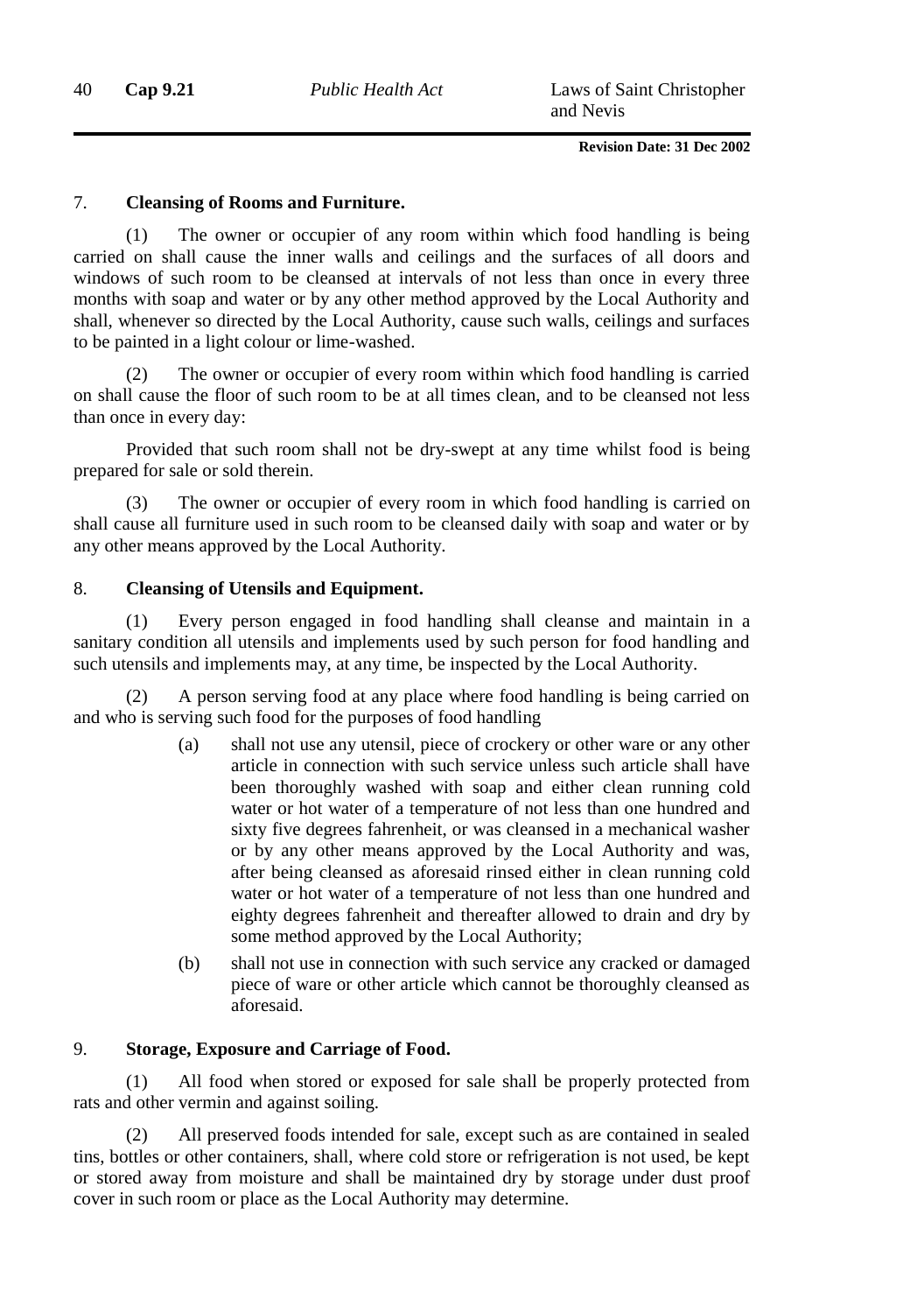### 7. **Cleansing of Rooms and Furniture.**

(1) The owner or occupier of any room within which food handling is being carried on shall cause the inner walls and ceilings and the surfaces of all doors and windows of such room to be cleansed at intervals of not less than once in every three months with soap and water or by any other method approved by the Local Authority and shall, whenever so directed by the Local Authority, cause such walls, ceilings and surfaces to be painted in a light colour or lime-washed.

(2) The owner or occupier of every room within which food handling is carried on shall cause the floor of such room to be at all times clean, and to be cleansed not less than once in every day:

Provided that such room shall not be dry-swept at any time whilst food is being prepared for sale or sold therein.

(3) The owner or occupier of every room in which food handling is carried on shall cause all furniture used in such room to be cleansed daily with soap and water or by any other means approved by the Local Authority.

### 8. **Cleansing of Utensils and Equipment.**

(1) Every person engaged in food handling shall cleanse and maintain in a sanitary condition all utensils and implements used by such person for food handling and such utensils and implements may, at any time, be inspected by the Local Authority.

(2) A person serving food at any place where food handling is being carried on and who is serving such food for the purposes of food handling

(a) shall not use any utensil, piece of crockery or other ware or any other article in connection with such service unless such article shall have been thoroughly washed with soap and either clean running cold water or hot water of a temperature of not less than one hundred and sixty five degrees fahrenheit, or was cleansed in a mechanical washer or by any other means approved by the Local Authority and was, after being cleansed as aforesaid rinsed either in clean running cold water or hot water of a temperature of not less than one hundred and eighty degrees fahrenheit and thereafter allowed to drain and dry by some method approved by the Local Authority;

(b) shall not use in connection with such service any cracked or damaged piece of ware or other article which cannot be thoroughly cleansed as aforesaid.

### 9. **Storage, Exposure and Carriage of Food.**

(1) All food when stored or exposed for sale shall be properly protected from rats and other vermin and against soiling.

(2) All preserved foods intended for sale, except such as are contained in sealed tins, bottles or other containers, shall, where cold store or refrigeration is not used, be kept or stored away from moisture and shall be maintained dry by storage under dust proof cover in such room or place as the Local Authority may determine.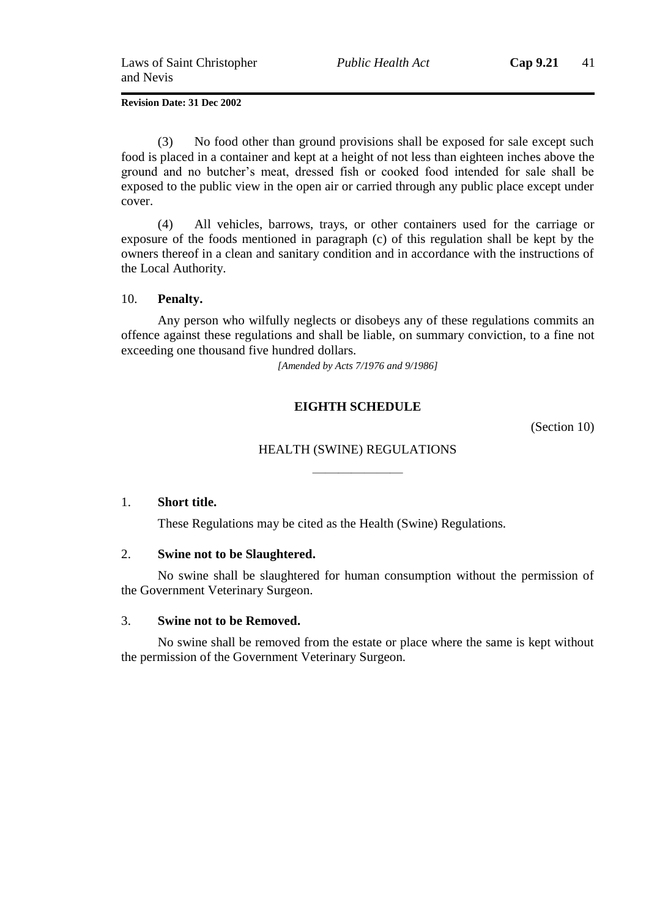(3) No food other than ground provisions shall be exposed for sale except such food is placed in a container and kept at a height of not less than eighteen inches above the ground and no butcher's meat, dressed fish or cooked food intended for sale shall be exposed to the public view in the open air or carried through any public place except under cover.

(4) All vehicles, barrows, trays, or other containers used for the carriage or exposure of the foods mentioned in paragraph (c) of this regulation shall be kept by the owners thereof in a clean and sanitary condition and in accordance with the instructions of the Local Authority.

10. **Penalty.**

Any person who wilfully neglects or disobeys any of these regulations commits an offence against these regulations and shall be liable, on summary conviction, to a fine not exceeding one thousand five hundred dollars.

*[Amended by Acts 7/1976 and 9/1986]*

## EIGHTH SCHEDULE

(Section 10)

### HEALTH (SWINE) REGULATIONS

1. **Short title.**

These Regulations may be cited as the Health (Swine) Regulations.

2. **Swine not to be Slaughtered.**

No swine shall be slaughtered for human consumption without the permission of the Government Veterinary Surgeon.

3. **Swine not to be Removed.**

No swine shall be removed from the estate or place where the same is kept without the permission of the Government Veterinary Surgeon.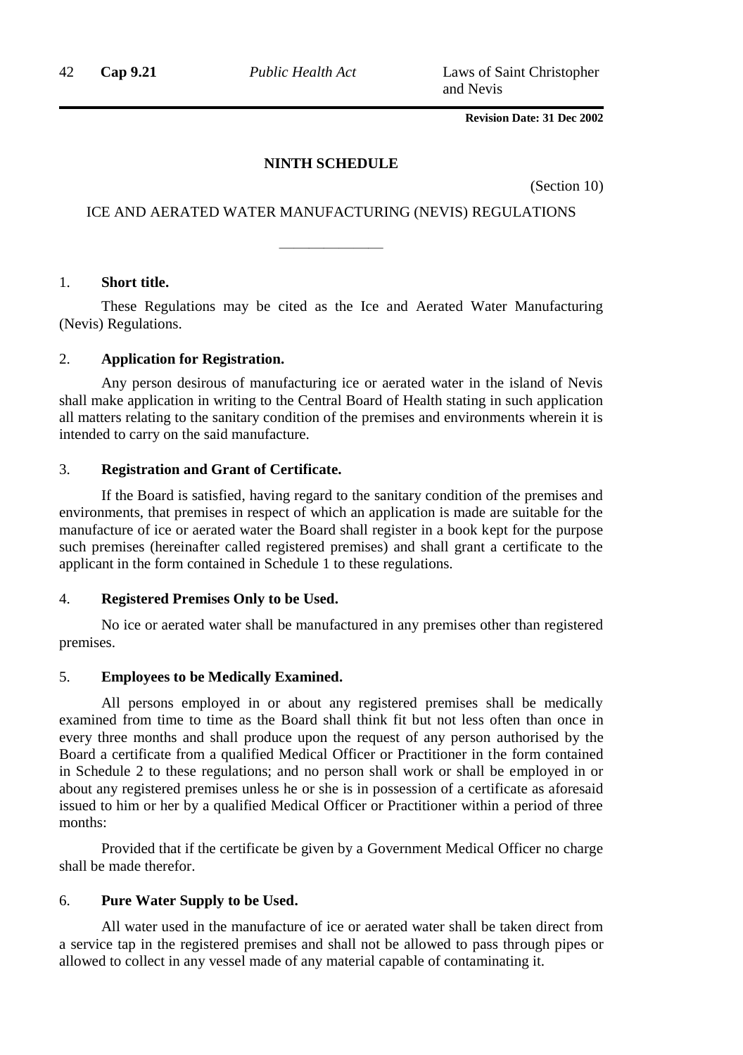## NINTH SCHEDULE

(Section 10)

### ICE AND AERATED WATER MANUFACTURING (NEVIS) REGULATIONS

1. **Short title.**

These Regulations may be cited as the Ice and Aerated Water Manufacturing (Nevis) Regulations.

2. **Application for Registration.**

Any person desirous of manufacturing ice or aerated water in the island of Nevis shall make application in writing to the Central Board of Health stating in such application all matters relating to the sanitary condition of the premises and environments wherein it is intended to carry on the said manufacture.

3. **Registration and Grant of Certificate.**

If the Board is satisfied, having regard to the sanitary condition of the premises and environments, that premises in respect of which an application is made are suitable for the manufacture of ice or aerated water the Board shall register in a book kept for the purpose such premises (hereinafter called registered premises) and shall grant a certificate to the applicant in the form contained in Schedule 1 to these regulations.

4. **Registered Premises Only to be Used.**

No ice or aerated water shall be manufactured in any premises other than registered premises.

5. **Employees to be Medically Examined.**

All persons employed in or about any registered premises shall be medically examined from time to time as the Board shall think fit but not less often than once in every three months and shall produce upon the request of any person authorised by the Board a certificate from a qualified Medical Officer or Practitioner in the form contained in Schedule 2 to these regulations; and no person shall work or shall be employed in or about any registered premises unless he or she is in possession of a certificate as aforesaid issued to him or her by a qualified Medical Officer or Practitioner within a period of three months:

Provided that if the certificate be given by a Government Medical Officer no charge shall be made therefor.

6. **Pure Water Supply to be Used.**

All water used in the manufacture of ice or aerated water shall be taken direct from a service tap in the registered premises and shall not be allowed to pass through pipes or allowed to collect in any vessel made of any material capable of contaminating it.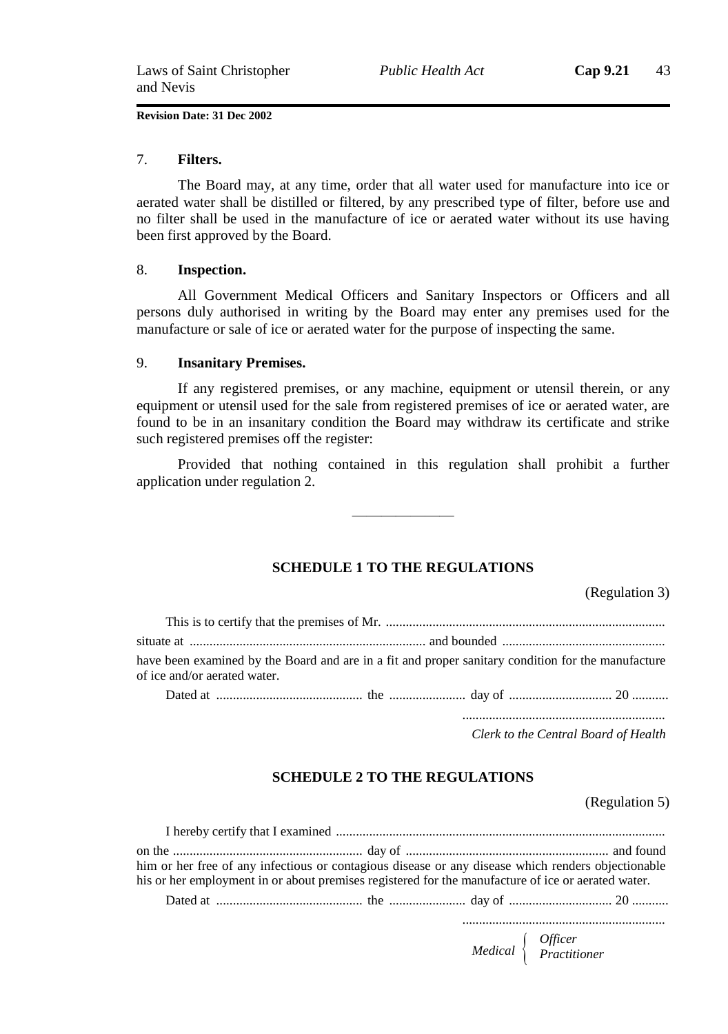7. **Filters.**

The Board may, at any time, order that all water used for manufacture into ice or aerated water shall be distilled or filtered, by any prescribed type of filter, before use and no filter shall be used in the manufacture of ice or aerated water without its use having been first approved by the Board.

8. **Inspection.**

All Government Medical Officers and Sanitary Inspectors or Officers and all persons duly authorised in writing by the Board may enter any premises used for the manufacture or sale of ice or aerated water for the purpose of inspecting the same.

9. **Insanitary Premises.**

If any registered premises, or any machine, equipment or utensil therein, or any equipment or utensil used for the sale from registered premises of ice or aerated water, are found to be in an insanitary condition the Board may withdraw its certificate and strike such registered premises off the register:

Provided that nothing contained in this regulation shall prohibit a further application under regulation 2.

---

## SCHEDULE 1 TO THE REGULATIONS

(Regulation 3)

This is to certify that the premises of Mr. .................................................................................... situate at ...................................................................... and bounded ................................................ have been examined by the Board and are in a fit and proper sanitary condition for the manufacture of ice and/or aerated water.

Dated at ........................................... the ...................... day of .............................. 20 ...........

............................................................
*Clerk to the Central Board of Health*

## SCHEDULE 2 TO THE REGULATIONS

(Regulation 5)

I hereby certify that I examined .................................................................................................. on the ........................................................ day of ............................................................ and found him or her free of any infectious or contagious disease or any disease which renders objectionable his or her employment in or about premises registered for the manufacture of ice or aerated water.

Dated at ........................................... the ...................... day of .............................. 20 ...........

............................................................
*Medical Officer / Practitioner*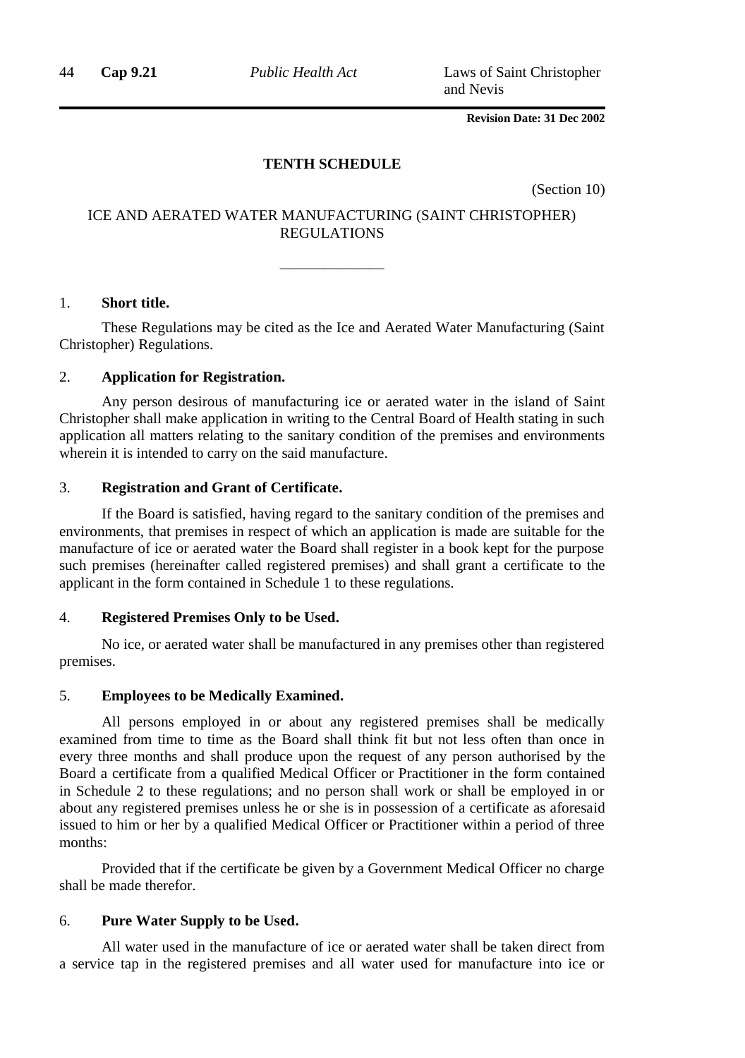**TENTH SCHEDULE**

(Section 10)

ICE AND AERATED WATER MANUFACTURING (SAINT CHRISTOPHER) REGULATIONS

______________

1. **Short title.**

These Regulations may be cited as the Ice and Aerated Water Manufacturing (Saint Christopher) Regulations.

2. **Application for Registration.**

Any person desirous of manufacturing ice or aerated water in the island of Saint Christopher shall make application in writing to the Central Board of Health stating in such application all matters relating to the sanitary condition of the premises and environments wherein it is intended to carry on the said manufacture.

3. **Registration and Grant of Certificate.**

If the Board is satisfied, having regard to the sanitary condition of the premises and environments, that premises in respect of which an application is made are suitable for the manufacture of ice or aerated water the Board shall register in a book kept for the purpose such premises (hereinafter called registered premises) and shall grant a certificate to the applicant in the form contained in Schedule 1 to these regulations.

4. **Registered Premises Only to be Used.**

No ice, or aerated water shall be manufactured in any premises other than registered premises.

5. **Employees to be Medically Examined.**

All persons employed in or about any registered premises shall be medically examined from time to time as the Board shall think fit but not less often than once in every three months and shall produce upon the request of any person authorised by the Board a certificate from a qualified Medical Officer or Practitioner in the form contained in Schedule 2 to these regulations; and no person shall work or shall be employed in or about any registered premises unless he or she is in possession of a certificate as aforesaid issued to him or her by a qualified Medical Officer or Practitioner within a period of three months:

Provided that if the certificate be given by a Government Medical Officer no charge shall be made therefor.

6. **Pure Water Supply to be Used.**

All water used in the manufacture of ice or aerated water shall be taken direct from a service tap in the registered premises and all water used for manufacture into ice or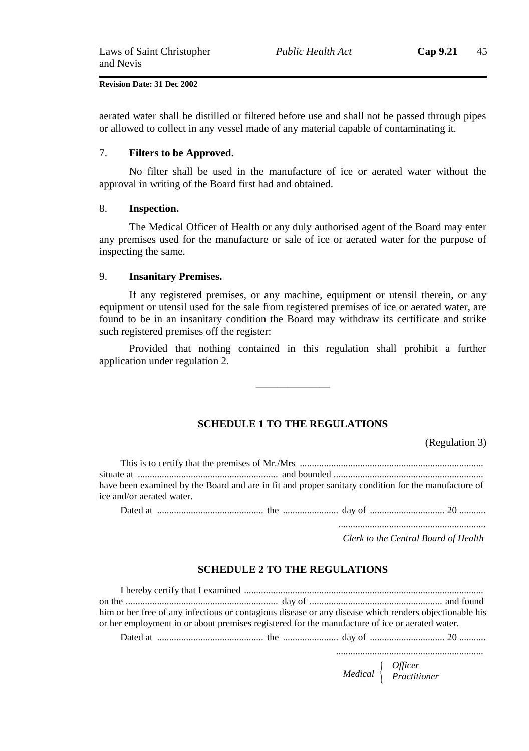aerated water shall be distilled or filtered before use and shall not be passed through pipes or allowed to collect in any vessel made of any material capable of contaminating it.

### 7. Filters to be Approved.

No filter shall be used in the manufacture of ice or aerated water without the approval in writing of the Board first had and obtained.

### 8. Inspection.

The Medical Officer of Health or any duly authorised agent of the Board may enter any premises used for the manufacture or sale of ice or aerated water for the purpose of inspecting the same.

### 9. Insanitary Premises.

If any registered premises, or any machine, equipment or utensil therein, or any equipment or utensil used for the sale from registered premises of ice or aerated water, are found to be in an insanitary condition the Board may withdraw its certificate and strike such registered premises off the register:

Provided that nothing contained in this regulation shall prohibit a further application under regulation 2.

---

## SCHEDULE 1 TO THE REGULATIONS

(Regulation 3)

This is to certify that the premises of Mr./Mrs ........................................................................... situate at .......................................................... and bounded ............................................................. have been examined by the Board and are in fit and proper sanitary condition for the manufacture of ice and/or aerated water.

Dated at ........................................... the ....................... day of ............................... 20 ...........

............................................................

*Clerk to the Central Board of Health*

## SCHEDULE 2 TO THE REGULATIONS

I hereby certify that I examined .................................................................................................. on the .............................................................. day of ....................................................... and found him or her free of any infectious or contagious disease or any disease which renders objectionable his or her employment in or about premises registered for the manufacture of ice or aerated water.

Dated at ........................................... the ....................... day of ............................... 20 ...........

............................................................

*Medical { Officer / Practitioner }*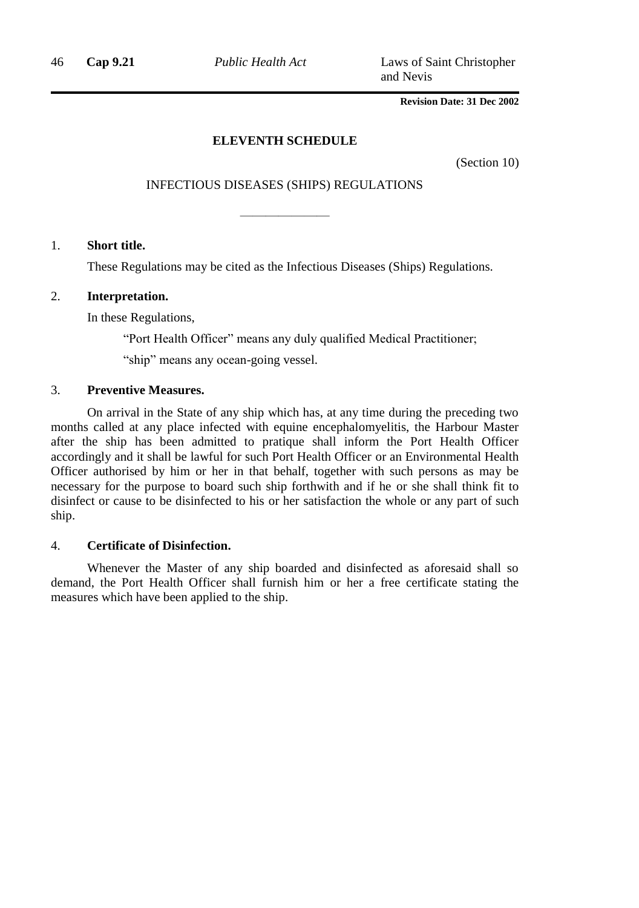**Revision Date: 31 Dec 2002**

## ELEVENTH SCHEDULE

(Section 10)

INFECTIOUS DISEASES (SHIPS) REGULATIONS

---

1. **Short title.**

These Regulations may be cited as the Infectious Diseases (Ships) Regulations.

2. **Interpretation.**

In these Regulations,

"Port Health Officer" means any duly qualified Medical Practitioner;

"ship" means any ocean-going vessel.

3. **Preventive Measures.**

On arrival in the State of any ship which has, at any time during the preceding two months called at any place infected with equine encephalomyelitis, the Harbour Master after the ship has been admitted to pratique shall inform the Port Health Officer accordingly and it shall be lawful for such Port Health Officer or an Environmental Health Officer authorised by him or her in that behalf, together with such persons as may be necessary for the purpose to board such ship forthwith and if he or she shall think fit to disinfect or cause to be disinfected to his or her satisfaction the whole or any part of such ship.

4. **Certificate of Disinfection.**

Whenever the Master of any ship boarded and disinfected as aforesaid shall so demand, the Port Health Officer shall furnish him or her a free certificate stating the measures which have been applied to the ship.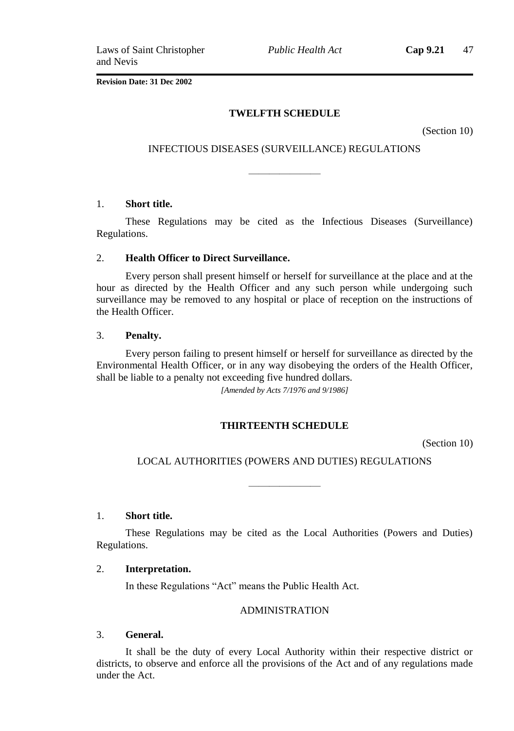**Revision Date: 31 Dec 2002**

## TWELFTH SCHEDULE

(Section 10)

### INFECTIOUS DISEASES (SURVEILLANCE) REGULATIONS

---

1. **Short title.**

These Regulations may be cited as the Infectious Diseases (Surveillance) Regulations.

2. **Health Officer to Direct Surveillance.**

Every person shall present himself or herself for surveillance at the place and at the hour as directed by the Health Officer and any such person while undergoing such surveillance may be removed to any hospital or place of reception on the instructions of the Health Officer.

3. **Penalty.**

Every person failing to present himself or herself for surveillance as directed by the Environmental Health Officer, or in any way disobeying the orders of the Health Officer, shall be liable to a penalty not exceeding five hundred dollars.

*[Amended by Acts 7/1976 and 9/1986]*

## THIRTEENTH SCHEDULE

(Section 10)

### LOCAL AUTHORITIES (POWERS AND DUTIES) REGULATIONS

---

1. **Short title.**

These Regulations may be cited as the Local Authorities (Powers and Duties) Regulations.

2. **Interpretation.**

In these Regulations "Act" means the Public Health Act.

ADMINISTRATION

3. **General.**

It shall be the duty of every Local Authority within their respective district or districts, to observe and enforce all the provisions of the Act and of any regulations made under the Act.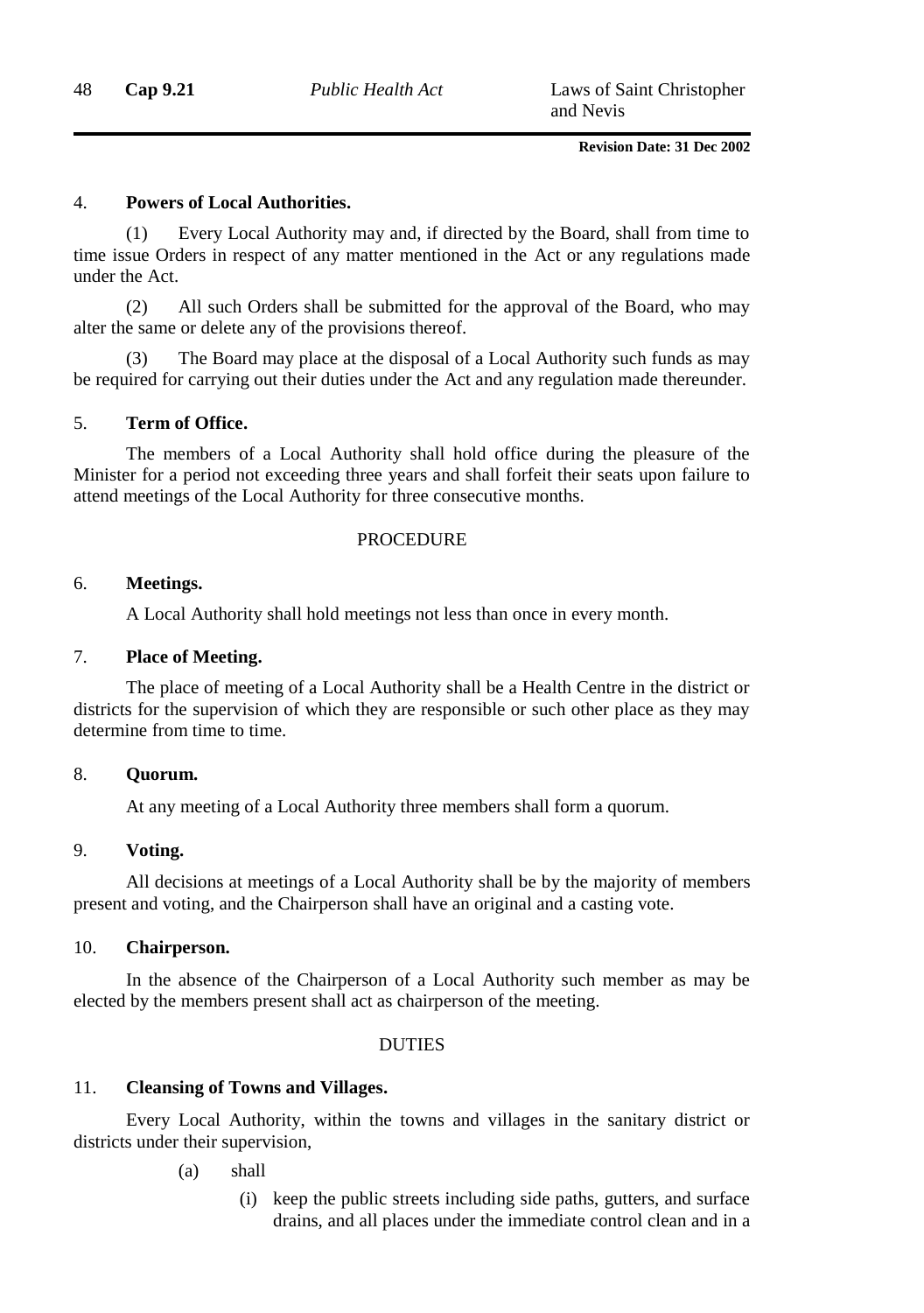4. **Powers of Local Authorities.**

(1) Every Local Authority may and, if directed by the Board, shall from time to time issue Orders in respect of any matter mentioned in the Act or any regulations made under the Act.

(2) All such Orders shall be submitted for the approval of the Board, who may alter the same or delete any of the provisions thereof.

(3) The Board may place at the disposal of a Local Authority such funds as may be required for carrying out their duties under the Act and any regulation made thereunder.

5. **Term of Office.**

The members of a Local Authority shall hold office during the pleasure of the Minister for a period not exceeding three years and shall forfeit their seats upon failure to attend meetings of the Local Authority for three consecutive months.

PROCEDURE

6. **Meetings.**

A Local Authority shall hold meetings not less than once in every month.

7. **Place of Meeting.**

The place of meeting of a Local Authority shall be a Health Centre in the district or districts for the supervision of which they are responsible or such other place as they may determine from time to time.

8. **Quorum.**

At any meeting of a Local Authority three members shall form a quorum.

9. **Voting.**

All decisions at meetings of a Local Authority shall be by the majority of members present and voting, and the Chairperson shall have an original and a casting vote.

10. **Chairperson.**

In the absence of the Chairperson of a Local Authority such member as may be elected by the members present shall act as chairperson of the meeting.

DUTIES

11. **Cleansing of Towns and Villages.**

Every Local Authority, within the towns and villages in the sanitary district or districts under their supervision,

(a) shall

(i) keep the public streets including side paths, gutters, and surface drains, and all places under the immediate control clean and in a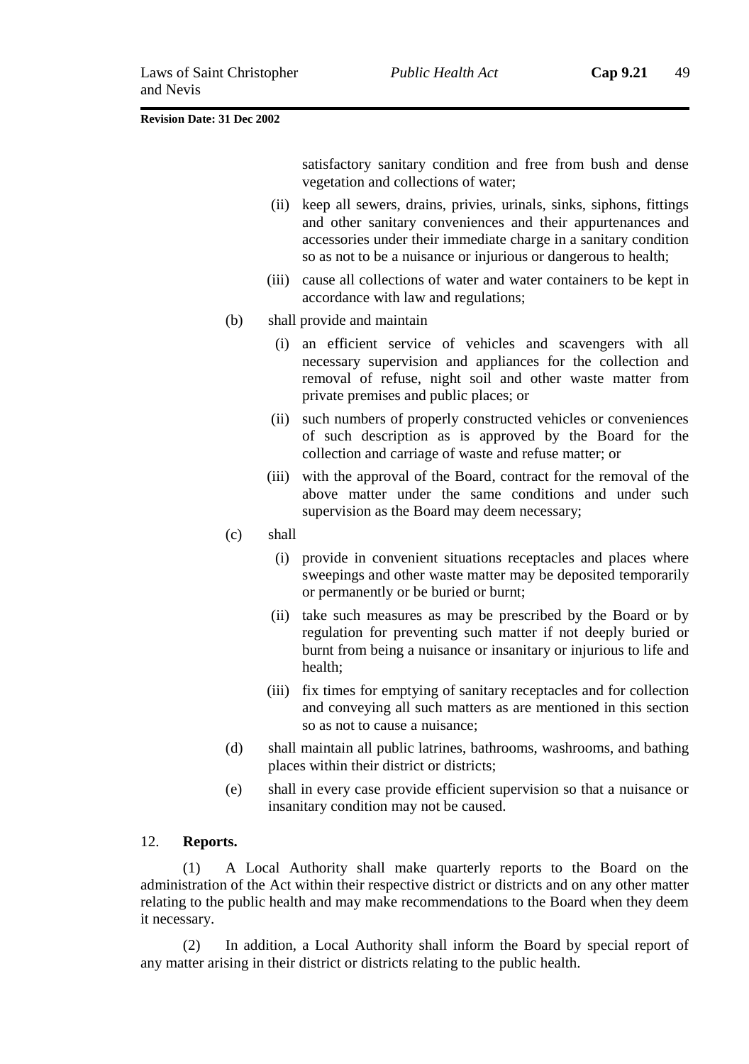satisfactory sanitary condition and free from bush and dense vegetation and collections of water;

(ii) keep all sewers, drains, privies, urinals, sinks, siphons, fittings and other sanitary conveniences and their appurtenances and accessories under their immediate charge in a sanitary condition so as not to be a nuisance or injurious or dangerous to health;

(iii) cause all collections of water and water containers to be kept in accordance with law and regulations;

(b) shall provide and maintain

(i) an efficient service of vehicles and scavengers with all necessary supervision and appliances for the collection and removal of refuse, night soil and other waste matter from private premises and public places; or

(ii) such numbers of properly constructed vehicles or conveniences of such description as is approved by the Board for the collection and carriage of waste and refuse matter; or

(iii) with the approval of the Board, contract for the removal of the above matter under the same conditions and under such supervision as the Board may deem necessary;

(c) shall

(i) provide in convenient situations receptacles and places where sweepings and other waste matter may be deposited temporarily or permanently or be buried or burnt;

(ii) take such measures as may be prescribed by the Board or by regulation for preventing such matter if not deeply buried or burnt from being a nuisance or insanitary or injurious to life and health;

(iii) fix times for emptying of sanitary receptacles and for collection and conveying all such matters as are mentioned in this section so as not to cause a nuisance;

(d) shall maintain all public latrines, bathrooms, washrooms, and bathing places within their district or districts;

(e) shall in every case provide efficient supervision so that a nuisance or insanitary condition may not be caused.

12. **Reports.**

(1) A Local Authority shall make quarterly reports to the Board on the administration of the Act within their respective district or districts and on any other matter relating to the public health and may make recommendations to the Board when they deem it necessary.

(2) In addition, a Local Authority shall inform the Board by special report of any matter arising in their district or districts relating to the public health.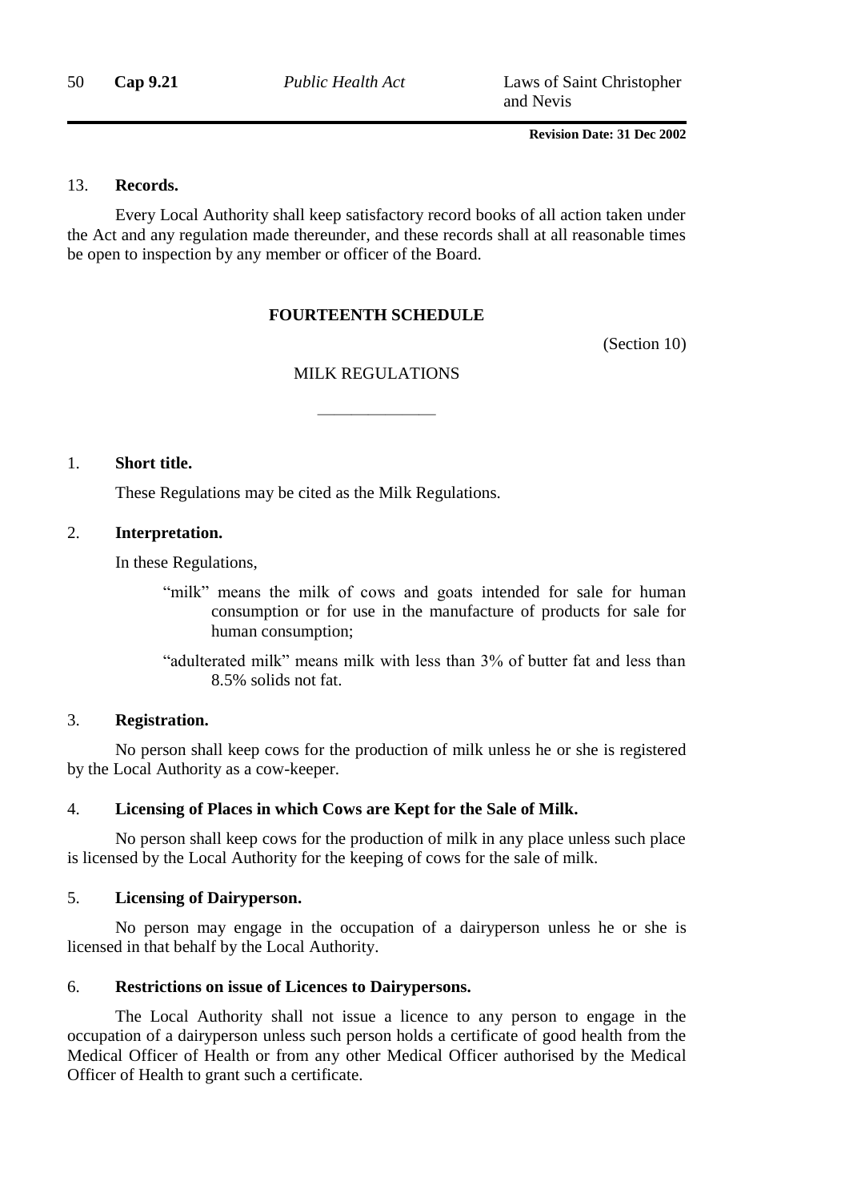13. **Records.**

Every Local Authority shall keep satisfactory record books of all action taken under the Act and any regulation made thereunder, and these records shall at all reasonable times be open to inspection by any member or officer of the Board.

## FOURTEENTH SCHEDULE

(Section 10)

MILK REGULATIONS

---

1. **Short title.**

These Regulations may be cited as the Milk Regulations.

2. **Interpretation.**

In these Regulations,

"milk" means the milk of cows and goats intended for sale for human consumption or for use in the manufacture of products for sale for human consumption;

"adulterated milk" means milk with less than 3% of butter fat and less than 8.5% solids not fat.

3. **Registration.**

No person shall keep cows for the production of milk unless he or she is registered by the Local Authority as a cow-keeper.

4. **Licensing of Places in which Cows are Kept for the Sale of Milk.**

No person shall keep cows for the production of milk in any place unless such place is licensed by the Local Authority for the keeping of cows for the sale of milk.

5. **Licensing of Dairyperson.**

No person may engage in the occupation of a dairyperson unless he or she is licensed in that behalf by the Local Authority.

6. **Restrictions on issue of Licences to Dairypersons.**

The Local Authority shall not issue a licence to any person to engage in the occupation of a dairyperson unless such person holds a certificate of good health from the Medical Officer of Health or from any other Medical Officer authorised by the Medical Officer of Health to grant such a certificate.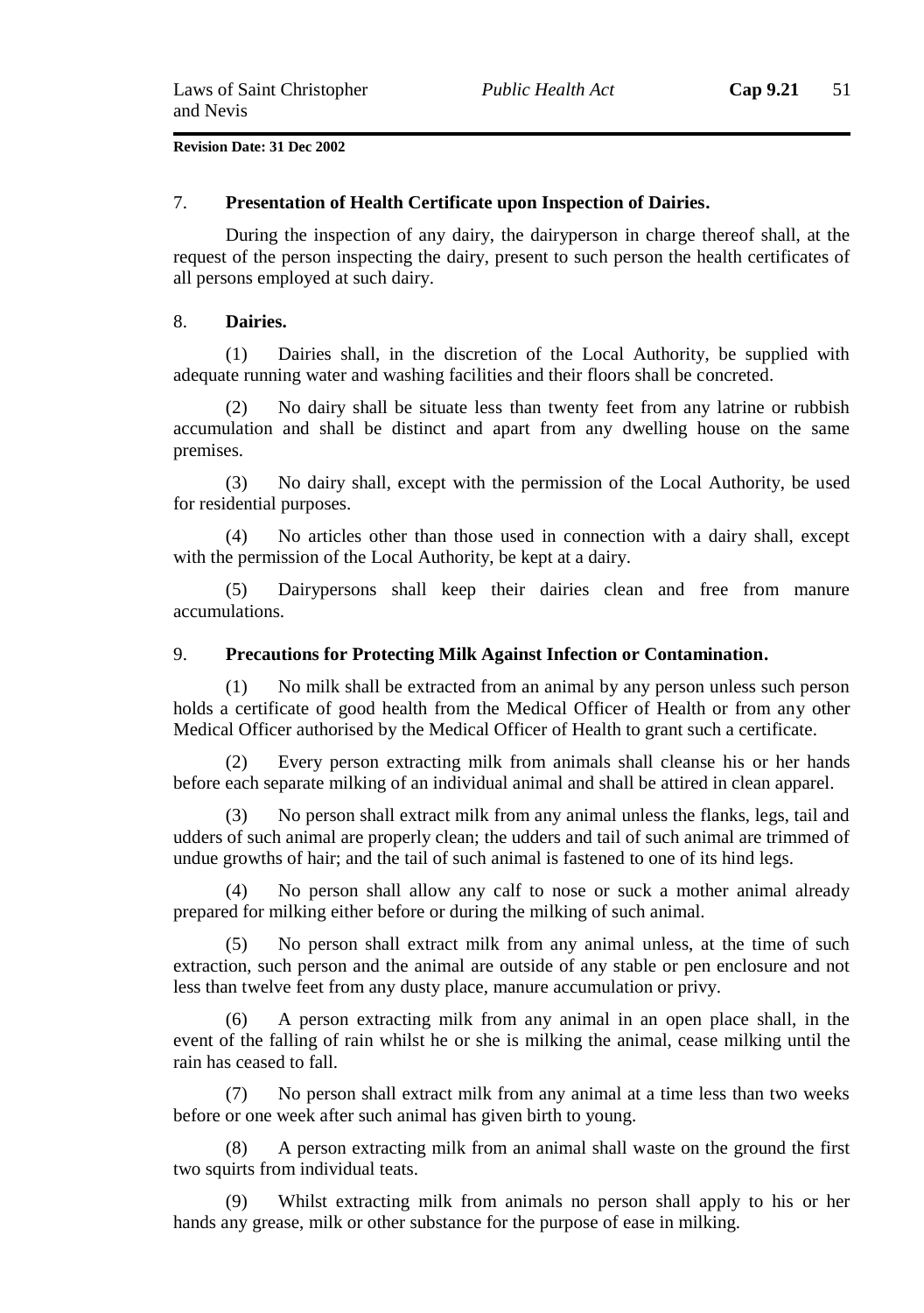## 7. Presentation of Health Certificate upon Inspection of Dairies.

During the inspection of any dairy, the dairyperson in charge thereof shall, at the request of the person inspecting the dairy, present to such person the health certificates of all persons employed at such dairy.

## 8. Dairies.

(1) Dairies shall, in the discretion of the Local Authority, be supplied with adequate running water and washing facilities and their floors shall be concreted.

(2) No dairy shall be situate less than twenty feet from any latrine or rubbish accumulation and shall be distinct and apart from any dwelling house on the same premises.

(3) No dairy shall, except with the permission of the Local Authority, be used for residential purposes.

(4) No articles other than those used in connection with a dairy shall, except with the permission of the Local Authority, be kept at a dairy.

(5) Dairypersons shall keep their dairies clean and free from manure accumulations.

## 9. Precautions for Protecting Milk Against Infection or Contamination.

(1) No milk shall be extracted from an animal by any person unless such person holds a certificate of good health from the Medical Officer of Health or from any other Medical Officer authorised by the Medical Officer of Health to grant such a certificate.

(2) Every person extracting milk from animals shall cleanse his or her hands before each separate milking of an individual animal and shall be attired in clean apparel.

(3) No person shall extract milk from any animal unless the flanks, legs, tail and udders of such animal are properly clean; the udders and tail of such animal are trimmed of undue growths of hair; and the tail of such animal is fastened to one of its hind legs.

(4) No person shall allow any calf to nose or suck a mother animal already prepared for milking either before or during the milking of such animal.

(5) No person shall extract milk from any animal unless, at the time of such extraction, such person and the animal are outside of any stable or pen enclosure and not less than twelve feet from any dusty place, manure accumulation or privy.

(6) A person extracting milk from any animal in an open place shall, in the event of the falling of rain whilst he or she is milking the animal, cease milking until the rain has ceased to fall.

(7) No person shall extract milk from any animal at a time less than two weeks before or one week after such animal has given birth to young.

(8) A person extracting milk from an animal shall waste on the ground the first two squirts from individual teats.

(9) Whilst extracting milk from animals no person shall apply to his or her hands any grease, milk or other substance for the purpose of ease in milking.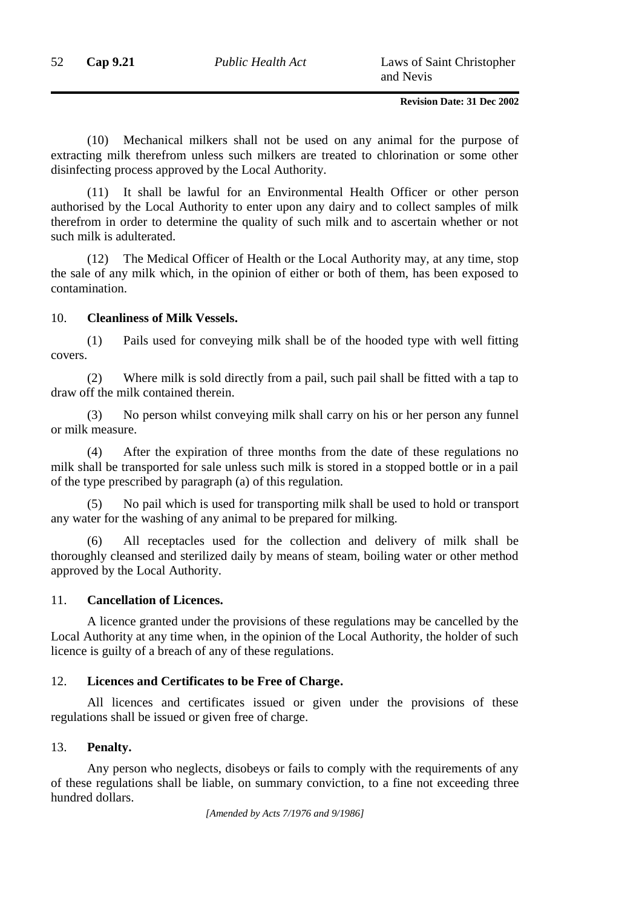(10) Mechanical milkers shall not be used on any animal for the purpose of extracting milk therefrom unless such milkers are treated to chlorination or some other disinfecting process approved by the Local Authority.

(11) It shall be lawful for an Environmental Health Officer or other person authorised by the Local Authority to enter upon any dairy and to collect samples of milk therefrom in order to determine the quality of such milk and to ascertain whether or not such milk is adulterated.

(12) The Medical Officer of Health or the Local Authority may, at any time, stop the sale of any milk which, in the opinion of either or both of them, has been exposed to contamination.

10. **Cleanliness of Milk Vessels.**

(1) Pails used for conveying milk shall be of the hooded type with well fitting covers.

(2) Where milk is sold directly from a pail, such pail shall be fitted with a tap to draw off the milk contained therein.

(3) No person whilst conveying milk shall carry on his or her person any funnel or milk measure.

(4) After the expiration of three months from the date of these regulations no milk shall be transported for sale unless such milk is stored in a stopped bottle or in a pail of the type prescribed by paragraph (a) of this regulation.

(5) No pail which is used for transporting milk shall be used to hold or transport any water for the washing of any animal to be prepared for milking.

(6) All receptacles used for the collection and delivery of milk shall be thoroughly cleansed and sterilized daily by means of steam, boiling water or other method approved by the Local Authority.

11. **Cancellation of Licences.**

A licence granted under the provisions of these regulations may be cancelled by the Local Authority at any time when, in the opinion of the Local Authority, the holder of such licence is guilty of a breach of any of these regulations.

12. **Licences and Certificates to be Free of Charge.**

All licences and certificates issued or given under the provisions of these regulations shall be issued or given free of charge.

13. **Penalty.**

Any person who neglects, disobeys or fails to comply with the requirements of any of these regulations shall be liable, on summary conviction, to a fine not exceeding three hundred dollars.

*[Amended by Acts 7/1976 and 9/1986]*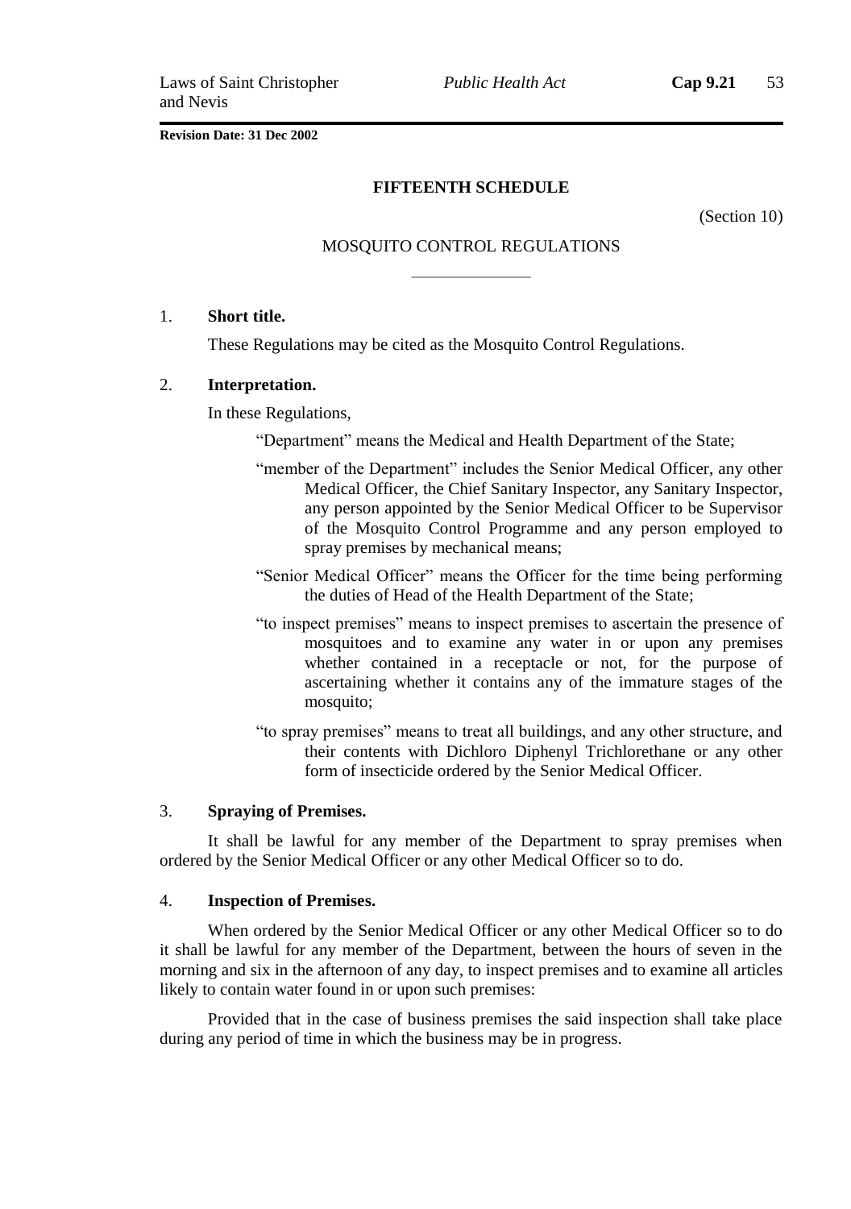Revision Date: 31 Dec 2002

## FIFTEENTH SCHEDULE

(Section 10)

### MOSQUITO CONTROL REGULATIONS

1. **Short title.**

These Regulations may be cited as the Mosquito Control Regulations.

2. **Interpretation.**

In these Regulations,

"Department" means the Medical and Health Department of the State;

"member of the Department" includes the Senior Medical Officer, any other Medical Officer, the Chief Sanitary Inspector, any Sanitary Inspector, any person appointed by the Senior Medical Officer to be Supervisor of the Mosquito Control Programme and any person employed to spray premises by mechanical means;

"Senior Medical Officer" means the Officer for the time being performing the duties of Head of the Health Department of the State;

"to inspect premises" means to inspect premises to ascertain the presence of mosquitoes and to examine any water in or upon any premises whether contained in a receptacle or not, for the purpose of ascertaining whether it contains any of the immature stages of the mosquito;

"to spray premises" means to treat all buildings, and any other structure, and their contents with Dichloro Diphenyl Trichlorethane or any other form of insecticide ordered by the Senior Medical Officer.

3. **Spraying of Premises.**

It shall be lawful for any member of the Department to spray premises when ordered by the Senior Medical Officer or any other Medical Officer so to do.

4. **Inspection of Premises.**

When ordered by the Senior Medical Officer or any other Medical Officer so to do it shall be lawful for any member of the Department, between the hours of seven in the morning and six in the afternoon of any day, to inspect premises and to examine all articles likely to contain water found in or upon such premises:

Provided that in the case of business premises the said inspection shall take place during any period of time in which the business may be in progress.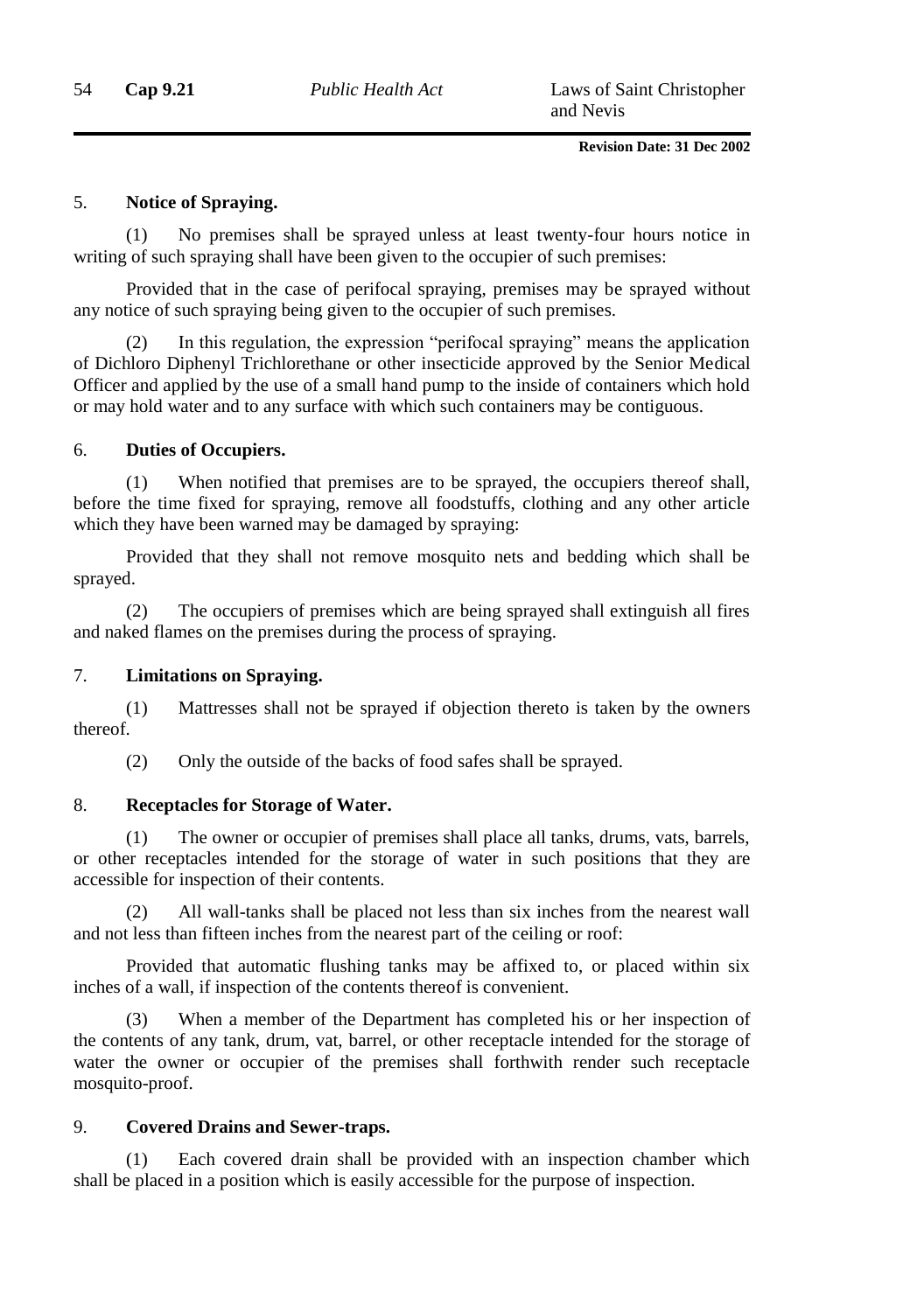## 5. Notice of Spraying.

(1) No premises shall be sprayed unless at least twenty-four hours notice in writing of such spraying shall have been given to the occupier of such premises:

Provided that in the case of perifocal spraying, premises may be sprayed without any notice of such spraying being given to the occupier of such premises.

(2) In this regulation, the expression "perifocal spraying" means the application of Dichloro Diphenyl Trichlorethane or other insecticide approved by the Senior Medical Officer and applied by the use of a small hand pump to the inside of containers which hold or may hold water and to any surface with which such containers may be contiguous.

## 6. Duties of Occupiers.

(1) When notified that premises are to be sprayed, the occupiers thereof shall, before the time fixed for spraying, remove all foodstuffs, clothing and any other article which they have been warned may be damaged by spraying:

Provided that they shall not remove mosquito nets and bedding which shall be sprayed.

(2) The occupiers of premises which are being sprayed shall extinguish all fires and naked flames on the premises during the process of spraying.

## 7. Limitations on Spraying.

(1) Mattresses shall not be sprayed if objection thereto is taken by the owners thereof.

(2) Only the outside of the backs of food safes shall be sprayed.

## 8. Receptacles for Storage of Water.

(1) The owner or occupier of premises shall place all tanks, drums, vats, barrels, or other receptacles intended for the storage of water in such positions that they are accessible for inspection of their contents.

(2) All wall-tanks shall be placed not less than six inches from the nearest wall and not less than fifteen inches from the nearest part of the ceiling or roof:

Provided that automatic flushing tanks may be affixed to, or placed within six inches of a wall, if inspection of the contents thereof is convenient.

(3) When a member of the Department has completed his or her inspection of the contents of any tank, drum, vat, barrel, or other receptacle intended for the storage of water the owner or occupier of the premises shall forthwith render such receptacle mosquito-proof.

## 9. Covered Drains and Sewer-traps.

(1) Each covered drain shall be provided with an inspection chamber which shall be placed in a position which is easily accessible for the purpose of inspection.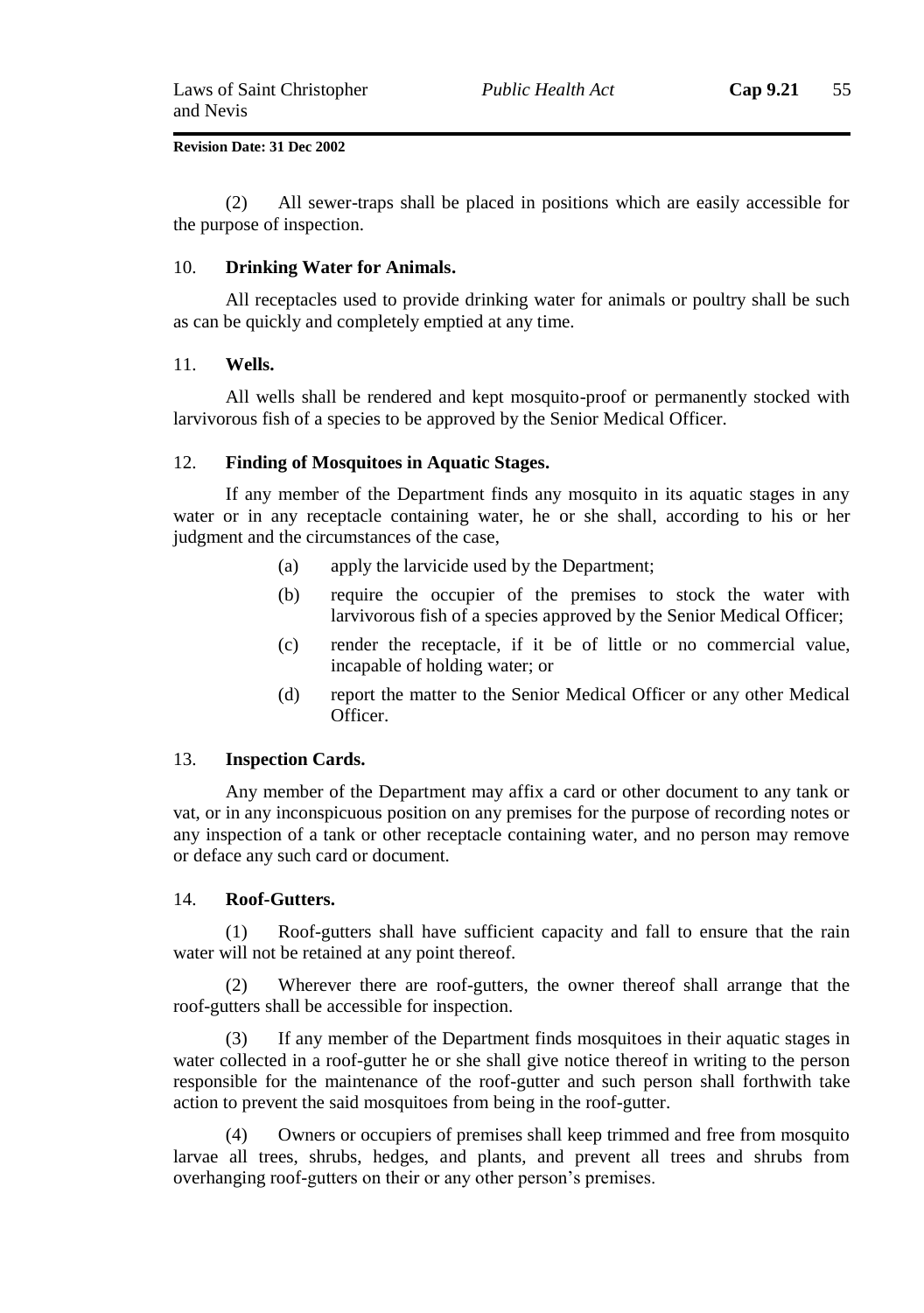(2) All sewer-traps shall be placed in positions which are easily accessible for the purpose of inspection.

### 10. Drinking Water for Animals.

All receptacles used to provide drinking water for animals or poultry shall be such as can be quickly and completely emptied at any time.

### 11. Wells.

All wells shall be rendered and kept mosquito-proof or permanently stocked with larvivorous fish of a species to be approved by the Senior Medical Officer.

### 12. Finding of Mosquitoes in Aquatic Stages.

If any member of the Department finds any mosquito in its aquatic stages in any water or in any receptacle containing water, he or she shall, according to his or her judgment and the circumstances of the case,

(a) apply the larvicide used by the Department;

(b) require the occupier of the premises to stock the water with larvivorous fish of a species approved by the Senior Medical Officer;

(c) render the receptacle, if it be of little or no commercial value, incapable of holding water; or

(d) report the matter to the Senior Medical Officer or any other Medical Officer.

### 13. Inspection Cards.

Any member of the Department may affix a card or other document to any tank or vat, or in any inconspicuous position on any premises for the purpose of recording notes or any inspection of a tank or other receptacle containing water, and no person may remove or deface any such card or document.

### 14. Roof-Gutters.

(1) Roof-gutters shall have sufficient capacity and fall to ensure that the rain water will not be retained at any point thereof.

(2) Wherever there are roof-gutters, the owner thereof shall arrange that the roof-gutters shall be accessible for inspection.

(3) If any member of the Department finds mosquitoes in their aquatic stages in water collected in a roof-gutter he or she shall give notice thereof in writing to the person responsible for the maintenance of the roof-gutter and such person shall forthwith take action to prevent the said mosquitoes from being in the roof-gutter.

(4) Owners or occupiers of premises shall keep trimmed and free from mosquito larvae all trees, shrubs, hedges, and plants, and prevent all trees and shrubs from overhanging roof-gutters on their or any other person's premises.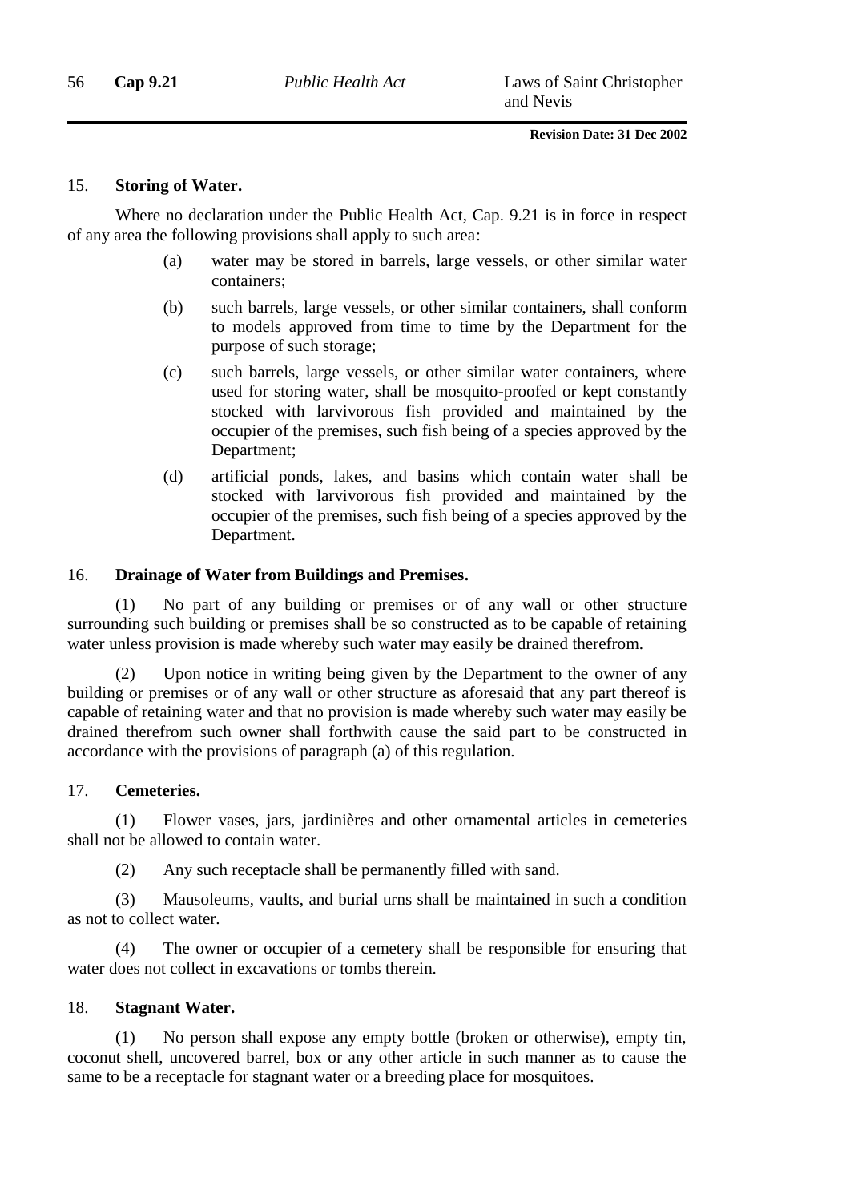### 15. Storing of Water.

Where no declaration under the Public Health Act, Cap. 9.21 is in force in respect of any area the following provisions shall apply to such area:

(a) water may be stored in barrels, large vessels, or other similar water containers;

(b) such barrels, large vessels, or other similar containers, shall conform to models approved from time to time by the Department for the purpose of such storage;

(c) such barrels, large vessels, or other similar water containers, where used for storing water, shall be mosquito-proofed or kept constantly stocked with larvivorous fish provided and maintained by the occupier of the premises, such fish being of a species approved by the Department;

(d) artificial ponds, lakes, and basins which contain water shall be stocked with larvivorous fish provided and maintained by the occupier of the premises, such fish being of a species approved by the Department.

### 16. Drainage of Water from Buildings and Premises.

(1) No part of any building or premises or of any wall or other structure surrounding such building or premises shall be so constructed as to be capable of retaining water unless provision is made whereby such water may easily be drained therefrom.

(2) Upon notice in writing being given by the Department to the owner of any building or premises or of any wall or other structure as aforesaid that any part thereof is capable of retaining water and that no provision is made whereby such water may easily be drained therefrom such owner shall forthwith cause the said part to be constructed in accordance with the provisions of paragraph (a) of this regulation.

### 17. Cemeteries.

(1) Flower vases, jars, jardinières and other ornamental articles in cemeteries shall not be allowed to contain water.

(2) Any such receptacle shall be permanently filled with sand.

(3) Mausoleums, vaults, and burial urns shall be maintained in such a condition as not to collect water.

(4) The owner or occupier of a cemetery shall be responsible for ensuring that water does not collect in excavations or tombs therein.

### 18. Stagnant Water.

(1) No person shall expose any empty bottle (broken or otherwise), empty tin, coconut shell, uncovered barrel, box or any other article in such manner as to cause the same to be a receptacle for stagnant water or a breeding place for mosquitoes.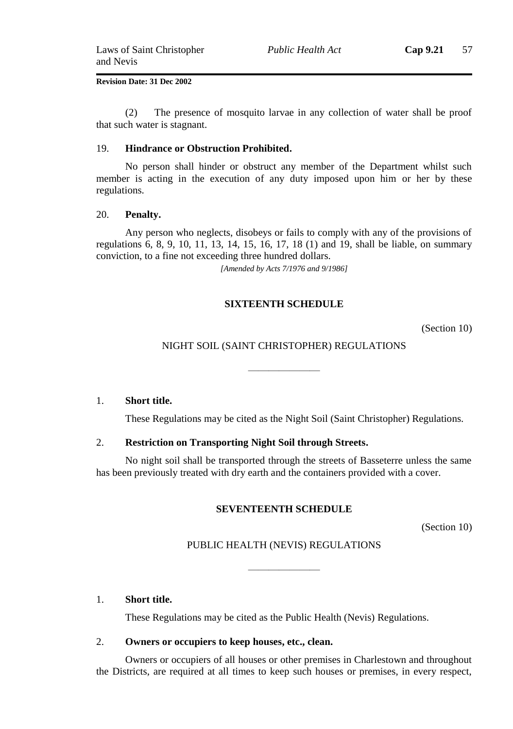(2) The presence of mosquito larvae in any collection of water shall be proof that such water is stagnant.

19. **Hindrance or Obstruction Prohibited.**

No person shall hinder or obstruct any member of the Department whilst such member is acting in the execution of any duty imposed upon him or her by these regulations.

20. **Penalty.**

Any person who neglects, disobeys or fails to comply with any of the provisions of regulations 6, 8, 9, 10, 11, 13, 14, 15, 16, 17, 18 (1) and 19, shall be liable, on summary conviction, to a fine not exceeding three hundred dollars.

*[Amended by Acts 7/1976 and 9/1986]*

## SIXTEENTH SCHEDULE

(Section 10)

### NIGHT SOIL (SAINT CHRISTOPHER) REGULATIONS

1. **Short title.**

These Regulations may be cited as the Night Soil (Saint Christopher) Regulations.

2. **Restriction on Transporting Night Soil through Streets.**

No night soil shall be transported through the streets of Basseterre unless the same has been previously treated with dry earth and the containers provided with a cover.

## SEVENTEENTH SCHEDULE

(Section 10)

### PUBLIC HEALTH (NEVIS) REGULATIONS

1. **Short title.**

These Regulations may be cited as the Public Health (Nevis) Regulations.

2. **Owners or occupiers to keep houses, etc., clean.**

Owners or occupiers of all houses or other premises in Charlestown and throughout the Districts, are required at all times to keep such houses or premises, in every respect,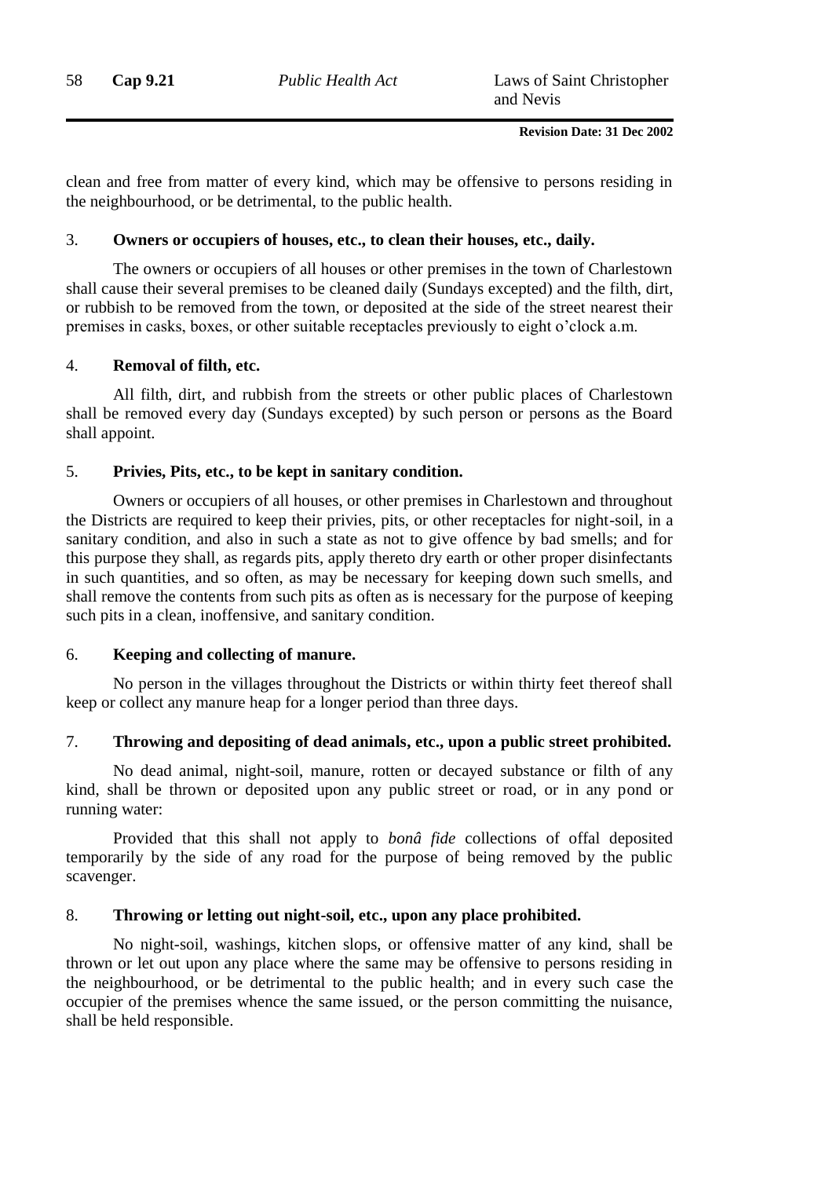clean and free from matter of every kind, which may be offensive to persons residing in the neighbourhood, or be detrimental, to the public health.

### 3. Owners or occupiers of houses, etc., to clean their houses, etc., daily.

The owners or occupiers of all houses or other premises in the town of Charlestown shall cause their several premises to be cleaned daily (Sundays excepted) and the filth, dirt, or rubbish to be removed from the town, or deposited at the side of the street nearest their premises in casks, boxes, or other suitable receptacles previously to eight o'clock a.m.

### 4. Removal of filth, etc.

All filth, dirt, and rubbish from the streets or other public places of Charlestown shall be removed every day (Sundays excepted) by such person or persons as the Board shall appoint.

### 5. Privies, Pits, etc., to be kept in sanitary condition.

Owners or occupiers of all houses, or other premises in Charlestown and throughout the Districts are required to keep their privies, pits, or other receptacles for night-soil, in a sanitary condition, and also in such a state as not to give offence by bad smells; and for this purpose they shall, as regards pits, apply thereto dry earth or other proper disinfectants in such quantities, and so often, as may be necessary for keeping down such smells, and shall remove the contents from such pits as often as is necessary for the purpose of keeping such pits in a clean, inoffensive, and sanitary condition.

### 6. Keeping and collecting of manure.

No person in the villages throughout the Districts or within thirty feet thereof shall keep or collect any manure heap for a longer period than three days.

### 7. Throwing and depositing of dead animals, etc., upon a public street prohibited.

No dead animal, night-soil, manure, rotten or decayed substance or filth of any kind, shall be thrown or deposited upon any public street or road, or in any pond or running water:

Provided that this shall not apply to *bonâ fide* collections of offal deposited temporarily by the side of any road for the purpose of being removed by the public scavenger.

### 8. Throwing or letting out night-soil, etc., upon any place prohibited.

No night-soil, washings, kitchen slops, or offensive matter of any kind, shall be thrown or let out upon any place where the same may be offensive to persons residing in the neighbourhood, or be detrimental to the public health; and in every such case the occupier of the premises whence the same issued, or the person committing the nuisance, shall be held responsible.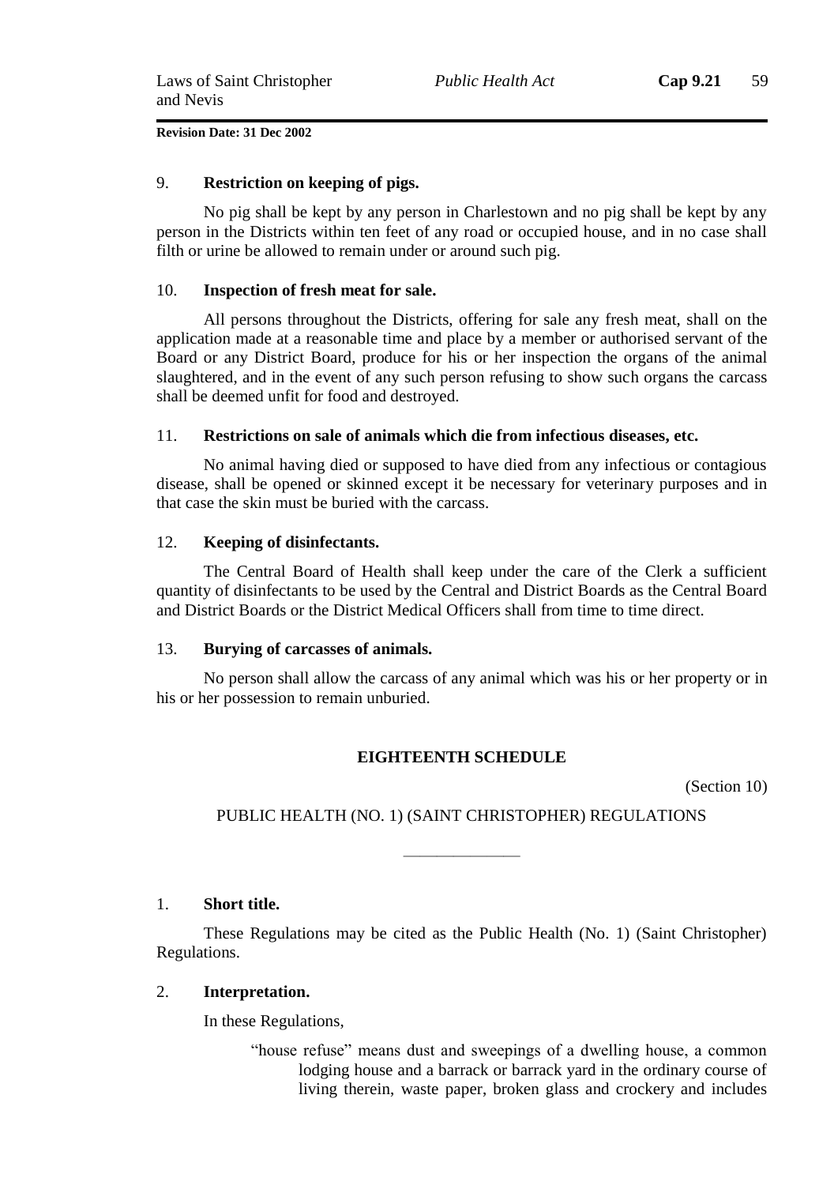9. **Restriction on keeping of pigs.**

No pig shall be kept by any person in Charlestown and no pig shall be kept by any person in the Districts within ten feet of any road or occupied house, and in no case shall filth or urine be allowed to remain under or around such pig.

10. **Inspection of fresh meat for sale.**

All persons throughout the Districts, offering for sale any fresh meat, shall on the application made at a reasonable time and place by a member or authorised servant of the Board or any District Board, produce for his or her inspection the organs of the animal slaughtered, and in the event of any such person refusing to show such organs the carcass shall be deemed unfit for food and destroyed.

11. **Restrictions on sale of animals which die from infectious diseases, etc.**

No animal having died or supposed to have died from any infectious or contagious disease, shall be opened or skinned except it be necessary for veterinary purposes and in that case the skin must be buried with the carcass.

12. **Keeping of disinfectants.**

The Central Board of Health shall keep under the care of the Clerk a sufficient quantity of disinfectants to be used by the Central and District Boards as the Central Board and District Boards or the District Medical Officers shall from time to time direct.

13. **Burying of carcasses of animals.**

No person shall allow the carcass of any animal which was his or her property or in his or her possession to remain unburied.

## EIGHTEENTH SCHEDULE

(Section 10)

PUBLIC HEALTH (NO. 1) (SAINT CHRISTOPHER) REGULATIONS

---

1. **Short title.**

These Regulations may be cited as the Public Health (No. 1) (Saint Christopher) Regulations.

2. **Interpretation.**

In these Regulations,

"house refuse" means dust and sweepings of a dwelling house, a common lodging house and a barrack or barrack yard in the ordinary course of living therein, waste paper, broken glass and crockery and includes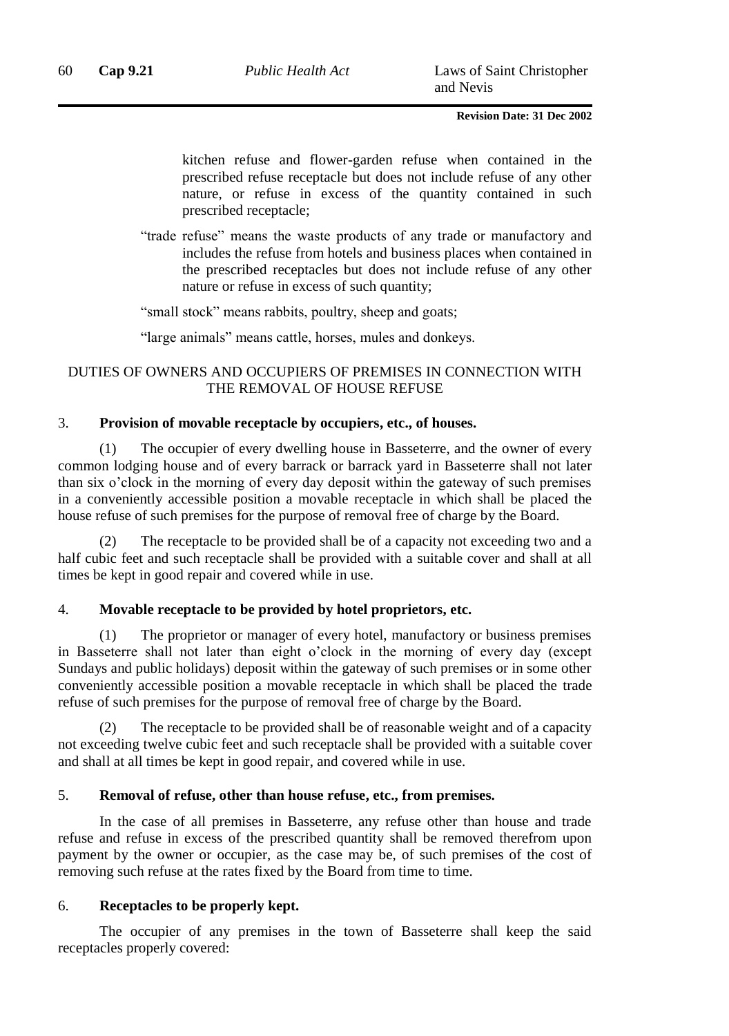kitchen refuse and flower-garden refuse when contained in the prescribed refuse receptacle but does not include refuse of any other nature, or refuse in excess of the quantity contained in such prescribed receptacle;

"trade refuse" means the waste products of any trade or manufactory and includes the refuse from hotels and business places when contained in the prescribed receptacles but does not include refuse of any other nature or refuse in excess of such quantity;

"small stock" means rabbits, poultry, sheep and goats;

"large animals" means cattle, horses, mules and donkeys.

DUTIES OF OWNERS AND OCCUPIERS OF PREMISES IN CONNECTION WITH THE REMOVAL OF HOUSE REFUSE

3. **Provision of movable receptacle by occupiers, etc., of houses.**

(1) The occupier of every dwelling house in Basseterre, and the owner of every common lodging house and of every barrack or barrack yard in Basseterre shall not later than six o'clock in the morning of every day deposit within the gateway of such premises in a conveniently accessible position a movable receptacle in which shall be placed the house refuse of such premises for the purpose of removal free of charge by the Board.

(2) The receptacle to be provided shall be of a capacity not exceeding two and a half cubic feet and such receptacle shall be provided with a suitable cover and shall at all times be kept in good repair and covered while in use.

4. **Movable receptacle to be provided by hotel proprietors, etc.**

(1) The proprietor or manager of every hotel, manufactory or business premises in Basseterre shall not later than eight o'clock in the morning of every day (except Sundays and public holidays) deposit within the gateway of such premises or in some other conveniently accessible position a movable receptacle in which shall be placed the trade refuse of such premises for the purpose of removal free of charge by the Board.

(2) The receptacle to be provided shall be of reasonable weight and of a capacity not exceeding twelve cubic feet and such receptacle shall be provided with a suitable cover and shall at all times be kept in good repair, and covered while in use.

5. **Removal of refuse, other than house refuse, etc., from premises.**

In the case of all premises in Basseterre, any refuse other than house and trade refuse and refuse in excess of the prescribed quantity shall be removed therefrom upon payment by the owner or occupier, as the case may be, of such premises of the cost of removing such refuse at the rates fixed by the Board from time to time.

6. **Receptacles to be properly kept.**

The occupier of any premises in the town of Basseterre shall keep the said receptacles properly covered: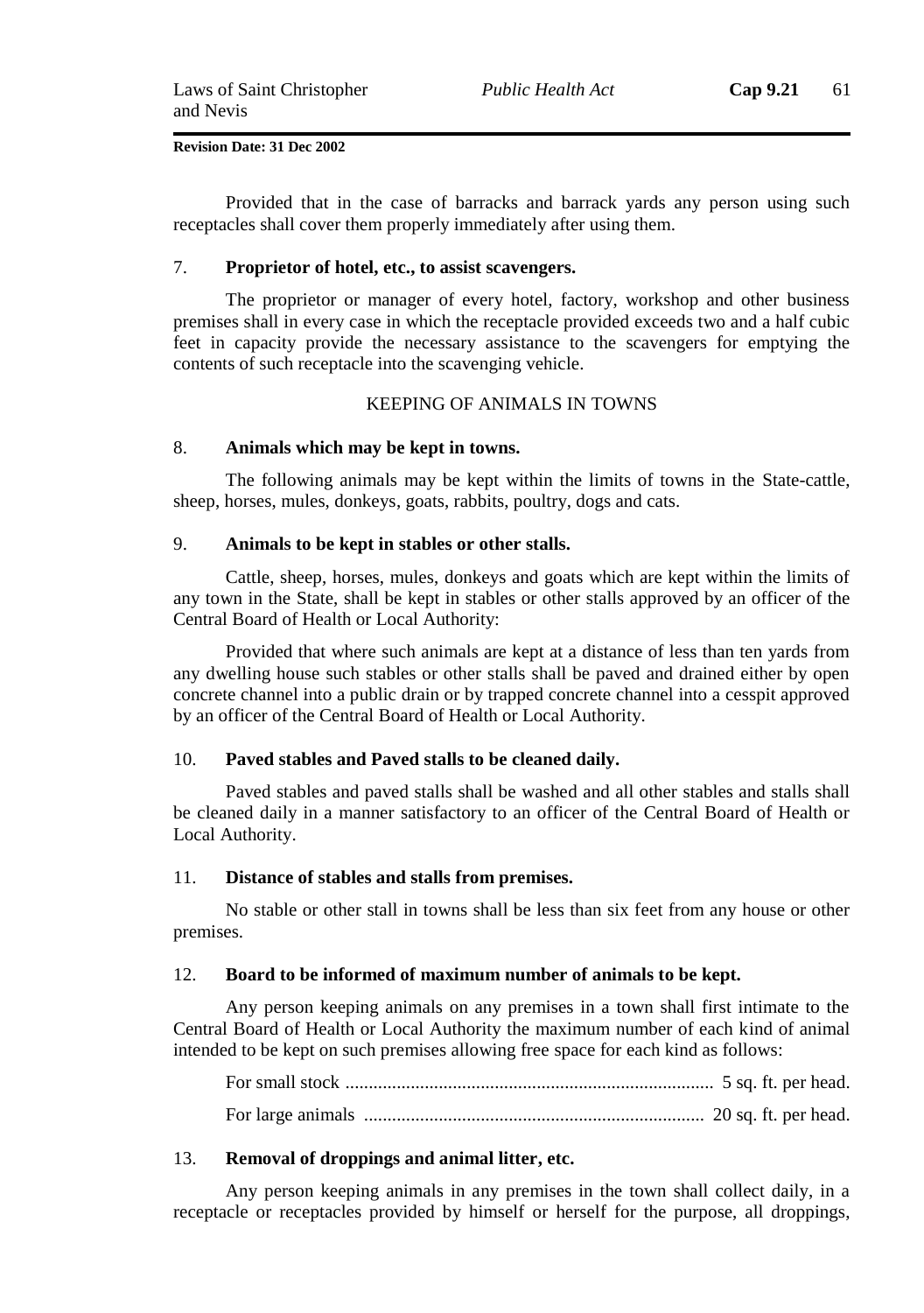Provided that in the case of barracks and barrack yards any person using such receptacles shall cover them properly immediately after using them.

7. **Proprietor of hotel, etc., to assist scavengers.**

The proprietor or manager of every hotel, factory, workshop and other business premises shall in every case in which the receptacle provided exceeds two and a half cubic feet in capacity provide the necessary assistance to the scavengers for emptying the contents of such receptacle into the scavenging vehicle.

KEEPING OF ANIMALS IN TOWNS

8. **Animals which may be kept in towns.**

The following animals may be kept within the limits of towns in the State-cattle, sheep, horses, mules, donkeys, goats, rabbits, poultry, dogs and cats.

9. **Animals to be kept in stables or other stalls.**

Cattle, sheep, horses, mules, donkeys and goats which are kept within the limits of any town in the State, shall be kept in stables or other stalls approved by an officer of the Central Board of Health or Local Authority:

Provided that where such animals are kept at a distance of less than ten yards from any dwelling house such stables or other stalls shall be paved and drained either by open concrete channel into a public drain or by trapped concrete channel into a cesspit approved by an officer of the Central Board of Health or Local Authority.

10. **Paved stables and Paved stalls to be cleaned daily.**

Paved stables and paved stalls shall be washed and all other stables and stalls shall be cleaned daily in a manner satisfactory to an officer of the Central Board of Health or Local Authority.

11. **Distance of stables and stalls from premises.**

No stable or other stall in towns shall be less than six feet from any house or other premises.

12. **Board to be informed of maximum number of animals to be kept.**

Any person keeping animals on any premises in a town shall first intimate to the Central Board of Health or Local Authority the maximum number of each kind of animal intended to be kept on such premises allowing free space for each kind as follows:

For small stock .............................................................................. 5 sq. ft. per head.

For large animals ........................................................................ 20 sq. ft. per head.

13. **Removal of droppings and animal litter, etc.**

Any person keeping animals in any premises in the town shall collect daily, in a receptacle or receptacles provided by himself or herself for the purpose, all droppings,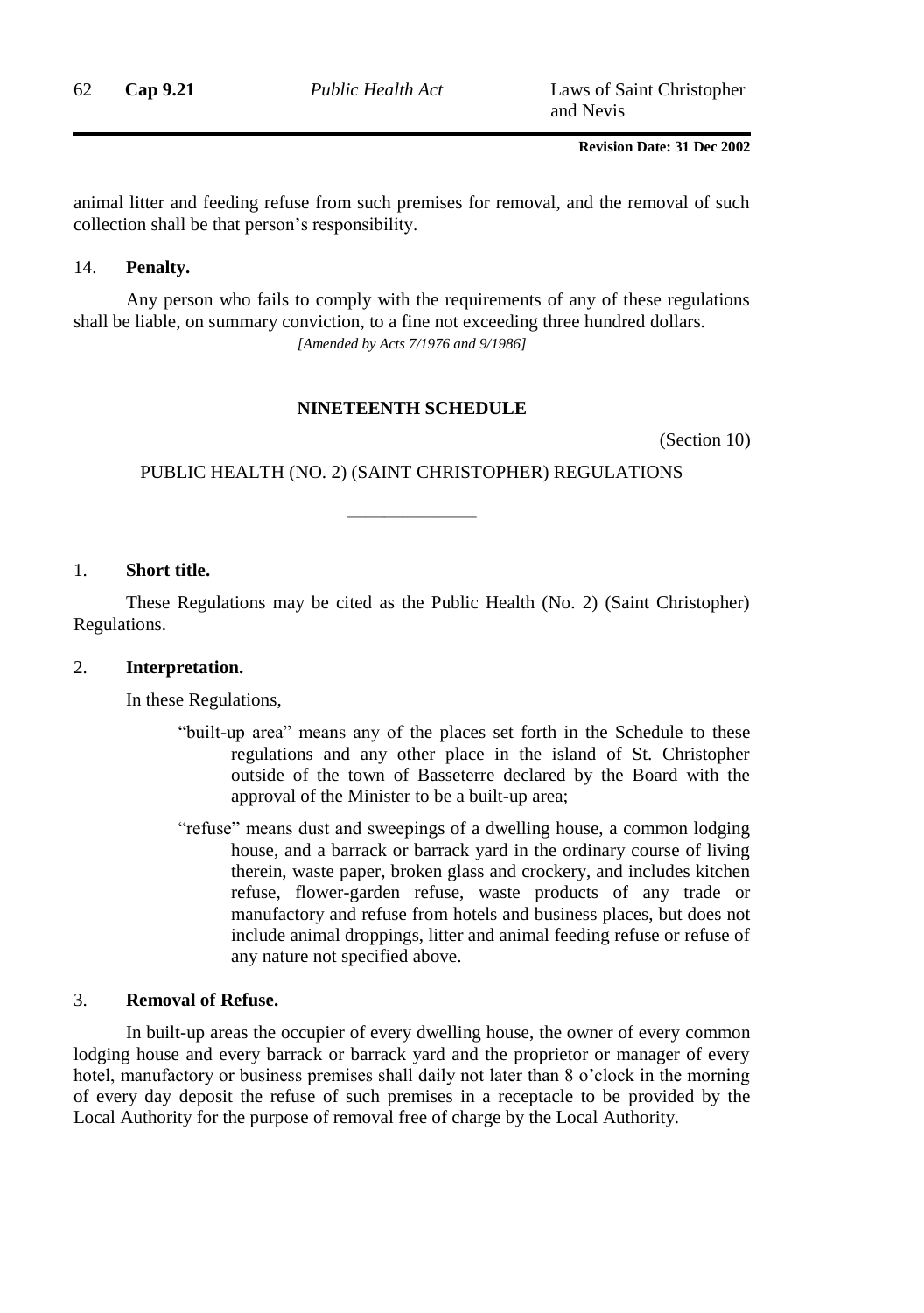animal litter and feeding refuse from such premises for removal, and the removal of such collection shall be that person's responsibility.

14. **Penalty.**

Any person who fails to comply with the requirements of any of these regulations shall be liable, on summary conviction, to a fine not exceeding three hundred dollars.

*[Amended by Acts 7/1976 and 9/1986]*

## NINETEENTH SCHEDULE

(Section 10)

### PUBLIC HEALTH (NO. 2) (SAINT CHRISTOPHER) REGULATIONS

---

1. **Short title.**

These Regulations may be cited as the Public Health (No. 2) (Saint Christopher) Regulations.

2. **Interpretation.**

In these Regulations,

"built-up area" means any of the places set forth in the Schedule to these regulations and any other place in the island of St. Christopher outside of the town of Basseterre declared by the Board with the approval of the Minister to be a built-up area;

"refuse" means dust and sweepings of a dwelling house, a common lodging house, and a barrack or barrack yard in the ordinary course of living therein, waste paper, broken glass and crockery, and includes kitchen refuse, flower-garden refuse, waste products of any trade or manufactory and refuse from hotels and business places, but does not include animal droppings, litter and animal feeding refuse or refuse of any nature not specified above.

3. **Removal of Refuse.**

In built-up areas the occupier of every dwelling house, the owner of every common lodging house and every barrack or barrack yard and the proprietor or manager of every hotel, manufactory or business premises shall daily not later than 8 o'clock in the morning of every day deposit the refuse of such premises in a receptacle to be provided by the Local Authority for the purpose of removal free of charge by the Local Authority.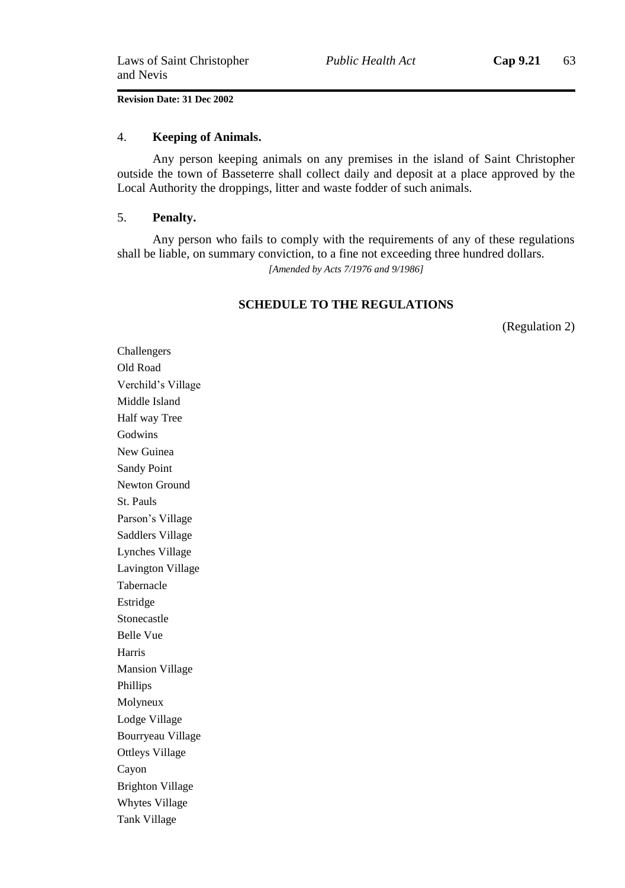Revision Date: 31 Dec 2002

## 4. **Keeping of Animals.**

Any person keeping animals on any premises in the island of Saint Christopher outside the town of Basseterre shall collect daily and deposit at a place approved by the Local Authority the droppings, litter and waste fodder of such animals.

## 5. **Penalty.**

Any person who fails to comply with the requirements of any of these regulations shall be liable, on summary conviction, to a fine not exceeding three hundred dollars.

*[Amended by Acts 7/1976 and 9/1986]*

### SCHEDULE TO THE REGULATIONS

(Regulation 2)

Challengers
Old Road
Verchild's Village
Middle Island
Half way Tree
Godwins
New Guinea
Sandy Point
Newton Ground
St. Pauls
Parson's Village
Saddlers Village
Lynches Village
Lavington Village
Tabernacle
Estridge
Stonecastle
Belle Vue
Harris
Mansion Village
Phillips
Molyneux
Lodge Village
Bourryeau Village
Ottleys Village
Cayon
Brighton Village
Whytes Village
Tank Village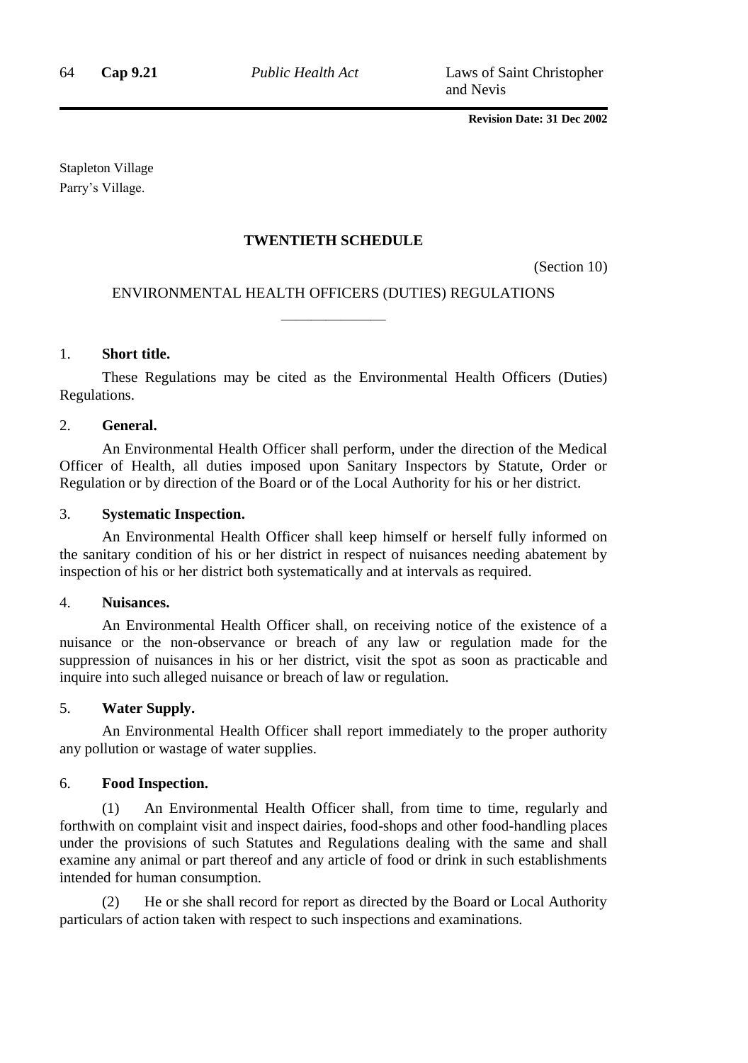Stapleton Village
Parry's Village.

## TWENTIETH SCHEDULE

(Section 10)

ENVIRONMENTAL HEALTH OFFICERS (DUTIES) REGULATIONS

---

1. **Short title.**

These Regulations may be cited as the Environmental Health Officers (Duties) Regulations.

2. **General.**

An Environmental Health Officer shall perform, under the direction of the Medical Officer of Health, all duties imposed upon Sanitary Inspectors by Statute, Order or Regulation or by direction of the Board or of the Local Authority for his or her district.

3. **Systematic Inspection.**

An Environmental Health Officer shall keep himself or herself fully informed on the sanitary condition of his or her district in respect of nuisances needing abatement by inspection of his or her district both systematically and at intervals as required.

4. **Nuisances.**

An Environmental Health Officer shall, on receiving notice of the existence of a nuisance or the non-observance or breach of any law or regulation made for the suppression of nuisances in his or her district, visit the spot as soon as practicable and inquire into such alleged nuisance or breach of law or regulation.

5. **Water Supply.**

An Environmental Health Officer shall report immediately to the proper authority any pollution or wastage of water supplies.

6. **Food Inspection.**

(1) An Environmental Health Officer shall, from time to time, regularly and forthwith on complaint visit and inspect dairies, food-shops and other food-handling places under the provisions of such Statutes and Regulations dealing with the same and shall examine any animal or part thereof and any article of food or drink in such establishments intended for human consumption.

(2) He or she shall record for report as directed by the Board or Local Authority particulars of action taken with respect to such inspections and examinations.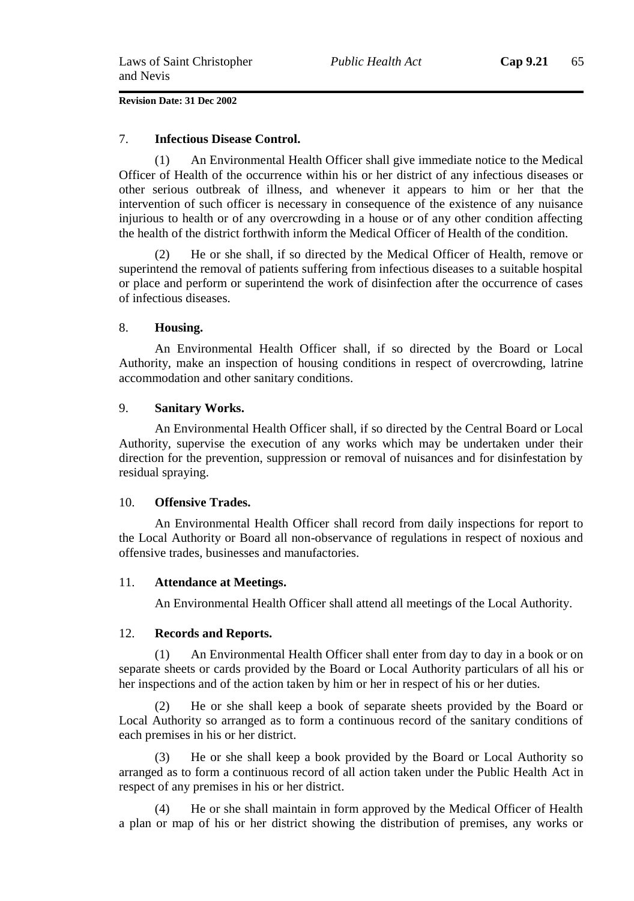### 7. **Infectious Disease Control.**

(1) An Environmental Health Officer shall give immediate notice to the Medical Officer of Health of the occurrence within his or her district of any infectious diseases or other serious outbreak of illness, and whenever it appears to him or her that the intervention of such officer is necessary in consequence of the existence of any nuisance injurious to health or of any overcrowding in a house or of any other condition affecting the health of the district forthwith inform the Medical Officer of Health of the condition.

(2) He or she shall, if so directed by the Medical Officer of Health, remove or superintend the removal of patients suffering from infectious diseases to a suitable hospital or place and perform or superintend the work of disinfection after the occurrence of cases of infectious diseases.

### 8. **Housing.**

An Environmental Health Officer shall, if so directed by the Board or Local Authority, make an inspection of housing conditions in respect of overcrowding, latrine accommodation and other sanitary conditions.

### 9. **Sanitary Works.**

An Environmental Health Officer shall, if so directed by the Central Board or Local Authority, supervise the execution of any works which may be undertaken under their direction for the prevention, suppression or removal of nuisances and for disinfestation by residual spraying.

### 10. **Offensive Trades.**

An Environmental Health Officer shall record from daily inspections for report to the Local Authority or Board all non-observance of regulations in respect of noxious and offensive trades, businesses and manufactories.

### 11. **Attendance at Meetings.**

An Environmental Health Officer shall attend all meetings of the Local Authority.

### 12. **Records and Reports.**

(1) An Environmental Health Officer shall enter from day to day in a book or on separate sheets or cards provided by the Board or Local Authority particulars of all his or her inspections and of the action taken by him or her in respect of his or her duties.

(2) He or she shall keep a book of separate sheets provided by the Board or Local Authority so arranged as to form a continuous record of the sanitary conditions of each premises in his or her district.

(3) He or she shall keep a book provided by the Board or Local Authority so arranged as to form a continuous record of all action taken under the Public Health Act in respect of any premises in his or her district.

(4) He or she shall maintain in form approved by the Medical Officer of Health a plan or map of his or her district showing the distribution of premises, any works or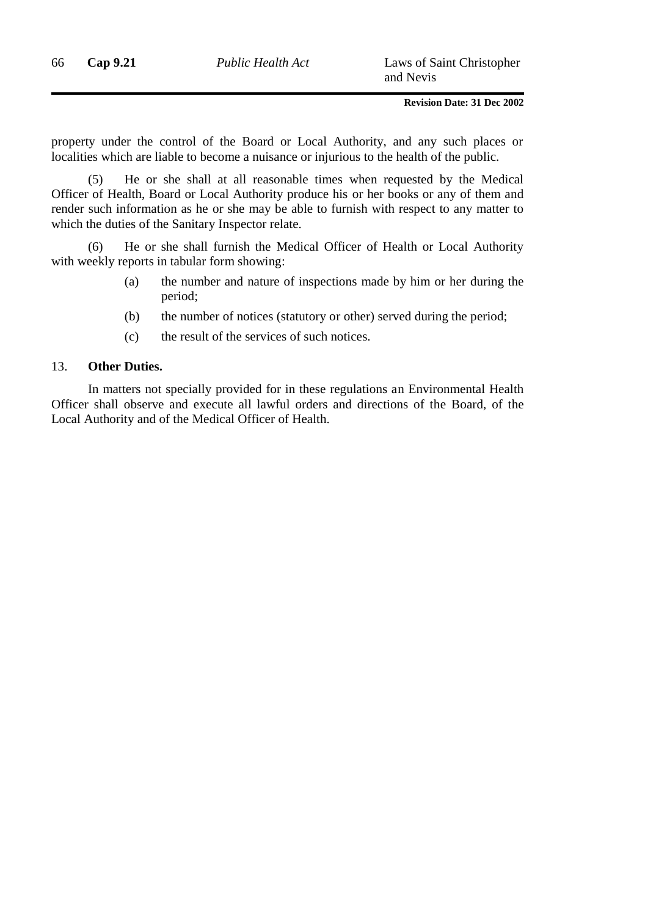property under the control of the Board or Local Authority, and any such places or localities which are liable to become a nuisance or injurious to the health of the public.

(5) He or she shall at all reasonable times when requested by the Medical Officer of Health, Board or Local Authority produce his or her books or any of them and render such information as he or she may be able to furnish with respect to any matter to which the duties of the Sanitary Inspector relate.

(6) He or she shall furnish the Medical Officer of Health or Local Authority with weekly reports in tabular form showing:

(a) the number and nature of inspections made by him or her during the period;

(b) the number of notices (statutory or other) served during the period;

(c) the result of the services of such notices.

13. **Other Duties.**

In matters not specially provided for in these regulations an Environmental Health Officer shall observe and execute all lawful orders and directions of the Board, of the Local Authority and of the Medical Officer of Health.